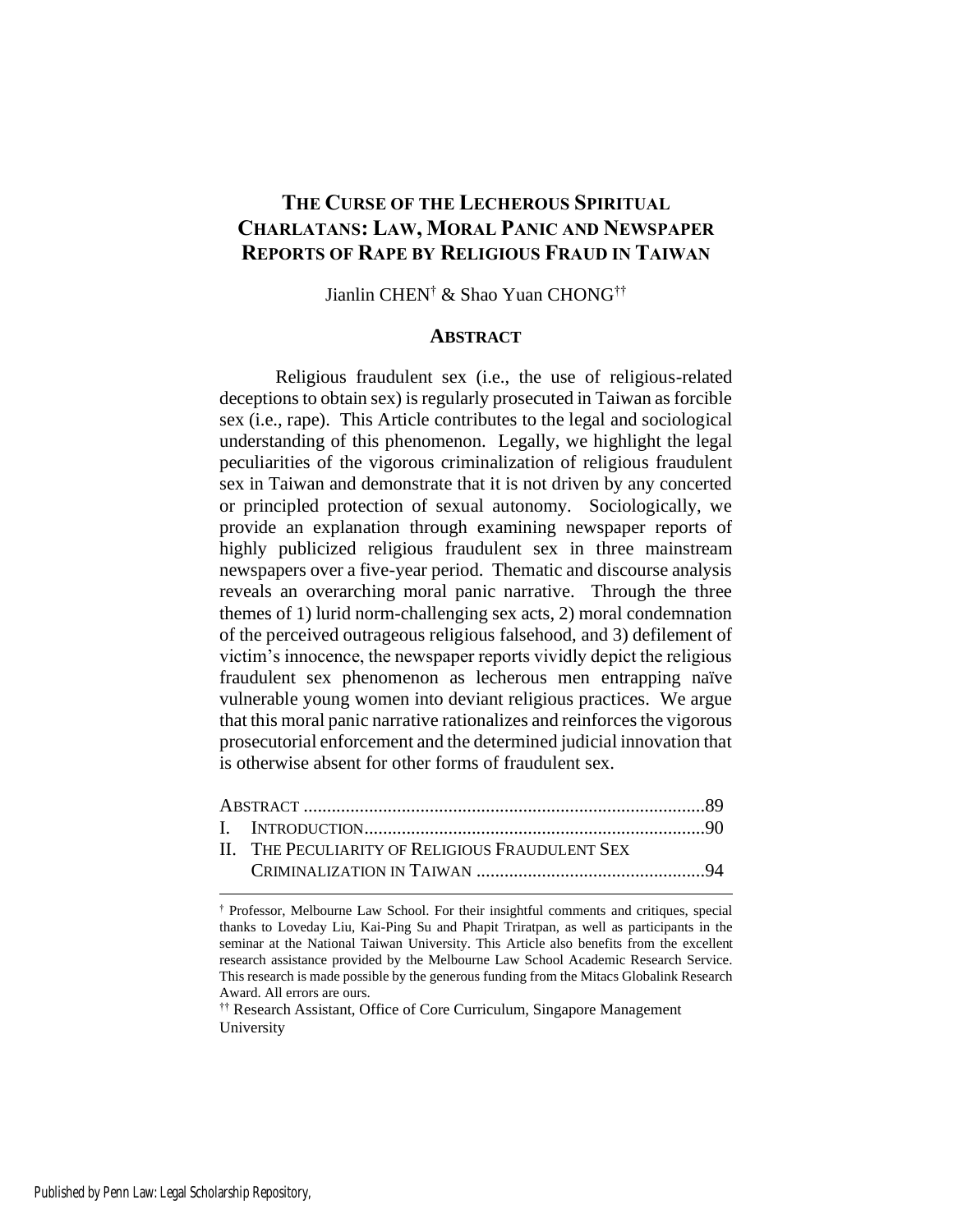# THE CURSE OF THE LECHEROUS SPIRITUAL CHARLATANS: LAW, MORAL PANIC AND NEWSPAPER REPORTS OF RAPE BY RELIGIOUS FRAUD IN TAIWAN

Jianlin CHEN[†] & Shao Yuan CHONG[††]

## ABSTRACT

Religious fraudulent sex (i.e., the use of religious-related deceptions to obtain sex) is regularly prosecuted in Taiwan as forcible sex (i.e., rape). This Article contributes to the legal and sociological understanding of this phenomenon. Legally, we highlight the legal peculiarities of the vigorous criminalization of religious fraudulent sex in Taiwan and demonstrate that it is not driven by any concerted or principled protection of sexual autonomy. Sociologically, we provide an explanation through examining newspaper reports of highly publicized religious fraudulent sex in three mainstream newspapers over a five-year period. Thematic and discourse analysis reveals an overarching moral panic narrative. Through the three themes of 1) lurid norm-challenging sex acts, 2) moral condemnation of the perceived outrageous religious falsehood, and 3) defilement of victim's innocence, the newspaper reports vividly depict the religious fraudulent sex phenomenon as lecherous men entrapping naïve vulnerable young women into deviant religious practices. We argue that this moral panic narrative rationalizes and reinforces the vigorous prosecutorial enforcement and the determined judicial innovation that is otherwise absent for other forms of fraudulent sex.

ABSTRACT ..................................................................................89
I. INTRODUCTION.........................................................................90
II. THE PECULIARITY OF RELIGIOUS FRAUDULENT SEX CRIMINALIZATION IN TAIWAN ..................................................94

---

[†] Professor, Melbourne Law School. For their insightful comments and critiques, special thanks to Loveday Liu, Kai-Ping Su and Phapit Triratpan, as well as participants in the seminar at the National Taiwan University. This Article also benefits from the excellent research assistance provided by the Melbourne Law School Academic Research Service. This research is made possible by the generous funding from the Mitacs Globalink Research Award. All errors are ours.

[††] Research Assistant, Office of Core Curriculum, Singapore Management University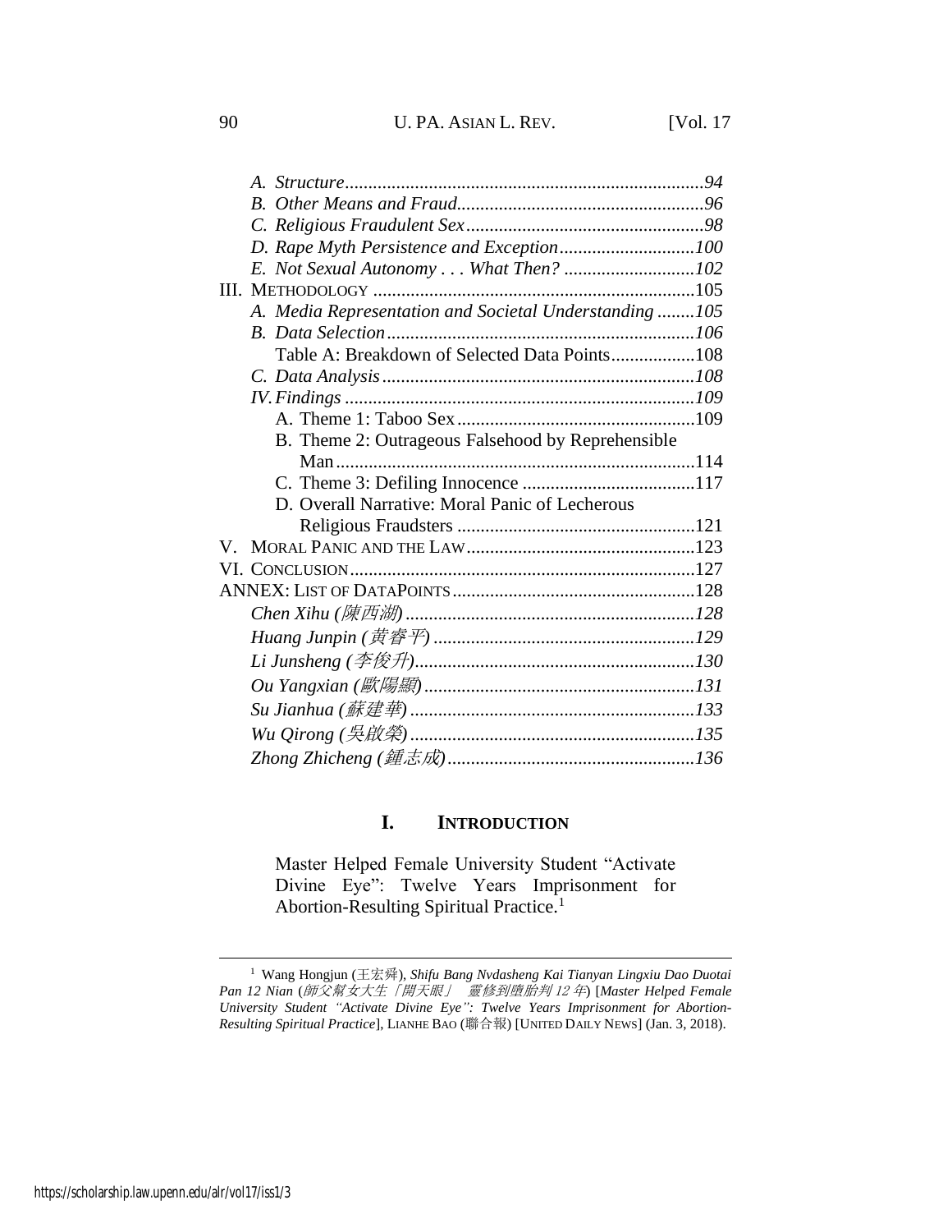- *A. Structure* ........ *94*
- *B. Other Means and Fraud* ........ *96*
- *C. Religious Fraudulent Sex* ........ *98*
- *D. Rape Myth Persistence and Exception* ........ *100*
- *E. Not Sexual Autonomy . . . What Then?* ........ *102*

III. METHODOLOGY ........ 105

- *A. Media Representation and Societal Understanding* ........ *105*
- *B. Data Selection* ........ *106*
  - Table A: Breakdown of Selected Data Points ........ 108
- *C. Data Analysis* ........ *108*
- *IV. Findings* ........ *109*
  - A. Theme 1: Taboo Sex ........ 109
  - B. Theme 2: Outrageous Falsehood by Reprehensible Man ........ 114
  - C. Theme 3: Defiling Innocence ........ 117
  - D. Overall Narrative: Moral Panic of Lecherous Religious Fraudsters ........ 121

V. MORAL PANIC AND THE LAW ........ 123

VI. CONCLUSION ........ 127

ANNEX: LIST OF DATAPOINTS ........ 128

- *Chen Xihu (陳西湖)* ........ *128*
- *Huang Junpin (黃睿平)* ........ *129*
- *Li Junsheng (李俊升)* ........ *130*
- *Ou Yangxian (歐陽顯)* ........ *131*
- *Su Jianhua (蘇建華)* ........ *133*
- *Wu Qirong (吳啟榮)* ........ *135*
- *Zhong Zhicheng (鍾志成)* ........ *136*

## I. INTRODUCTION

> Master Helped Female University Student "Activate Divine Eye": Twelve Years Imprisonment for Abortion-Resulting Spiritual Practice.[1]

[1] Wang Hongjun (王宏舜), *Shifu Bang Nvdasheng Kai Tianyan Lingxiu Dao Duotai Pan 12 Nian* (*師父幫女大生「開天眼」 靈修到墮胎判 12 年*) [*Master Helped Female University Student "Activate Divine Eye": Twelve Years Imprisonment for Abortion-Resulting Spiritual Practice*], LIANHE BAO (聯合報) [UNITED DAILY NEWS] (Jan. 3, 2018).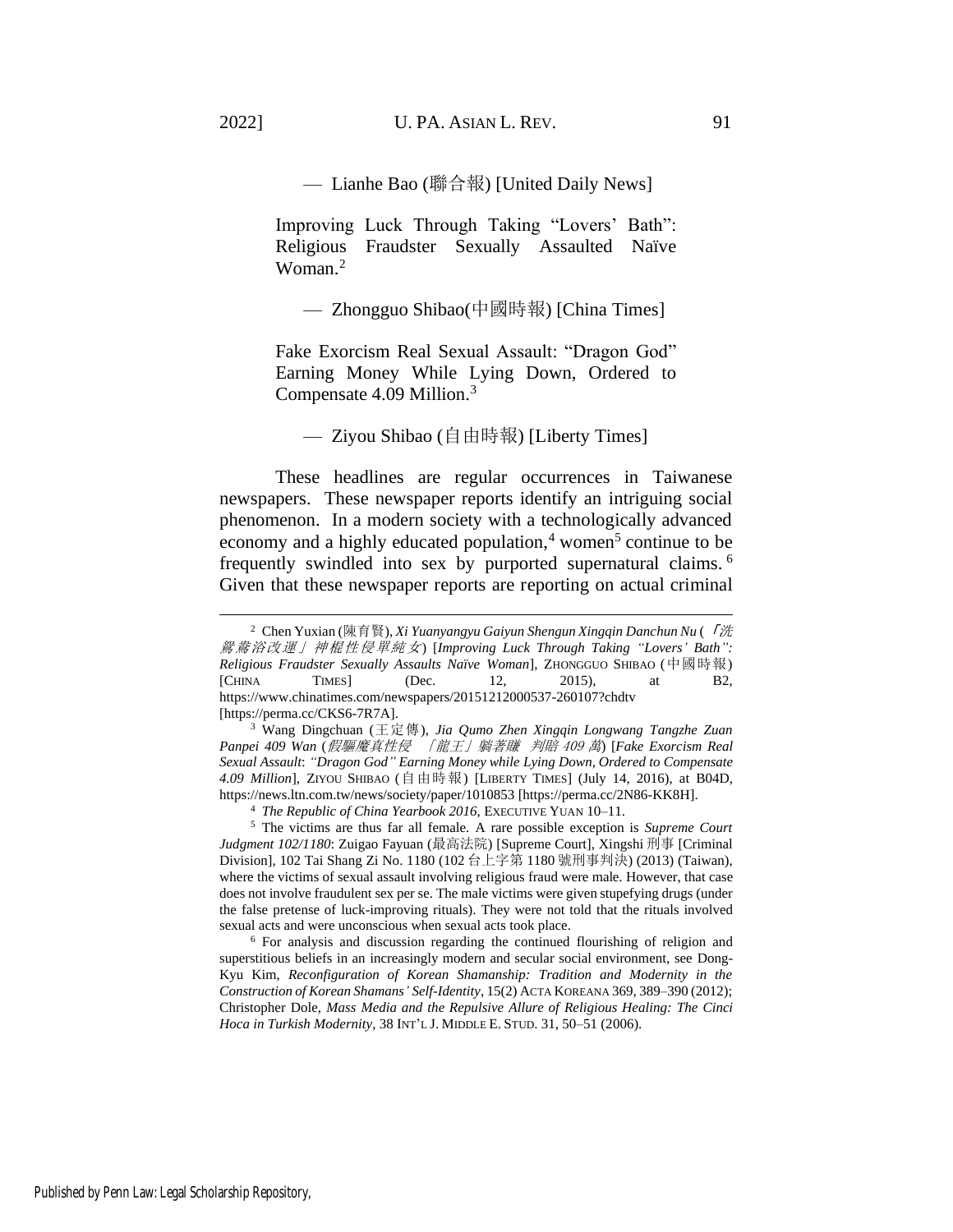— Lianhe Bao (聯合報) [United Daily News]

> Improving Luck Through Taking "Lovers' Bath": Religious Fraudster Sexually Assaulted Naïve Woman.[2]
>
> — Zhongguo Shibao(中國時報) [China Times]
>
> Fake Exorcism Real Sexual Assault: "Dragon God" Earning Money While Lying Down, Ordered to Compensate 4.09 Million.[3]
>
> — Ziyou Shibao (自由時報) [Liberty Times]

These headlines are regular occurrences in Taiwanese newspapers. These newspaper reports identify an intriguing social phenomenon. In a modern society with a technologically advanced economy and a highly educated population,[4] women[5] continue to be frequently swindled into sex by purported supernatural claims.[6] Given that these newspaper reports are reporting on actual criminal

---

[2] Chen Yuxian (陳育賢), *Xi Yuanyangyu Gaiyun Shengun Xingqin Danchun Nu* (*「洗鴛鴦浴改運」神棍性侵單純女*) [*Improving Luck Through Taking "Lovers' Bath": Religious Fraudster Sexually Assaults Naïve Woman*], ZHONGGUO SHIBAO (中國時報) [CHINA TIMES] (Dec. 12, 2015), at B2, https://www.chinatimes.com/newspapers/20151212000537-260107?chdtv [https://perma.cc/CKS6-7R7A].

[3] Wang Dingchuan (王定傳), *Jia Qumo Zhen Xingqin Longwang Tangzhe Zuan Panpei 409 Wan* (*假驅魔真性侵 「龍王」躺著賺 判賠 409 萬*) [*Fake Exorcism Real Sexual Assault: "Dragon God" Earning Money while Lying Down, Ordered to Compensate 4.09 Million*], ZIYOU SHIBAO (自由時報) [LIBERTY TIMES] (July 14, 2016), at B04D, https://news.ltn.com.tw/news/society/paper/1010853 [https://perma.cc/2N86-KK8H].

[4] *The Republic of China Yearbook 2016*, EXECUTIVE YUAN 10–11.

[5] The victims are thus far all female. A rare possible exception is *Supreme Court Judgment 102/1180*: Zuigao Fayuan (最高法院) [Supreme Court], Xingshi 刑事 [Criminal Division], 102 Tai Shang Zi No. 1180 (102 台上字第 1180 號刑事判決) (2013) (Taiwan), where the victims of sexual assault involving religious fraud were male. However, that case does not involve fraudulent sex per se. The male victims were given stupefying drugs (under the false pretense of luck-improving rituals). They were not told that the rituals involved sexual acts and were unconscious when sexual acts took place.

[6] For analysis and discussion regarding the continued flourishing of religion and superstitious beliefs in an increasingly modern and secular social environment, see Dong-Kyu Kim, *Reconfiguration of Korean Shamanship: Tradition and Modernity in the Construction of Korean Shamans' Self-Identity*, 15(2) ACTA KOREANA 369, 389–390 (2012); Christopher Dole, *Mass Media and the Repulsive Allure of Religious Healing: The Cinci Hoca in Turkish Modernity*, 38 INT'L J. MIDDLE E. STUD. 31, 50–51 (2006).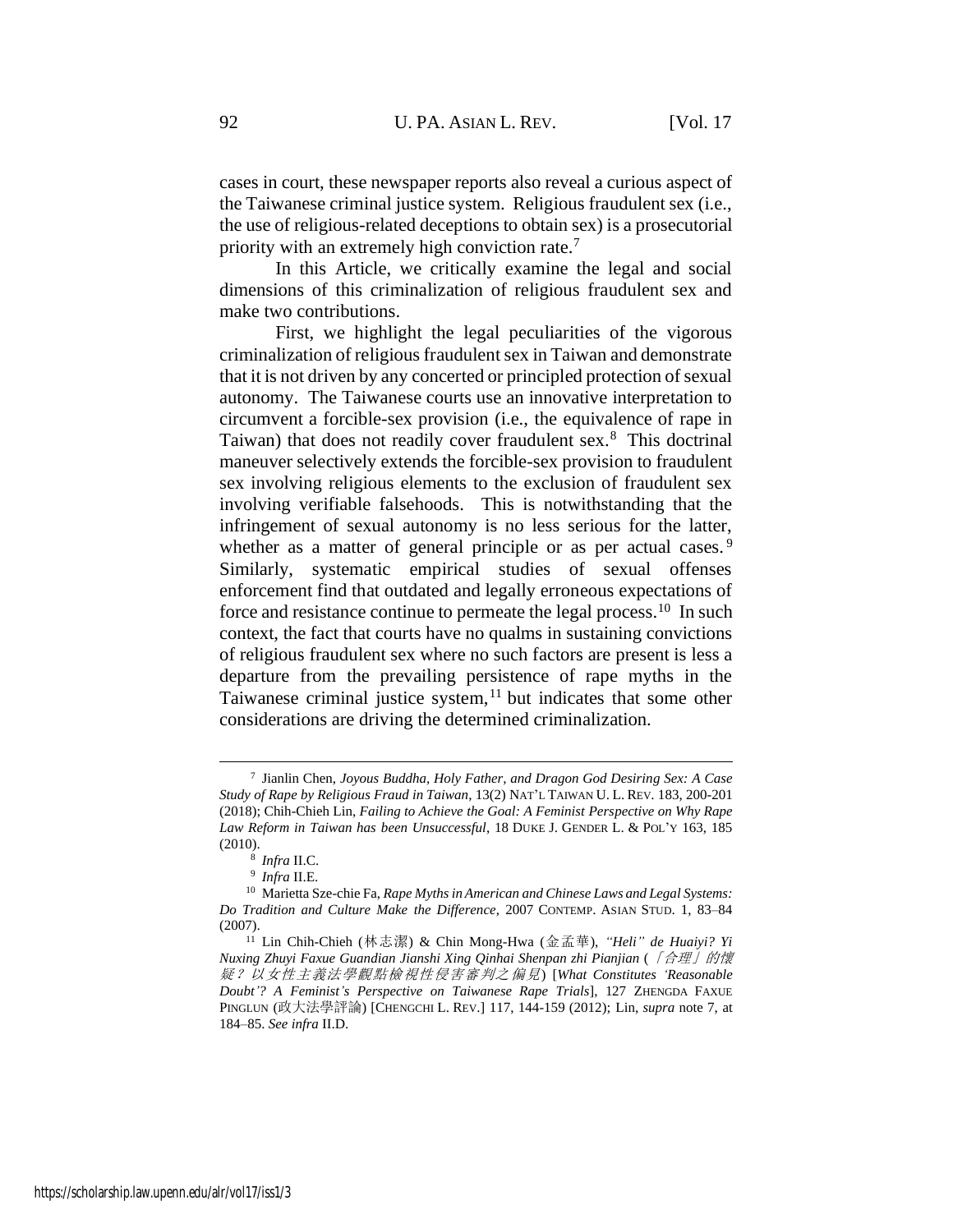cases in court, these newspaper reports also reveal a curious aspect of the Taiwanese criminal justice system. Religious fraudulent sex (i.e., the use of religious-related deceptions to obtain sex) is a prosecutorial priority with an extremely high conviction rate.[7]

In this Article, we critically examine the legal and social dimensions of this criminalization of religious fraudulent sex and make two contributions.

First, we highlight the legal peculiarities of the vigorous criminalization of religious fraudulent sex in Taiwan and demonstrate that it is not driven by any concerted or principled protection of sexual autonomy. The Taiwanese courts use an innovative interpretation to circumvent a forcible-sex provision (i.e., the equivalence of rape in Taiwan) that does not readily cover fraudulent sex.[8] This doctrinal maneuver selectively extends the forcible-sex provision to fraudulent sex involving religious elements to the exclusion of fraudulent sex involving verifiable falsehoods. This is notwithstanding that the infringement of sexual autonomy is no less serious for the latter, whether as a matter of general principle or as per actual cases.[9] Similarly, systematic empirical studies of sexual offenses enforcement find that outdated and legally erroneous expectations of force and resistance continue to permeate the legal process.[10] In such context, the fact that courts have no qualms in sustaining convictions of religious fraudulent sex where no such factors are present is less a departure from the prevailing persistence of rape myths in the Taiwanese criminal justice system,[11] but indicates that some other considerations are driving the determined criminalization.

---

[7] Jianlin Chen, *Joyous Buddha, Holy Father, and Dragon God Desiring Sex: A Case Study of Rape by Religious Fraud in Taiwan*, 13(2) NAT'L TAIWAN U. L. REV. 183, 200-201 (2018); Chih-Chieh Lin, *Failing to Achieve the Goal: A Feminist Perspective on Why Rape Law Reform in Taiwan has been Unsuccessful*, 18 DUKE J. GENDER L. & POL'Y 163, 185 (2010).

[8] *Infra* II.C.

[9] *Infra* II.E.

[10] Marietta Sze-chie Fa, *Rape Myths in American and Chinese Laws and Legal Systems: Do Tradition and Culture Make the Difference*, 2007 CONTEMP. ASIAN STUD. 1, 83–84 (2007).

[11] Lin Chih-Chieh (林志潔) & Chin Mong-Hwa (金孟華), *"Heli" de Huaiyi? Yi Nuxing Zhuyi Faxue Guandian Jianshi Xing Qinhai Shenpan zhi Pianjian* (*「合理」的懷疑？以女性主義法學觀點檢視性侵害審判之偏見*) [*What Constitutes 'Reasonable Doubt'? A Feminist's Perspective on Taiwanese Rape Trials*], 127 ZHENGDA FAXUE PINGLUN (政大法學評論) [CHENGCHI L. REV.] 117, 144-159 (2012); Lin, *supra* note 7, at 184–85. *See infra* II.D.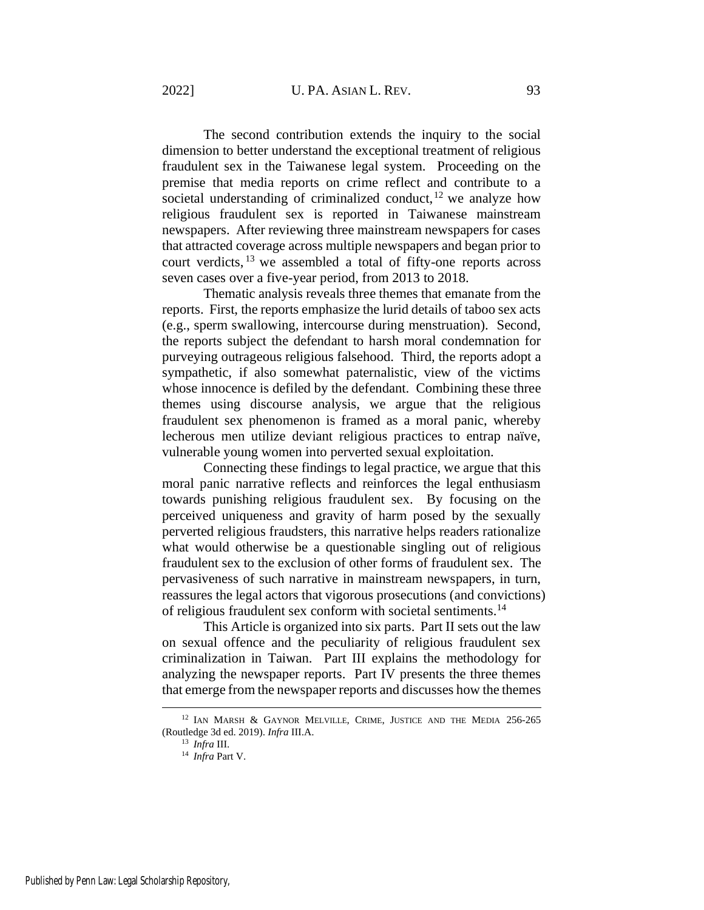The second contribution extends the inquiry to the social dimension to better understand the exceptional treatment of religious fraudulent sex in the Taiwanese legal system. Proceeding on the premise that media reports on crime reflect and contribute to a societal understanding of criminalized conduct,[12] we analyze how religious fraudulent sex is reported in Taiwanese mainstream newspapers. After reviewing three mainstream newspapers for cases that attracted coverage across multiple newspapers and began prior to court verdicts,[13] we assembled a total of fifty-one reports across seven cases over a five-year period, from 2013 to 2018.

Thematic analysis reveals three themes that emanate from the reports. First, the reports emphasize the lurid details of taboo sex acts (e.g., sperm swallowing, intercourse during menstruation). Second, the reports subject the defendant to harsh moral condemnation for purveying outrageous religious falsehood. Third, the reports adopt a sympathetic, if also somewhat paternalistic, view of the victims whose innocence is defiled by the defendant. Combining these three themes using discourse analysis, we argue that the religious fraudulent sex phenomenon is framed as a moral panic, whereby lecherous men utilize deviant religious practices to entrap naïve, vulnerable young women into perverted sexual exploitation.

Connecting these findings to legal practice, we argue that this moral panic narrative reflects and reinforces the legal enthusiasm towards punishing religious fraudulent sex. By focusing on the perceived uniqueness and gravity of harm posed by the sexually perverted religious fraudsters, this narrative helps readers rationalize what would otherwise be a questionable singling out of religious fraudulent sex to the exclusion of other forms of fraudulent sex. The pervasiveness of such narrative in mainstream newspapers, in turn, reassures the legal actors that vigorous prosecutions (and convictions) of religious fraudulent sex conform with societal sentiments.[14]

This Article is organized into six parts. Part II sets out the law on sexual offence and the peculiarity of religious fraudulent sex criminalization in Taiwan. Part III explains the methodology for analyzing the newspaper reports. Part IV presents the three themes that emerge from the newspaper reports and discusses how the themes

---

[12] IAN MARSH & GAYNOR MELVILLE, CRIME, JUSTICE AND THE MEDIA 256-265 (Routledge 3d ed. 2019). *Infra* III.A.

[13] *Infra* III.

[14] *Infra* Part V.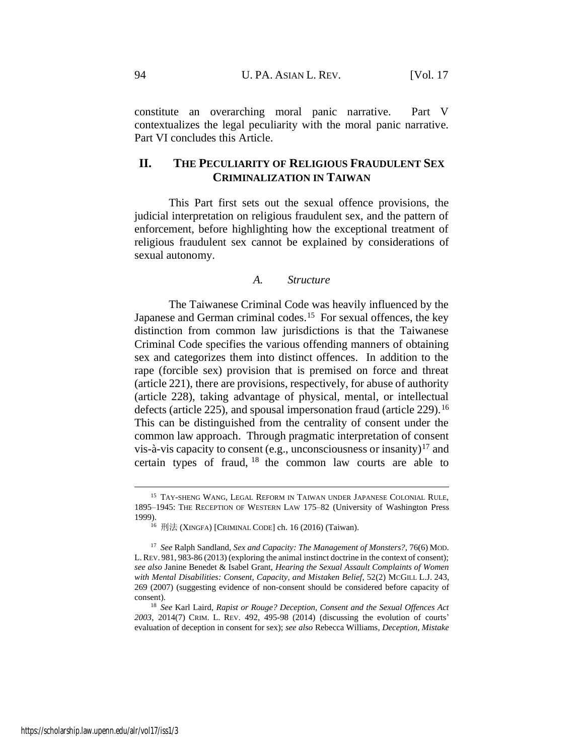constitute an overarching moral panic narrative. Part V contextualizes the legal peculiarity with the moral panic narrative. Part VI concludes this Article.

## II. THE PECULIARITY OF RELIGIOUS FRAUDULENT SEX CRIMINALIZATION IN TAIWAN

This Part first sets out the sexual offence provisions, the judicial interpretation on religious fraudulent sex, and the pattern of enforcement, before highlighting how the exceptional treatment of religious fraudulent sex cannot be explained by considerations of sexual autonomy.

### *A. Structure*

The Taiwanese Criminal Code was heavily influenced by the Japanese and German criminal codes.[15] For sexual offences, the key distinction from common law jurisdictions is that the Taiwanese Criminal Code specifies the various offending manners of obtaining sex and categorizes them into distinct offences. In addition to the rape (forcible sex) provision that is premised on force and threat (article 221), there are provisions, respectively, for abuse of authority (article 228), taking advantage of physical, mental, or intellectual defects (article 225), and spousal impersonation fraud (article 229).[16] This can be distinguished from the centrality of consent under the common law approach. Through pragmatic interpretation of consent vis-à-vis capacity to consent (e.g., unconsciousness or insanity)[17] and certain types of fraud,[18] the common law courts are able to

---

[15] TAY-SHENG WANG, LEGAL REFORM IN TAIWAN UNDER JAPANESE COLONIAL RULE, 1895–1945: THE RECEPTION OF WESTERN LAW 175–82 (University of Washington Press 1999).

[16] 刑法 (XINGFA) [CRIMINAL CODE] ch. 16 (2016) (Taiwan).

[17] *See* Ralph Sandland, *Sex and Capacity: The Management of Monsters?*, 76(6) MOD. L. REV. 981, 983-86 (2013) (exploring the animal instinct doctrine in the context of consent); *see also* Janine Benedet & Isabel Grant, *Hearing the Sexual Assault Complaints of Women with Mental Disabilities: Consent, Capacity, and Mistaken Belief*, 52(2) MCGILL L.J. 243, 269 (2007) (suggesting evidence of non-consent should be considered before capacity of consent).

[18] *See* Karl Laird, *Rapist or Rouge? Deception, Consent and the Sexual Offences Act 2003*, 2014(7) CRIM. L. REV. 492, 495-98 (2014) (discussing the evolution of courts' evaluation of deception in consent for sex); *see also* Rebecca Williams, *Deception, Mistake*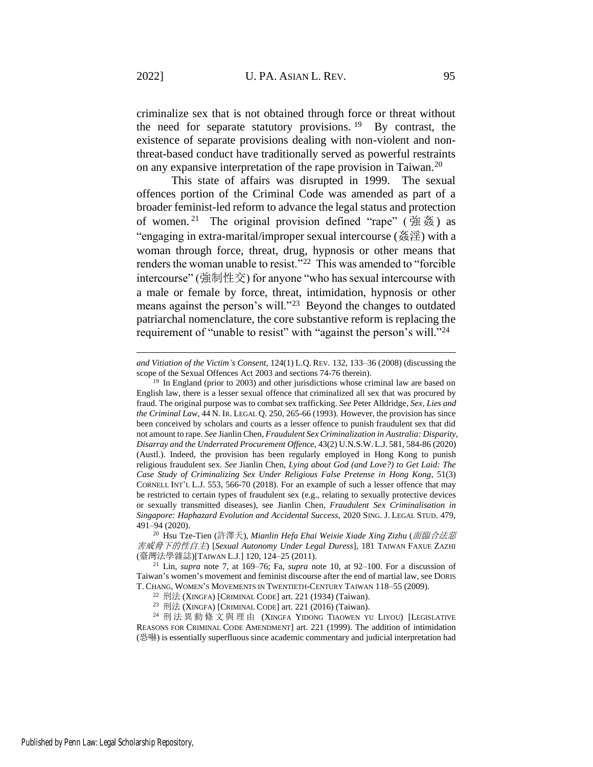criminalize sex that is not obtained through force or threat without the need for separate statutory provisions.[19] By contrast, the existence of separate provisions dealing with non-violent and non-threat-based conduct have traditionally served as powerful restraints on any expansive interpretation of the rape provision in Taiwan.[20]

This state of affairs was disrupted in 1999. The sexual offences portion of the Criminal Code was amended as part of a broader feminist-led reform to advance the legal status and protection of women.[21] The original provision defined "rape" (強姦) as "engaging in extra-marital/improper sexual intercourse (姦淫) with a woman through force, threat, drug, hypnosis or other means that renders the woman unable to resist."[22] This was amended to "forcible intercourse" (強制性交) for anyone "who has sexual intercourse with a male or female by force, threat, intimidation, hypnosis or other means against the person's will."[23] Beyond the changes to outdated patriarchal nomenclature, the core substantive reform is replacing the requirement of "unable to resist" with "against the person's will."[24]

---

*and Vitiation of the Victim's Consent*, 124(1) L.Q. REV. 132, 133–36 (2008) (discussing the scope of the Sexual Offences Act 2003 and sections 74-76 therein).

[19] In England (prior to 2003) and other jurisdictions whose criminal law are based on English law, there is a lesser sexual offence that criminalized all sex that was procured by fraud. The original purpose was to combat sex trafficking. *See* Peter Alldridge, *Sex, Lies and the Criminal Law*, 44 N. IR. LEGAL Q. 250, 265-66 (1993). However, the provision has since been conceived by scholars and courts as a lesser offence to punish fraudulent sex that did not amount to rape. *See* Jianlin Chen, *Fraudulent Sex Criminalization in Australia: Disparity, Disarray and the Underrated Procurement Offence*, 43(2) U.N.S.W. L.J. 581, 584-86 (2020) (Austl.). Indeed, the provision has been regularly employed in Hong Kong to punish religious fraudulent sex. *See* Jianlin Chen, *Lying about God (and Love?) to Get Laid: The Case Study of Criminalizing Sex Under Religious False Pretense in Hong Kong*, 51(3) CORNELL INT'L L.J. 553, 566-70 (2018). For an example of such a lesser offence that may be restricted to certain types of fraudulent sex (e.g., relating to sexually protective devices or sexually transmitted diseases), see Jianlin Chen, *Fraudulent Sex Criminalisation in Singapore: Haphazard Evolution and Accidental Success*, 2020 SING. J. LEGAL STUD. 479, 491–94 (2020).

[20] Hsu Tze-Tien (許澤天), *Mianlin Hefa Ehai Weixie Xiade Xing Zizhu* (*面臨合法惡害威脅下的性自主*) [*Sexual Autonomy Under Legal Duress*], 181 TAIWAN FAXUE ZAZHI (臺灣法學雜誌)[TAIWAN L.J.] 120, 124–25 (2011).

[21] Lin, *supra* note 7, at 169–76; Fa, *supra* note 10, at 92–100. For a discussion of Taiwan's women's movement and feminist discourse after the end of martial law, see DORIS T. CHANG, WOMEN'S MOVEMENTS IN TWENTIETH-CENTURY TAIWAN 118–55 (2009).

[22] 刑法 (XINGFA) [CRIMINAL CODE] art. 221 (1934) (Taiwan).

[23] 刑法 (XINGFA) [CRIMINAL CODE] art. 221 (2016) (Taiwan).

[24] 刑法異動條文與理由 (XINGFA YIDONG TIAOWEN YU LIYOU) [LEGISLATIVE REASONS FOR CRIMINAL CODE AMENDMENT] art. 221 (1999). The addition of intimidation (恐嚇) is essentially superfluous since academic commentary and judicial interpretation had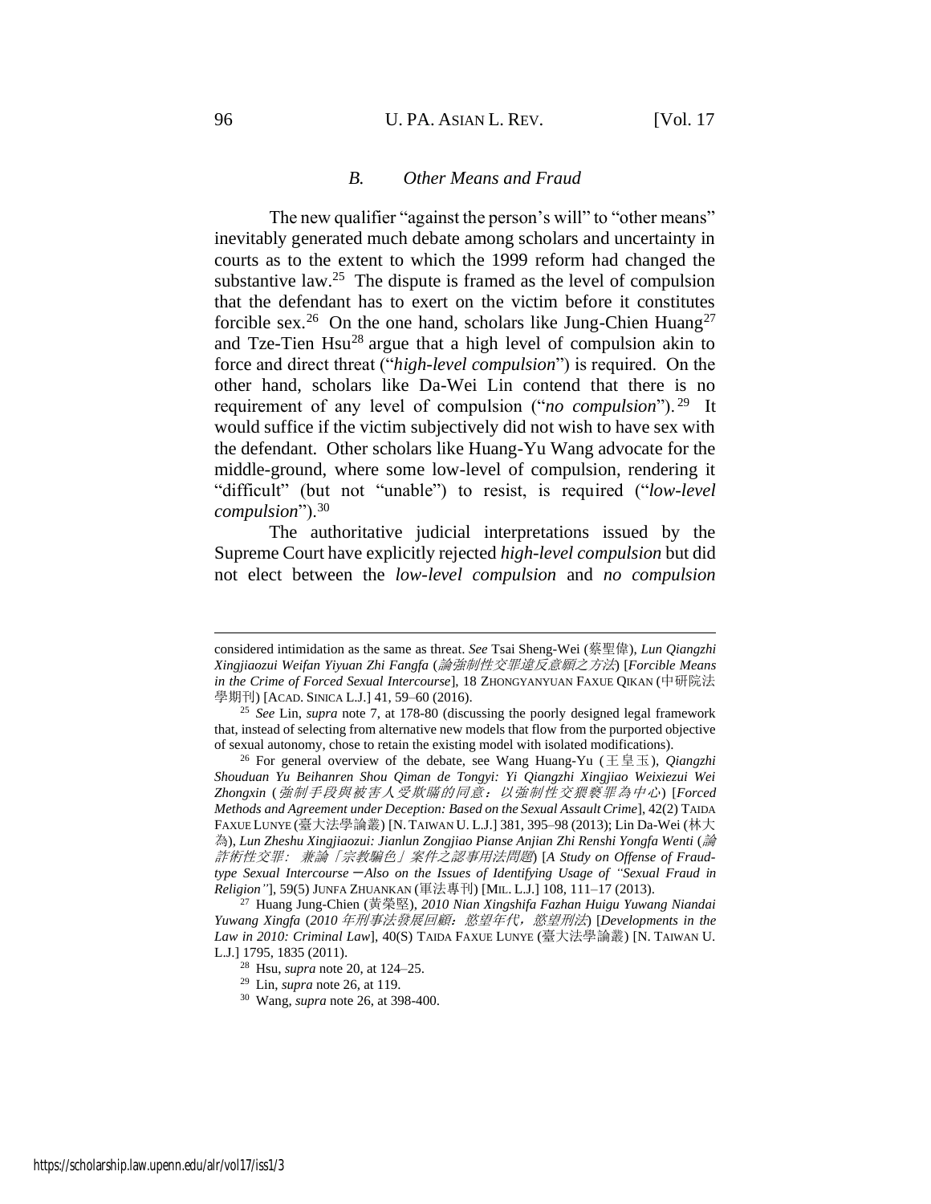### *B. Other Means and Fraud*

The new qualifier "against the person's will" to "other means" inevitably generated much debate among scholars and uncertainty in courts as to the extent to which the 1999 reform had changed the substantive law.[25] The dispute is framed as the level of compulsion that the defendant has to exert on the victim before it constitutes forcible sex.[26] On the one hand, scholars like Jung-Chien Huang[27] and Tze-Tien Hsu[28] argue that a high level of compulsion akin to force and direct threat ("*high-level compulsion*") is required. On the other hand, scholars like Da-Wei Lin contend that there is no requirement of any level of compulsion ("*no compulsion*").[29] It would suffice if the victim subjectively did not wish to have sex with the defendant. Other scholars like Huang-Yu Wang advocate for the middle-ground, where some low-level of compulsion, rendering it "difficult" (but not "unable") to resist, is required ("*low-level compulsion*").[30]

The authoritative judicial interpretations issued by the Supreme Court have explicitly rejected *high-level compulsion* but did not elect between the *low-level compulsion* and *no compulsion*

---

considered intimidation as the same as threat. *See* Tsai Sheng-Wei (蔡聖偉), *Lun Qiangzhi Xingjiaozui Weifan Yiyuan Zhi Fangfa* (*論強制性交罪違反意願之方法*) [*Forcible Means in the Crime of Forced Sexual Intercourse*], 18 ZHONGYANYUAN FAXUE QIKAN (中研院法學期刊) [ACAD. SINICA L.J.] 41, 59–60 (2016).

[25] *See* Lin, *supra* note 7, at 178-80 (discussing the poorly designed legal framework that, instead of selecting from alternative new models that flow from the purported objective of sexual autonomy, chose to retain the existing model with isolated modifications).

[26] For general overview of the debate, see Wang Huang-Yu (王皇玉), *Qiangzhi Shouduan Yu Beihanren Shou Qiman de Tongyi: Yi Qiangzhi Xingjiao Weixiezui Wei Zhongxin* (*強制手段與被害人受欺瞞的同意：以強制性交猥褻罪為中心*) [*Forced Methods and Agreement under Deception: Based on the Sexual Assault Crime*], 42(2) TAIDA FAXUE LUNYE (臺大法學論叢) [N. TAIWAN U. L.J.] 381, 395–98 (2013); Lin Da-Wei (林大為), *Lun Zheshu Xingjiaozui: Jianlun Zongjiao Pianse Anjian Zhi Renshi Yongfa Wenti* (*論詐術性交罪：兼論「宗教騙色」案件之認事用法問題*) [*A Study on Offense of Fraud-type Sexual Intercourse —Also on the Issues of Identifying Usage of "Sexual Fraud in Religion"*], 59(5) JUNFA ZHUANKAN (軍法專刊) [MIL. L.J.] 108, 111–17 (2013).

[27] Huang Jung-Chien (黃榮堅), *2010 Nian Xingshifa Fazhan Huigu Yuwang Niandai Yuwang Xingfa* (*2010 年刑事法發展回顧：慾望年代，慾望刑法*) [*Developments in the Law in 2010: Criminal Law*], 40(S) TAIDA FAXUE LUNYE (臺大法學論叢) [N. TAIWAN U. L.J.] 1795, 1835 (2011).

[28] Hsu, *supra* note 20, at 124–25.

[29] Lin, *supra* note 26, at 119.

[30] Wang, *supra* note 26, at 398-400.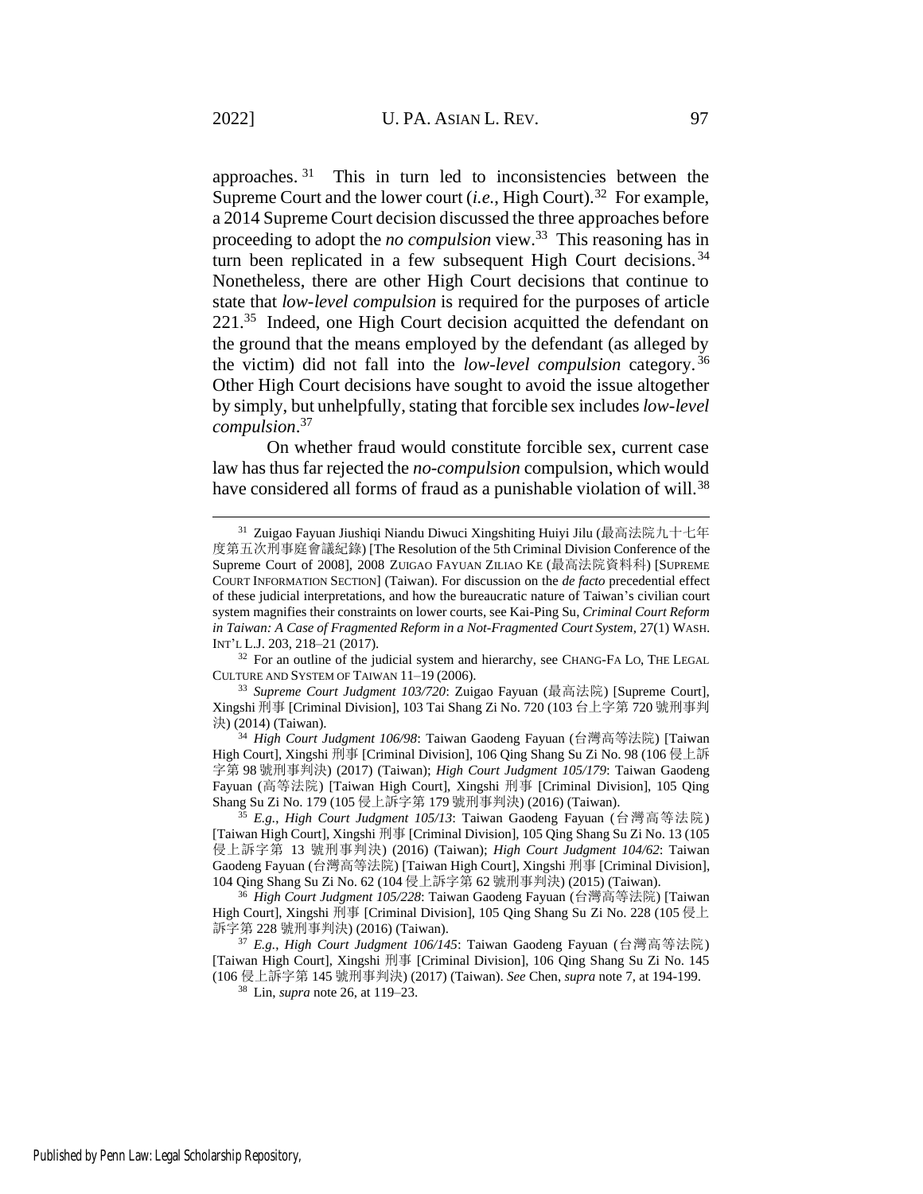approaches.[31] This in turn led to inconsistencies between the Supreme Court and the lower court (*i.e.*, High Court).[32] For example, a 2014 Supreme Court decision discussed the three approaches before proceeding to adopt the *no compulsion* view.[33] This reasoning has in turn been replicated in a few subsequent High Court decisions.[34] Nonetheless, there are other High Court decisions that continue to state that *low-level compulsion* is required for the purposes of article 221.[35] Indeed, one High Court decision acquitted the defendant on the ground that the means employed by the defendant (as alleged by the victim) did not fall into the *low-level compulsion* category.[36] Other High Court decisions have sought to avoid the issue altogether by simply, but unhelpfully, stating that forcible sex includes *low-level compulsion*.[37]

On whether fraud would constitute forcible sex, current case law has thus far rejected the *no-compulsion* compulsion, which would have considered all forms of fraud as a punishable violation of will.[38]

---

[31] Zuigao Fayuan Jiushiqi Niandu Diwuci Xingshiting Huiyi Jilu (最高法院九十七年度第五次刑事庭會議紀錄) [The Resolution of the 5th Criminal Division Conference of the Supreme Court of 2008], 2008 ZUIGAO FAYUAN ZILIAO KE (最高法院資料科) [SUPREME COURT INFORMATION SECTION] (Taiwan). For discussion on the *de facto* precedential effect of these judicial interpretations, and how the bureaucratic nature of Taiwan's civilian court system magnifies their constraints on lower courts, see Kai-Ping Su, *Criminal Court Reform in Taiwan: A Case of Fragmented Reform in a Not-Fragmented Court System*, 27(1) WASH. INT'L L.J. 203, 218–21 (2017).

[32] For an outline of the judicial system and hierarchy, see CHANG-FA LO, THE LEGAL CULTURE AND SYSTEM OF TAIWAN 11–19 (2006).

[33] *Supreme Court Judgment 103/720*: Zuigao Fayuan (最高法院) [Supreme Court], Xingshi 刑事 [Criminal Division], 103 Tai Shang Zi No. 720 (103 台上字第 720 號刑事判決) (2014) (Taiwan).

[34] *High Court Judgment 106/98*: Taiwan Gaodeng Fayuan (台灣高等法院) [Taiwan High Court], Xingshi 刑事 [Criminal Division], 106 Qing Shang Su Zi No. 98 (106 侵上訴字第 98 號刑事判決) (2017) (Taiwan); *High Court Judgment 105/179*: Taiwan Gaodeng Fayuan (高等法院) [Taiwan High Court], Xingshi 刑事 [Criminal Division], 105 Qing Shang Su Zi No. 179 (105 侵上訴字第 179 號刑事判決) (2016) (Taiwan).

[35] *E.g.*, *High Court Judgment 105/13*: Taiwan Gaodeng Fayuan (台灣高等法院) [Taiwan High Court], Xingshi 刑事 [Criminal Division], 105 Qing Shang Su Zi No. 13 (105 侵上訴字第 13 號刑事判決) (2016) (Taiwan); *High Court Judgment 104/62*: Taiwan Gaodeng Fayuan (台灣高等法院) [Taiwan High Court], Xingshi 刑事 [Criminal Division], 104 Qing Shang Su Zi No. 62 (104 侵上訴字第 62 號刑事判決) (2015) (Taiwan).

[36] *High Court Judgment 105/228*: Taiwan Gaodeng Fayuan (台灣高等法院) [Taiwan High Court], Xingshi 刑事 [Criminal Division], 105 Qing Shang Su Zi No. 228 (105 侵上訴字第 228 號刑事判決) (2016) (Taiwan).

[37] *E.g.*, *High Court Judgment 106/145*: Taiwan Gaodeng Fayuan (台灣高等法院) [Taiwan High Court], Xingshi 刑事 [Criminal Division], 106 Qing Shang Su Zi No. 145 (106 侵上訴字第 145 號刑事判決) (2017) (Taiwan). *See* Chen, *supra* note 7, at 194-199.

[38] Lin, *supra* note 26, at 119–23.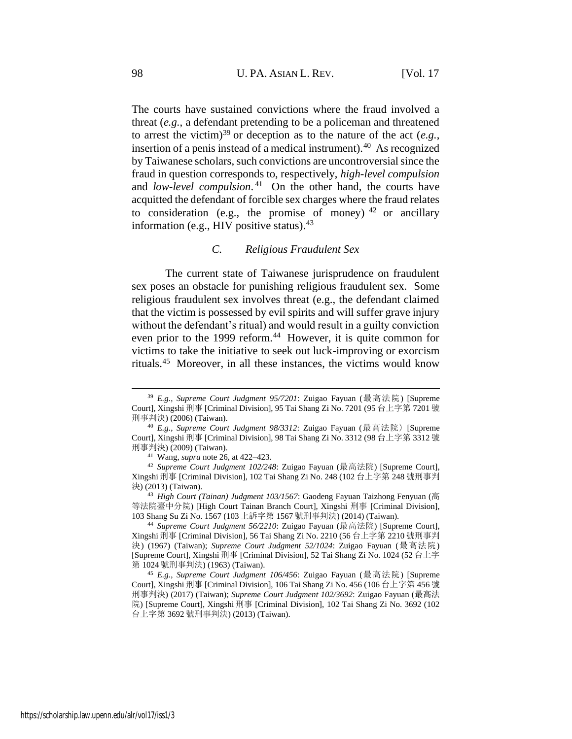The courts have sustained convictions where the fraud involved a threat (*e.g.*, a defendant pretending to be a policeman and threatened to arrest the victim)[39] or deception as to the nature of the act (*e.g.*, insertion of a penis instead of a medical instrument).[40] As recognized by Taiwanese scholars, such convictions are uncontroversial since the fraud in question corresponds to, respectively, *high-level compulsion* and *low-level compulsion*.[41] On the other hand, the courts have acquitted the defendant of forcible sex charges where the fraud relates to consideration (e.g., the promise of money)[42] or ancillary information (e.g., HIV positive status).[43]

### *C. Religious Fraudulent Sex*

The current state of Taiwanese jurisprudence on fraudulent sex poses an obstacle for punishing religious fraudulent sex. Some religious fraudulent sex involves threat (e.g., the defendant claimed that the victim is possessed by evil spirits and will suffer grave injury without the defendant's ritual) and would result in a guilty conviction even prior to the 1999 reform.[44] However, it is quite common for victims to take the initiative to seek out luck-improving or exorcism rituals.[45] Moreover, in all these instances, the victims would know

---

[39] *E.g.*, *Supreme Court Judgment 95/7201*: Zuigao Fayuan (最高法院) [Supreme Court], Xingshi 刑事 [Criminal Division], 95 Tai Shang Zi No. 7201 (95 台上字第 7201 號刑事判決) (2006) (Taiwan).

[40] *E.g.*, *Supreme Court Judgment 98/3312*: Zuigao Fayuan (最高法院) [Supreme Court], Xingshi 刑事 [Criminal Division], 98 Tai Shang Zi No. 3312 (98 台上字第 3312 號刑事判決) (2009) (Taiwan).

[41] Wang, *supra* note 26, at 422–423.

[42] *Supreme Court Judgment 102/248*: Zuigao Fayuan (最高法院) [Supreme Court], Xingshi 刑事 [Criminal Division], 102 Tai Shang Zi No. 248 (102 台上字第 248 號刑事判決) (2013) (Taiwan).

[43] *High Court (Tainan) Judgment 103/1567*: Gaodeng Fayuan Taizhong Fenyuan (高等法院臺中分院) [High Court Tainan Branch Court], Xingshi 刑事 [Criminal Division], 103 Shang Su Zi No. 1567 (103 上訴字第 1567 號刑事判決) (2014) (Taiwan).

[44] *Supreme Court Judgment 56/2210*: Zuigao Fayuan (最高法院) [Supreme Court], Xingshi 刑事 [Criminal Division], 56 Tai Shang Zi No. 2210 (56 台上字第 2210 號刑事判決) (1967) (Taiwan); *Supreme Court Judgment 52/1024*: Zuigao Fayuan (最高法院) [Supreme Court], Xingshi 刑事 [Criminal Division], 52 Tai Shang Zi No. 1024 (52 台上字第 1024 號刑事判決) (1963) (Taiwan).

[45] *E.g.*, *Supreme Court Judgment 106/456*: Zuigao Fayuan (最高法院) [Supreme Court], Xingshi 刑事 [Criminal Division], 106 Tai Shang Zi No. 456 (106 台上字第 456 號刑事判決) (2017) (Taiwan); *Supreme Court Judgment 102/3692*: Zuigao Fayuan (最高法院) [Supreme Court], Xingshi 刑事 [Criminal Division], 102 Tai Shang Zi No. 3692 (102 台上字第 3692 號刑事判決) (2013) (Taiwan).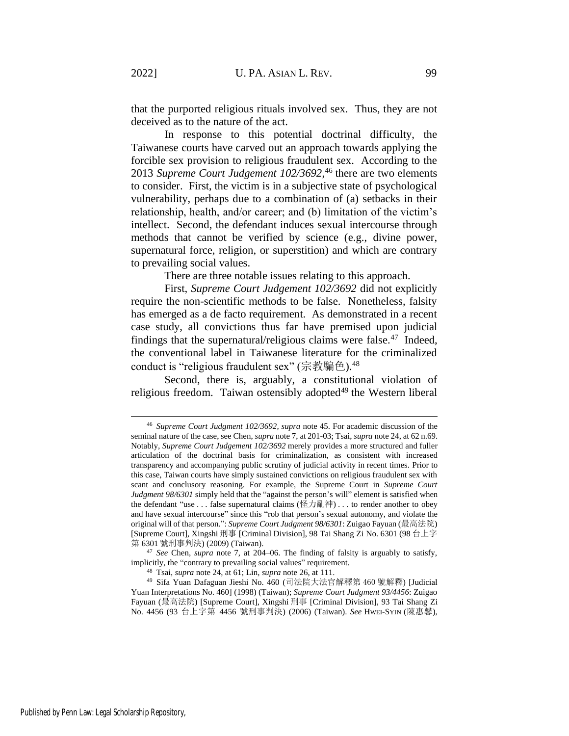that the purported religious rituals involved sex. Thus, they are not deceived as to the nature of the act.

In response to this potential doctrinal difficulty, the Taiwanese courts have carved out an approach towards applying the forcible sex provision to religious fraudulent sex. According to the 2013 *Supreme Court Judgement 102/3692*,[46] there are two elements to consider. First, the victim is in a subjective state of psychological vulnerability, perhaps due to a combination of (a) setbacks in their relationship, health, and/or career; and (b) limitation of the victim's intellect. Second, the defendant induces sexual intercourse through methods that cannot be verified by science (e.g., divine power, supernatural force, religion, or superstition) and which are contrary to prevailing social values.

There are three notable issues relating to this approach.

First, *Supreme Court Judgement 102/3692* did not explicitly require the non-scientific methods to be false. Nonetheless, falsity has emerged as a de facto requirement. As demonstrated in a recent case study, all convictions thus far have premised upon judicial findings that the supernatural/religious claims were false.[47] Indeed, the conventional label in Taiwanese literature for the criminalized conduct is "religious fraudulent sex" (宗教騙色).[48]

Second, there is, arguably, a constitutional violation of religious freedom. Taiwan ostensibly adopted[49] the Western liberal

---

[46] *Supreme Court Judgment 102/3692, supra* note 45. For academic discussion of the seminal nature of the case, see Chen, *supra* note 7, at 201-03; Tsai, *supra* note 24, at 62 n.69. Notably, *Supreme Court Judgement 102/3692* merely provides a more structured and fuller articulation of the doctrinal basis for criminalization, as consistent with increased transparency and accompanying public scrutiny of judicial activity in recent times. Prior to this case, Taiwan courts have simply sustained convictions on religious fraudulent sex with scant and conclusory reasoning. For example, the Supreme Court in *Supreme Court Judgment 98/6301* simply held that the "against the person's will" element is satisfied when the defendant "use . . . false supernatural claims (怪力亂神) . . . to render another to obey and have sexual intercourse" since this "rob that person's sexual autonomy, and violate the original will of that person.": *Supreme Court Judgment 98/6301*: Zuigao Fayuan (最高法院) [Supreme Court], Xingshi 刑事 [Criminal Division], 98 Tai Shang Zi No. 6301 (98 台上字第 6301 號刑事判決) (2009) (Taiwan).

[47] *See* Chen, *supra* note 7, at 204–06. The finding of falsity is arguably to satisfy, implicitly, the "contrary to prevailing social values" requirement.

[48] Tsai, *supra* note 24, at 61; Lin, *supra* note 26, at 111.

[49] Sifa Yuan Dafaguan Jieshi No. 460 (司法院大法官解釋第 460 號解釋) [Judicial Yuan Interpretations No. 460] (1998) (Taiwan); *Supreme Court Judgment 93/4456*: Zuigao Fayuan (最高法院) [Supreme Court], Xingshi 刑事 [Criminal Division], 93 Tai Shang Zi No. 4456 (93 台上字第 4456 號刑事判決) (2006) (Taiwan). *See* HWEI-SYIN (陳惠馨),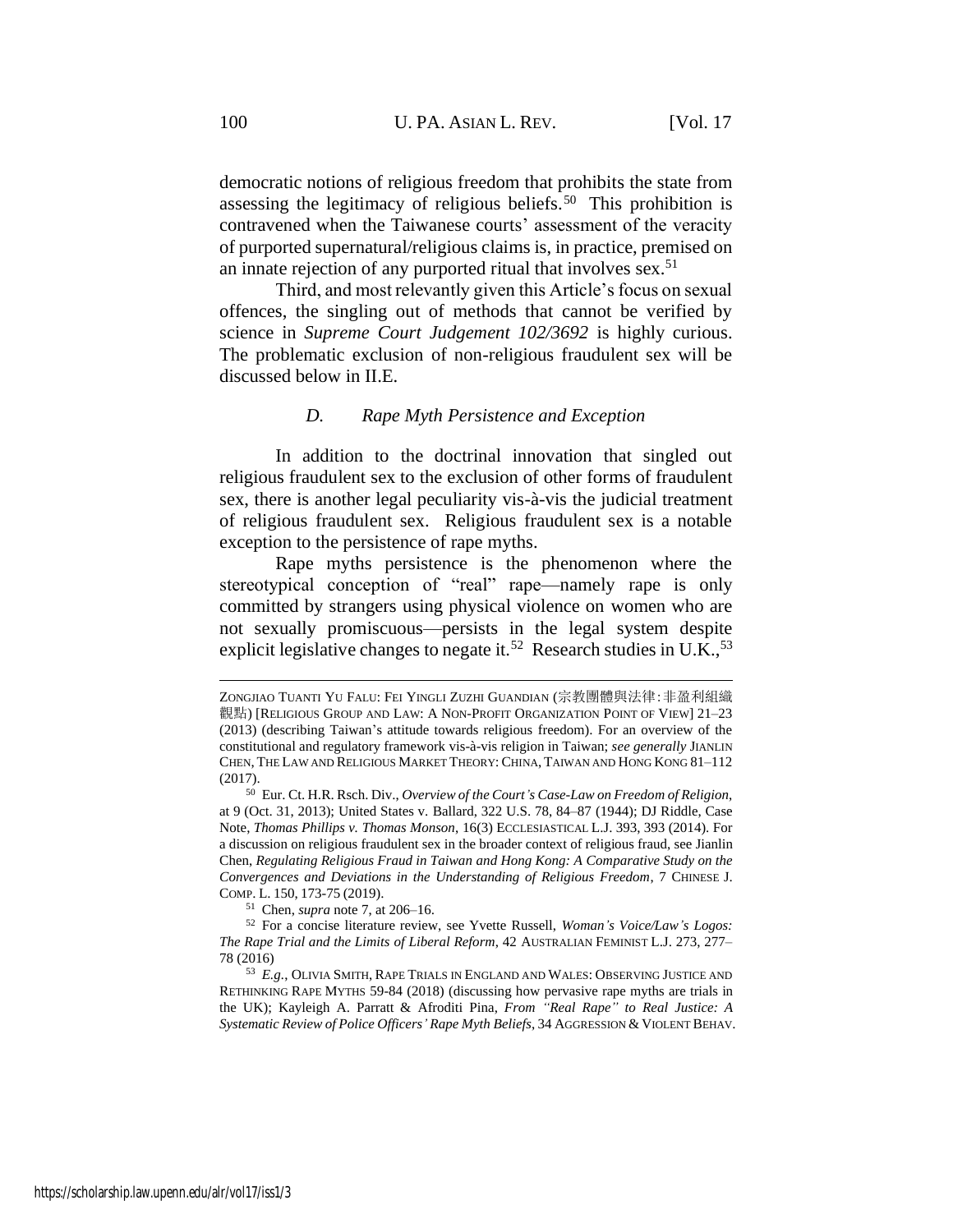democratic notions of religious freedom that prohibits the state from assessing the legitimacy of religious beliefs.[50] This prohibition is contravened when the Taiwanese courts' assessment of the veracity of purported supernatural/religious claims is, in practice, premised on an innate rejection of any purported ritual that involves sex.[51]

Third, and most relevantly given this Article's focus on sexual offences, the singling out of methods that cannot be verified by science in *Supreme Court Judgement 102/3692* is highly curious. The problematic exclusion of non-religious fraudulent sex will be discussed below in II.E.

### *D. Rape Myth Persistence and Exception*

In addition to the doctrinal innovation that singled out religious fraudulent sex to the exclusion of other forms of fraudulent sex, there is another legal peculiarity vis-à-vis the judicial treatment of religious fraudulent sex. Religious fraudulent sex is a notable exception to the persistence of rape myths.

Rape myths persistence is the phenomenon where the stereotypical conception of "real" rape—namely rape is only committed by strangers using physical violence on women who are not sexually promiscuous—persists in the legal system despite explicit legislative changes to negate it.[52] Research studies in U.K.,[53]

---

ZONGJIAO TUANTI YU FALU: FEI YINGLI ZUZHI GUANDIAN (宗教團體與法律:非盈利組織觀點) [RELIGIOUS GROUP AND LAW: A NON-PROFIT ORGANIZATION POINT OF VIEW] 21–23 (2013) (describing Taiwan's attitude towards religious freedom). For an overview of the constitutional and regulatory framework vis-à-vis religion in Taiwan; *see generally* JIANLIN CHEN, THE LAW AND RELIGIOUS MARKET THEORY: CHINA, TAIWAN AND HONG KONG 81–112 (2017).

[50] Eur. Ct. H.R. Rsch. Div., *Overview of the Court's Case-Law on Freedom of Religion*, at 9 (Oct. 31, 2013); United States v. Ballard, 322 U.S. 78, 84–87 (1944); DJ Riddle, Case Note, *Thomas Phillips v. Thomas Monson*, 16(3) ECCLESIASTICAL L.J. 393, 393 (2014). For a discussion on religious fraudulent sex in the broader context of religious fraud, see Jianlin Chen, *Regulating Religious Fraud in Taiwan and Hong Kong: A Comparative Study on the Convergences and Deviations in the Understanding of Religious Freedom*, 7 CHINESE J. COMP. L. 150, 173-75 (2019).

[51] Chen, *supra* note 7, at 206–16.

[52] For a concise literature review, see Yvette Russell, *Woman's Voice/Law's Logos: The Rape Trial and the Limits of Liberal Reform*, 42 AUSTRALIAN FEMINIST L.J. 273, 277–78 (2016)

[53] *E.g.*, OLIVIA SMITH, RAPE TRIALS IN ENGLAND AND WALES: OBSERVING JUSTICE AND RETHINKING RAPE MYTHS 59-84 (2018) (discussing how pervasive rape myths are trials in the UK); Kayleigh A. Parratt & Afroditi Pina, *From "Real Rape" to Real Justice: A Systematic Review of Police Officers' Rape Myth Beliefs*, 34 AGGRESSION & VIOLENT BEHAV.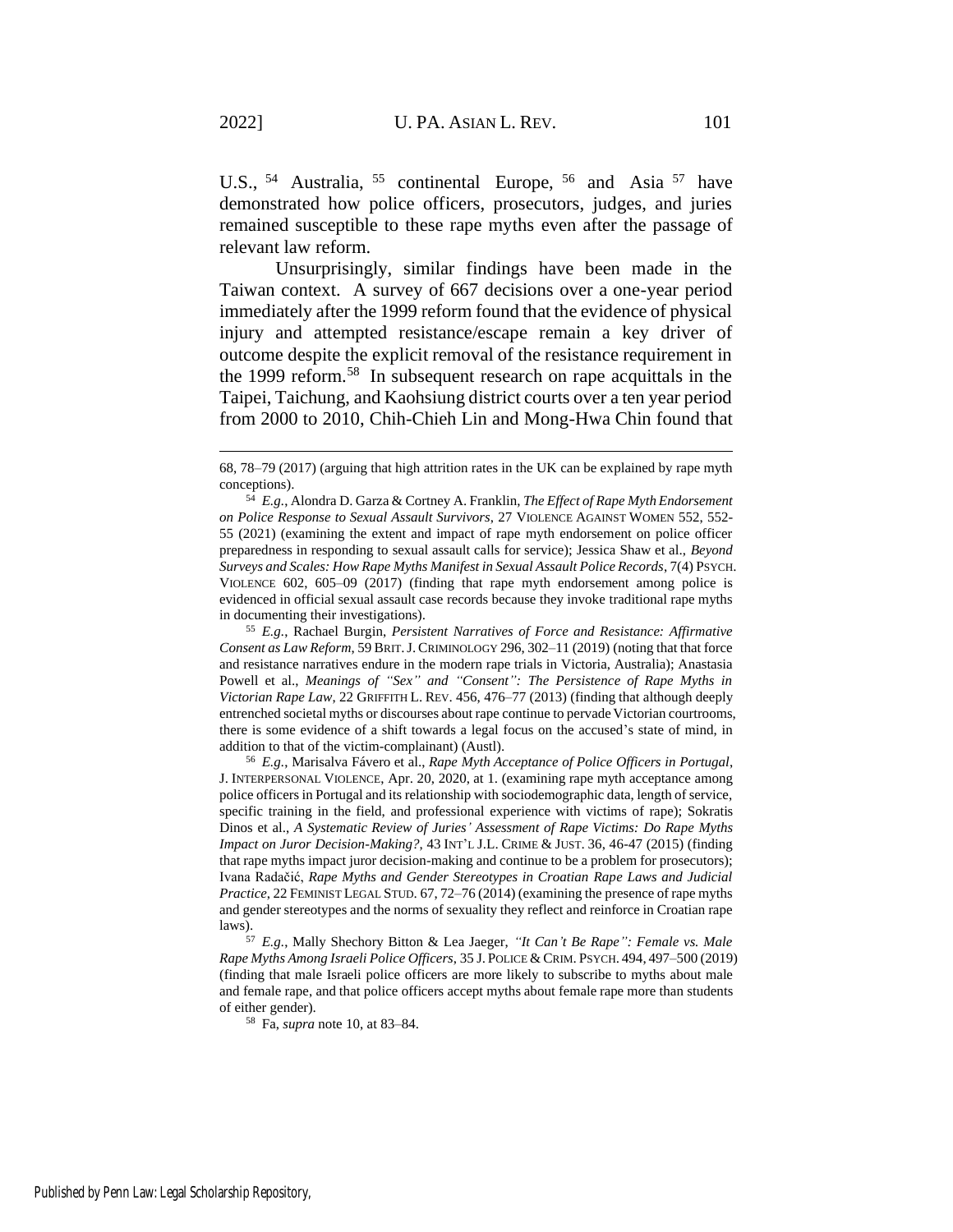U.S.,[54] Australia,[55] continental Europe,[56] and Asia[57] have demonstrated how police officers, prosecutors, judges, and juries remained susceptible to these rape myths even after the passage of relevant law reform.

Unsurprisingly, similar findings have been made in the Taiwan context. A survey of 667 decisions over a one-year period immediately after the 1999 reform found that the evidence of physical injury and attempted resistance/escape remain a key driver of outcome despite the explicit removal of the resistance requirement in the 1999 reform.[58] In subsequent research on rape acquittals in the Taipei, Taichung, and Kaohsiung district courts over a ten year period from 2000 to 2010, Chih-Chieh Lin and Mong-Hwa Chin found that

---

68, 78–79 (2017) (arguing that high attrition rates in the UK can be explained by rape myth conceptions).

[54] *E.g.*, Alondra D. Garza & Cortney A. Franklin, *The Effect of Rape Myth Endorsement on Police Response to Sexual Assault Survivors*, 27 VIOLENCE AGAINST WOMEN 552, 552-55 (2021) (examining the extent and impact of rape myth endorsement on police officer preparedness in responding to sexual assault calls for service); Jessica Shaw et al., *Beyond Surveys and Scales: How Rape Myths Manifest in Sexual Assault Police Records*, 7(4) PSYCH. VIOLENCE 602, 605–09 (2017) (finding that rape myth endorsement among police is evidenced in official sexual assault case records because they invoke traditional rape myths in documenting their investigations).

[55] *E.g.*, Rachael Burgin, *Persistent Narratives of Force and Resistance: Affirmative Consent as Law Reform*, 59 BRIT. J. CRIMINOLOGY 296, 302–11 (2019) (noting that that force and resistance narratives endure in the modern rape trials in Victoria, Australia); Anastasia Powell et al., *Meanings of "Sex" and "Consent": The Persistence of Rape Myths in Victorian Rape Law*, 22 GRIFFITH L. REV. 456, 476–77 (2013) (finding that although deeply entrenched societal myths or discourses about rape continue to pervade Victorian courtrooms, there is some evidence of a shift towards a legal focus on the accused's state of mind, in addition to that of the victim-complainant) (Austl).

[56] *E.g.*, Marisalva Fávero et al., *Rape Myth Acceptance of Police Officers in Portugal*, J. INTERPERSONAL VIOLENCE, Apr. 20, 2020, at 1. (examining rape myth acceptance among police officers in Portugal and its relationship with sociodemographic data, length of service, specific training in the field, and professional experience with victims of rape); Sokratis Dinos et al., *A Systematic Review of Juries' Assessment of Rape Victims: Do Rape Myths Impact on Juror Decision-Making?*, 43 INT'L J.L. CRIME & JUST. 36, 46-47 (2015) (finding that rape myths impact juror decision-making and continue to be a problem for prosecutors); Ivana Radačić, *Rape Myths and Gender Stereotypes in Croatian Rape Laws and Judicial Practice*, 22 FEMINIST LEGAL STUD. 67, 72–76 (2014) (examining the presence of rape myths and gender stereotypes and the norms of sexuality they reflect and reinforce in Croatian rape laws).

[57] *E.g.*, Mally Shechory Bitton & Lea Jaeger, *"It Can't Be Rape": Female vs. Male Rape Myths Among Israeli Police Officers*, 35 J. POLICE & CRIM. PSYCH. 494, 497–500 (2019) (finding that male Israeli police officers are more likely to subscribe to myths about male and female rape, and that police officers accept myths about female rape more than students of either gender).

[58] Fa, *supra* note 10, at 83–84.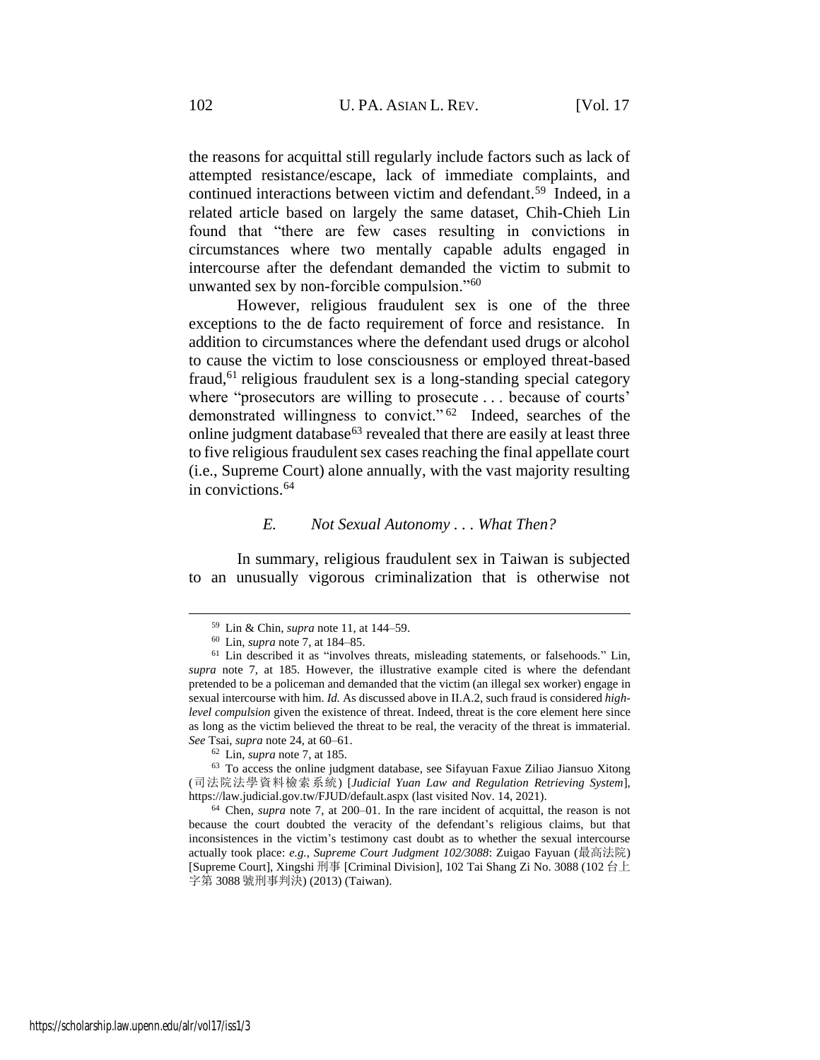the reasons for acquittal still regularly include factors such as lack of attempted resistance/escape, lack of immediate complaints, and continued interactions between victim and defendant.[59] Indeed, in a related article based on largely the same dataset, Chih-Chieh Lin found that "there are few cases resulting in convictions in circumstances where two mentally capable adults engaged in intercourse after the defendant demanded the victim to submit to unwanted sex by non-forcible compulsion."[60]

However, religious fraudulent sex is one of the three exceptions to the de facto requirement of force and resistance. In addition to circumstances where the defendant used drugs or alcohol to cause the victim to lose consciousness or employed threat-based fraud,[61] religious fraudulent sex is a long-standing special category where "prosecutors are willing to prosecute . . . because of courts' demonstrated willingness to convict."[62] Indeed, searches of the online judgment database[63] revealed that there are easily at least three to five religious fraudulent sex cases reaching the final appellate court (i.e., Supreme Court) alone annually, with the vast majority resulting in convictions.[64]

### *E. Not Sexual Autonomy . . . What Then?*

In summary, religious fraudulent sex in Taiwan is subjected to an unusually vigorous criminalization that is otherwise not

---

[59] Lin & Chin, *supra* note 11, at 144–59.

[60] Lin, *supra* note 7, at 184–85.

[61] Lin described it as "involves threats, misleading statements, or falsehoods." Lin, *supra* note 7, at 185. However, the illustrative example cited is where the defendant pretended to be a policeman and demanded that the victim (an illegal sex worker) engage in sexual intercourse with him. *Id.* As discussed above in II.A.2, such fraud is considered *high-level compulsion* given the existence of threat. Indeed, threat is the core element here since as long as the victim believed the threat to be real, the veracity of the threat is immaterial. *See* Tsai, *supra* note 24, at 60–61.

[62] Lin, *supra* note 7, at 185.

[63] To access the online judgment database, see Sifayuan Faxue Ziliao Jiansuo Xitong (司法院法學資料檢索系統) [*Judicial Yuan Law and Regulation Retrieving System*], https://law.judicial.gov.tw/FJUD/default.aspx (last visited Nov. 14, 2021).

[64] Chen, *supra* note 7, at 200–01. In the rare incident of acquittal, the reason is not because the court doubted the veracity of the defendant's religious claims, but that inconsistences in the victim's testimony cast doubt as to whether the sexual intercourse actually took place: *e.g.*, *Supreme Court Judgment 102/3088*: Zuigao Fayuan (最高法院) [Supreme Court], Xingshi 刑事 [Criminal Division], 102 Tai Shang Zi No. 3088 (102 台上字第 3088 號刑事判決) (2013) (Taiwan).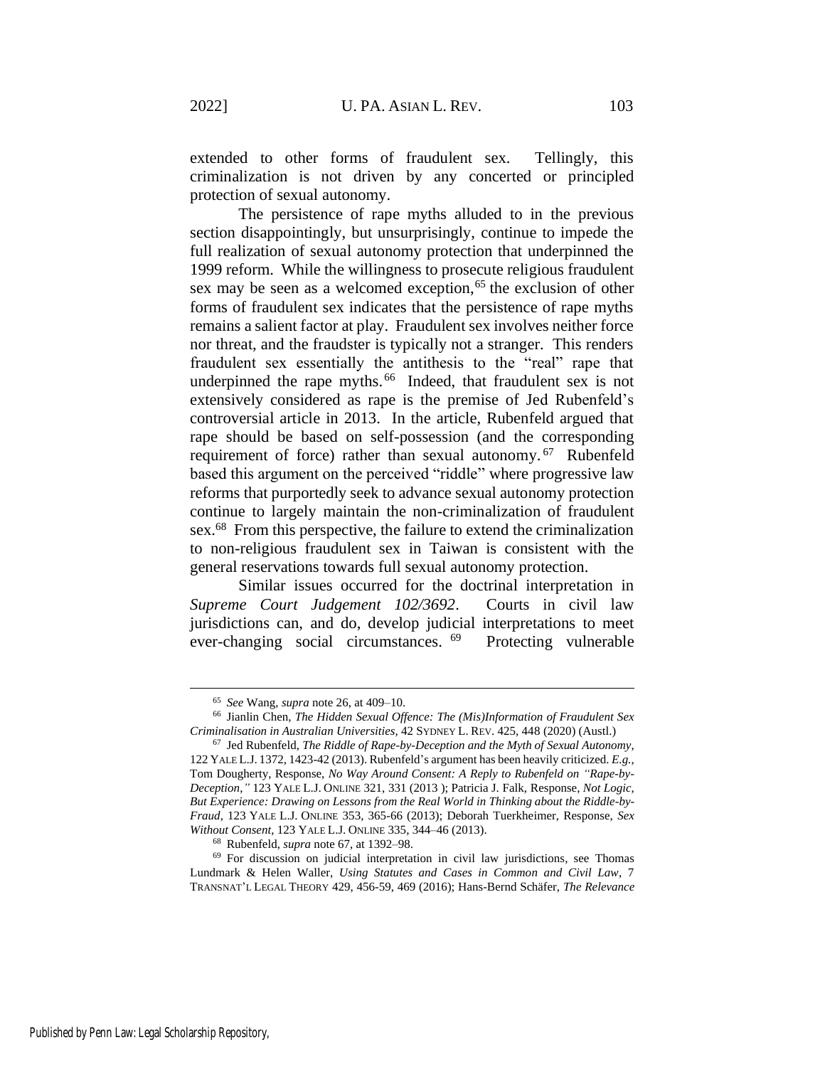extended to other forms of fraudulent sex. Tellingly, this criminalization is not driven by any concerted or principled protection of sexual autonomy.

The persistence of rape myths alluded to in the previous section disappointingly, but unsurprisingly, continue to impede the full realization of sexual autonomy protection that underpinned the 1999 reform. While the willingness to prosecute religious fraudulent sex may be seen as a welcomed exception,[65] the exclusion of other forms of fraudulent sex indicates that the persistence of rape myths remains a salient factor at play. Fraudulent sex involves neither force nor threat, and the fraudster is typically not a stranger. This renders fraudulent sex essentially the antithesis to the "real" rape that underpinned the rape myths.[66] Indeed, that fraudulent sex is not extensively considered as rape is the premise of Jed Rubenfeld's controversial article in 2013. In the article, Rubenfeld argued that rape should be based on self-possession (and the corresponding requirement of force) rather than sexual autonomy.[67] Rubenfeld based this argument on the perceived "riddle" where progressive law reforms that purportedly seek to advance sexual autonomy protection continue to largely maintain the non-criminalization of fraudulent sex.[68] From this perspective, the failure to extend the criminalization to non-religious fraudulent sex in Taiwan is consistent with the general reservations towards full sexual autonomy protection.

Similar issues occurred for the doctrinal interpretation in *Supreme Court Judgement 102/3692*. Courts in civil law jurisdictions can, and do, develop judicial interpretations to meet ever-changing social circumstances.[69] Protecting vulnerable

---

[65] *See* Wang, *supra* note 26, at 409–10.

[66] Jianlin Chen, *The Hidden Sexual Offence: The (Mis)Information of Fraudulent Sex Criminalisation in Australian Universities*, 42 SYDNEY L. REV. 425, 448 (2020) (Austl.)

[67] Jed Rubenfeld, *The Riddle of Rape-by-Deception and the Myth of Sexual Autonomy*, 122 YALE L.J. 1372, 1423-42 (2013). Rubenfeld's argument has been heavily criticized. *E.g.*, Tom Dougherty, Response, *No Way Around Consent: A Reply to Rubenfeld on "Rape-by-Deception,"* 123 YALE L.J. ONLINE 321, 331 (2013 ); Patricia J. Falk, Response, *Not Logic, But Experience: Drawing on Lessons from the Real World in Thinking about the Riddle-by-Fraud*, 123 YALE L.J. ONLINE 353, 365-66 (2013); Deborah Tuerkheimer, Response, *Sex Without Consent*, 123 YALE L.J. ONLINE 335, 344–46 (2013).

[68] Rubenfeld, *supra* note 67, at 1392–98.

[69] For discussion on judicial interpretation in civil law jurisdictions, see Thomas Lundmark & Helen Waller, *Using Statutes and Cases in Common and Civil Law*, 7 TRANSNAT'L LEGAL THEORY 429, 456-59, 469 (2016); Hans-Bernd Schäfer, *The Relevance*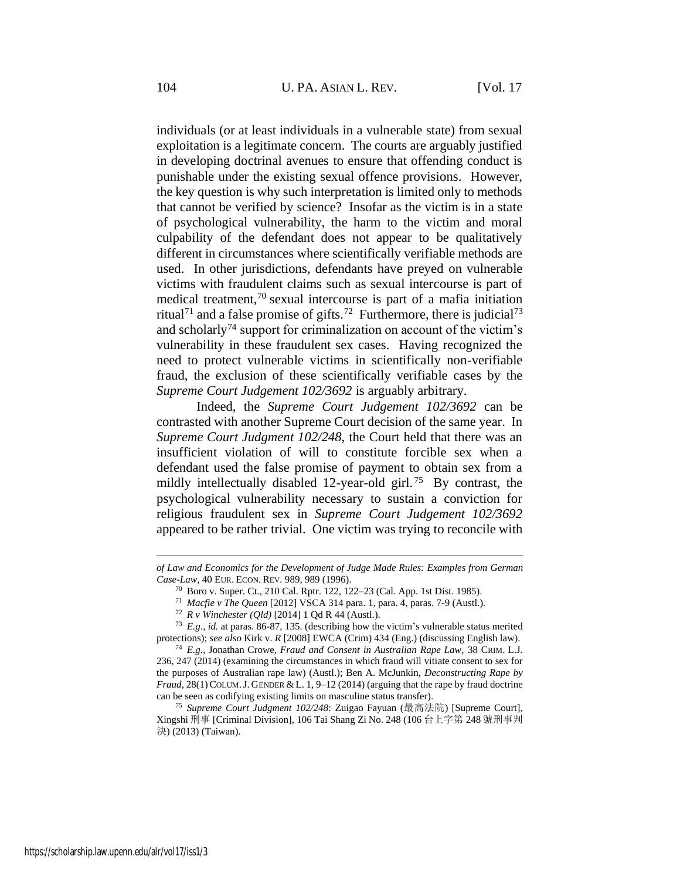individuals (or at least individuals in a vulnerable state) from sexual exploitation is a legitimate concern. The courts are arguably justified in developing doctrinal avenues to ensure that offending conduct is punishable under the existing sexual offence provisions. However, the key question is why such interpretation is limited only to methods that cannot be verified by science? Insofar as the victim is in a state of psychological vulnerability, the harm to the victim and moral culpability of the defendant does not appear to be qualitatively different in circumstances where scientifically verifiable methods are used. In other jurisdictions, defendants have preyed on vulnerable victims with fraudulent claims such as sexual intercourse is part of medical treatment,[70] sexual intercourse is part of a mafia initiation ritual[71] and a false promise of gifts.[72] Furthermore, there is judicial[73] and scholarly[74] support for criminalization on account of the victim's vulnerability in these fraudulent sex cases. Having recognized the need to protect vulnerable victims in scientifically non-verifiable fraud, the exclusion of these scientifically verifiable cases by the *Supreme Court Judgement 102/3692* is arguably arbitrary.

Indeed, the *Supreme Court Judgement 102/3692* can be contrasted with another Supreme Court decision of the same year. In *Supreme Court Judgment 102/248*, the Court held that there was an insufficient violation of will to constitute forcible sex when a defendant used the false promise of payment to obtain sex from a mildly intellectually disabled 12-year-old girl.[75] By contrast, the psychological vulnerability necessary to sustain a conviction for religious fraudulent sex in *Supreme Court Judgement 102/3692* appeared to be rather trivial. One victim was trying to reconcile with

---

*of Law and Economics for the Development of Judge Made Rules: Examples from German Case-Law*, 40 EUR. ECON. REV. 989, 989 (1996).

[70] Boro v. Super. Ct., 210 Cal. Rptr. 122, 122–23 (Cal. App. 1st Dist. 1985).

[71] *Macfie v The Queen* [2012] VSCA 314 para. 1, para. 4, paras. 7-9 (Austl.).

[72] *R v Winchester (Qld)* [2014] 1 Qd R 44 (Austl.).

[73] *E.g.*, *id.* at paras. 86-87, 135. (describing how the victim's vulnerable status merited protections); *see also* Kirk v. *R* [2008] EWCA (Crim) 434 (Eng.) (discussing English law).

[74] *E.g.*, Jonathan Crowe, *Fraud and Consent in Australian Rape Law*, 38 CRIM. L.J. 236, 247 (2014) (examining the circumstances in which fraud will vitiate consent to sex for the purposes of Australian rape law) (Austl.); Ben A. McJunkin, *Deconstructing Rape by Fraud*, 28(1) COLUM. J. GENDER & L. 1, 9–12 (2014) (arguing that the rape by fraud doctrine can be seen as codifying existing limits on masculine status transfer).

[75] *Supreme Court Judgment 102/248*: Zuigao Fayuan (最高法院) [Supreme Court], Xingshi 刑事 [Criminal Division], 106 Tai Shang Zi No. 248 (106 台上字第 248 號刑事判決) (2013) (Taiwan).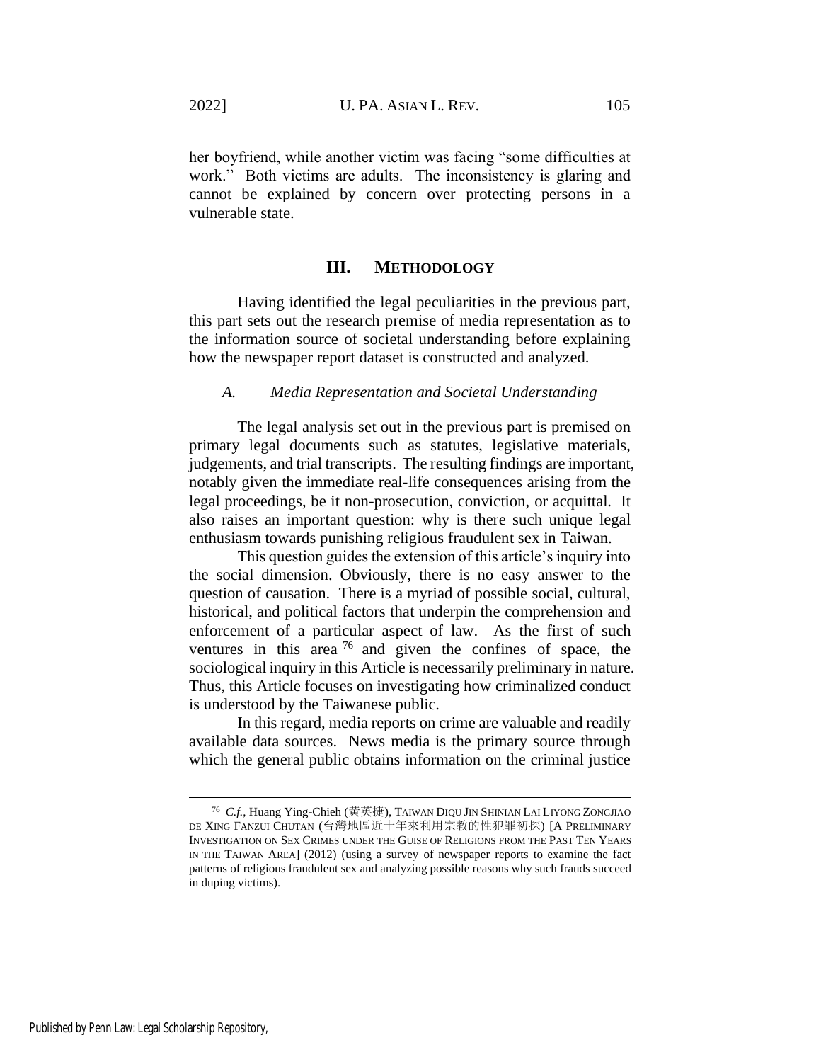her boyfriend, while another victim was facing "some difficulties at work." Both victims are adults. The inconsistency is glaring and cannot be explained by concern over protecting persons in a vulnerable state.

## III. METHODOLOGY

Having identified the legal peculiarities in the previous part, this part sets out the research premise of media representation as to the information source of societal understanding before explaining how the newspaper report dataset is constructed and analyzed.

### *A. Media Representation and Societal Understanding*

The legal analysis set out in the previous part is premised on primary legal documents such as statutes, legislative materials, judgements, and trial transcripts. The resulting findings are important, notably given the immediate real-life consequences arising from the legal proceedings, be it non-prosecution, conviction, or acquittal. It also raises an important question: why is there such unique legal enthusiasm towards punishing religious fraudulent sex in Taiwan.

This question guides the extension of this article's inquiry into the social dimension. Obviously, there is no easy answer to the question of causation. There is a myriad of possible social, cultural, historical, and political factors that underpin the comprehension and enforcement of a particular aspect of law. As the first of such ventures in this area [76] and given the confines of space, the sociological inquiry in this Article is necessarily preliminary in nature. Thus, this Article focuses on investigating how criminalized conduct is understood by the Taiwanese public.

In this regard, media reports on crime are valuable and readily available data sources. News media is the primary source through which the general public obtains information on the criminal justice

---

[76] *C.f.*, Huang Ying-Chieh (黃英捷), TAIWAN DIQU JIN SHINIAN LAI LIYONG ZONGJIAO DE XING FANZUI CHUTAN (台灣地區近十年來利用宗教的性犯罪初探) [A PRELIMINARY INVESTIGATION ON SEX CRIMES UNDER THE GUISE OF RELIGIONS FROM THE PAST TEN YEARS IN THE TAIWAN AREA] (2012) (using a survey of newspaper reports to examine the fact patterns of religious fraudulent sex and analyzing possible reasons why such frauds succeed in duping victims).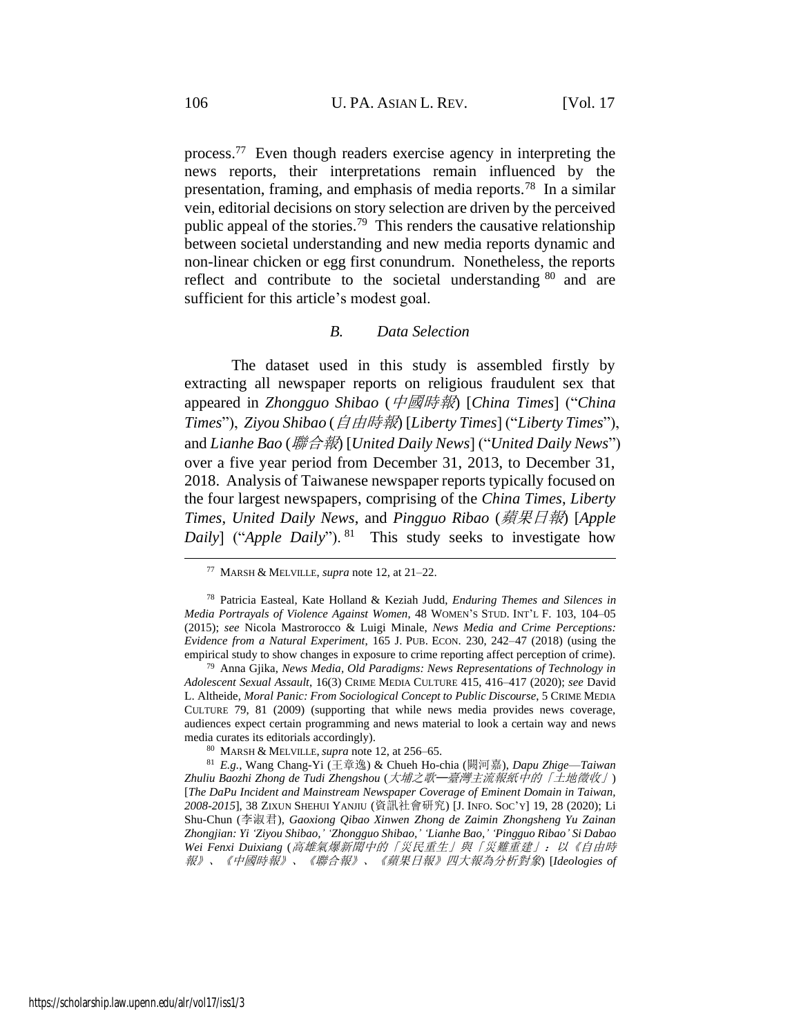process.[77] Even though readers exercise agency in interpreting the news reports, their interpretations remain influenced by the presentation, framing, and emphasis of media reports.[78] In a similar vein, editorial decisions on story selection are driven by the perceived public appeal of the stories.[79] This renders the causative relationship between societal understanding and new media reports dynamic and non-linear chicken or egg first conundrum. Nonetheless, the reports reflect and contribute to the societal understanding [80] and are sufficient for this article's modest goal.

### *B. Data Selection*

The dataset used in this study is assembled firstly by extracting all newspaper reports on religious fraudulent sex that appeared in *Zhongguo Shibao* (*中國時報*) [*China Times*] ("*China Times*"), *Ziyou Shibao* (*自由時報*) [*Liberty Times*] ("*Liberty Times*"), and *Lianhe Bao* (*聯合報*) [*United Daily News*] ("*United Daily News*") over a five year period from December 31, 2013, to December 31, 2018. Analysis of Taiwanese newspaper reports typically focused on the four largest newspapers, comprising of the *China Times*, *Liberty Times*, *United Daily News*, and *Pingguo Ribao* (*蘋果日報*) [*Apple Daily*] ("*Apple Daily*"). [81] This study seeks to investigate how

---

[77] MARSH & MELVILLE, *supra* note 12, at 21–22.

[78] Patricia Easteal, Kate Holland & Keziah Judd, *Enduring Themes and Silences in Media Portrayals of Violence Against Women*, 48 WOMEN'S STUD. INT'L F. 103, 104–05 (2015); *see* Nicola Mastrorocco & Luigi Minale, *News Media and Crime Perceptions: Evidence from a Natural Experiment*, 165 J. PUB. ECON. 230, 242–47 (2018) (using the empirical study to show changes in exposure to crime reporting affect perception of crime).

[79] Anna Gjika, *News Media, Old Paradigms: News Representations of Technology in Adolescent Sexual Assault*, 16(3) CRIME MEDIA CULTURE 415, 416–417 (2020); *see* David L. Altheide, *Moral Panic: From Sociological Concept to Public Discourse*, 5 CRIME MEDIA CULTURE 79, 81 (2009) (supporting that while news media provides news coverage, audiences expect certain programming and news material to look a certain way and news media curates its editorials accordingly).

[80] MARSH & MELVILLE, *supra* note 12, at 256–65.

[81] *E.g.*, Wang Chang-Yi (王章逸) & Chueh Ho-chia (闕河嘉), *Dapu Zhige—Taiwan Zhuliu Baozhi Zhong de Tudi Zhengshou* (*大埔之歌—臺灣主流報紙中的「土地徵收」*) [*The DaPu Incident and Mainstream Newspaper Coverage of Eminent Domain in Taiwan, 2008-2015*], 38 ZIXUN SHEHUI YANJIU (資訊社會研究) [J. INFO. SOC'Y] 19, 28 (2020); Li Shu-Chun (李淑君), *Gaoxiong Qibao Xinwen Zhong de Zaimin Zhongsheng Yu Zainan Zhongjian: Yi 'Ziyou Shibao,' 'Zhongguo Shibao,' 'Lianhe Bao,' 'Pingguo Ribao' Si Dabao Wei Fenxi Duixiang* (*高雄氣爆新聞中的「災民重生」與「災難重建」：以《自由時報》、《中國時報》、《聯合報》、《蘋果日報》四大報為分析對象*) [*Ideologies of*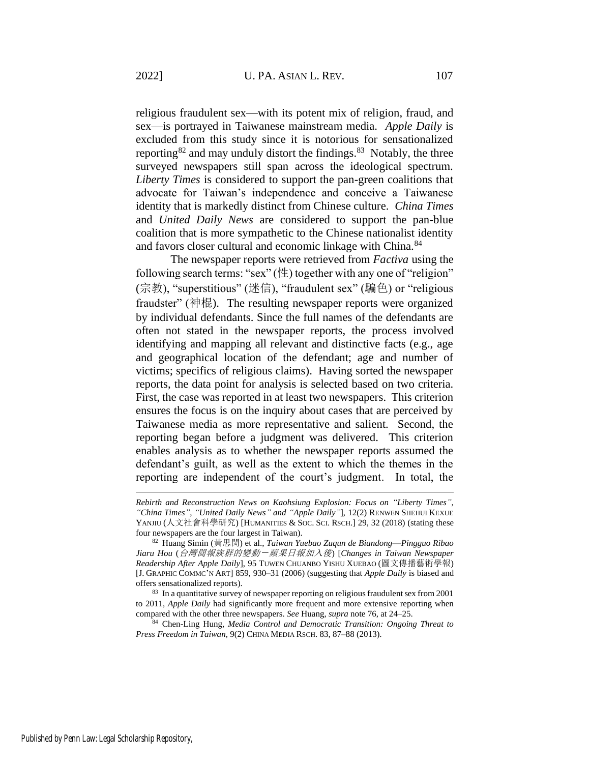religious fraudulent sex—with its potent mix of religion, fraud, and sex—is portrayed in Taiwanese mainstream media. *Apple Daily* is excluded from this study since it is notorious for sensationalized reporting[82] and may unduly distort the findings.[83] Notably, the three surveyed newspapers still span across the ideological spectrum. *Liberty Times* is considered to support the pan-green coalitions that advocate for Taiwan's independence and conceive a Taiwanese identity that is markedly distinct from Chinese culture. *China Times* and *United Daily News* are considered to support the pan-blue coalition that is more sympathetic to the Chinese nationalist identity and favors closer cultural and economic linkage with China.[84]

The newspaper reports were retrieved from *Factiva* using the following search terms: "sex" (性) together with any one of "religion" (宗教), "superstitious" (迷信), "fraudulent sex" (騙色) or "religious fraudster" (神棍). The resulting newspaper reports were organized by individual defendants. Since the full names of the defendants are often not stated in the newspaper reports, the process involved identifying and mapping all relevant and distinctive facts (e.g., age and geographical location of the defendant; age and number of victims; specifics of religious claims). Having sorted the newspaper reports, the data point for analysis is selected based on two criteria. First, the case was reported in at least two newspapers. This criterion ensures the focus is on the inquiry about cases that are perceived by Taiwanese media as more representative and salient. Second, the reporting began before a judgment was delivered. This criterion enables analysis as to whether the newspaper reports assumed the defendant's guilt, as well as the extent to which the themes in the reporting are independent of the court's judgment. In total, the

---

*Rebirth and Reconstruction News on Kaohsiung Explosion: Focus on "Liberty Times", "China Times", "United Daily News" and "Apple Daily"*], 12(2) RENWEN SHEHUI KEXUE YANJIU (人文社會科學研究) [HUMANITIES & SOC. SCI. RSCH.] 29, 32 (2018) (stating these four newspapers are the four largest in Taiwan).

[82] Huang Simin (黃思閔) et al., *Taiwan Yuebao Zuqun de Biandong—Pingguo Ribao Jiaru Hou* (*台灣閱報族群的變動－蘋果日報加入後*) [*Changes in Taiwan Newspaper Readership After Apple Daily*], 95 TUWEN CHUANBO YISHU XUEBAO (圖文傳播藝術學報) [J. GRAPHIC COMMC'N ART] 859, 930–31 (2006) (suggesting that *Apple Daily* is biased and offers sensationalized reports).

[83] In a quantitative survey of newspaper reporting on religious fraudulent sex from 2001 to 2011, *Apple Daily* had significantly more frequent and more extensive reporting when compared with the other three newspapers. *See* Huang, *supra* note 76, at 24–25.

[84] Chen-Ling Hung, *Media Control and Democratic Transition: Ongoing Threat to Press Freedom in Taiwan*, 9(2) CHINA MEDIA RSCH. 83, 87–88 (2013).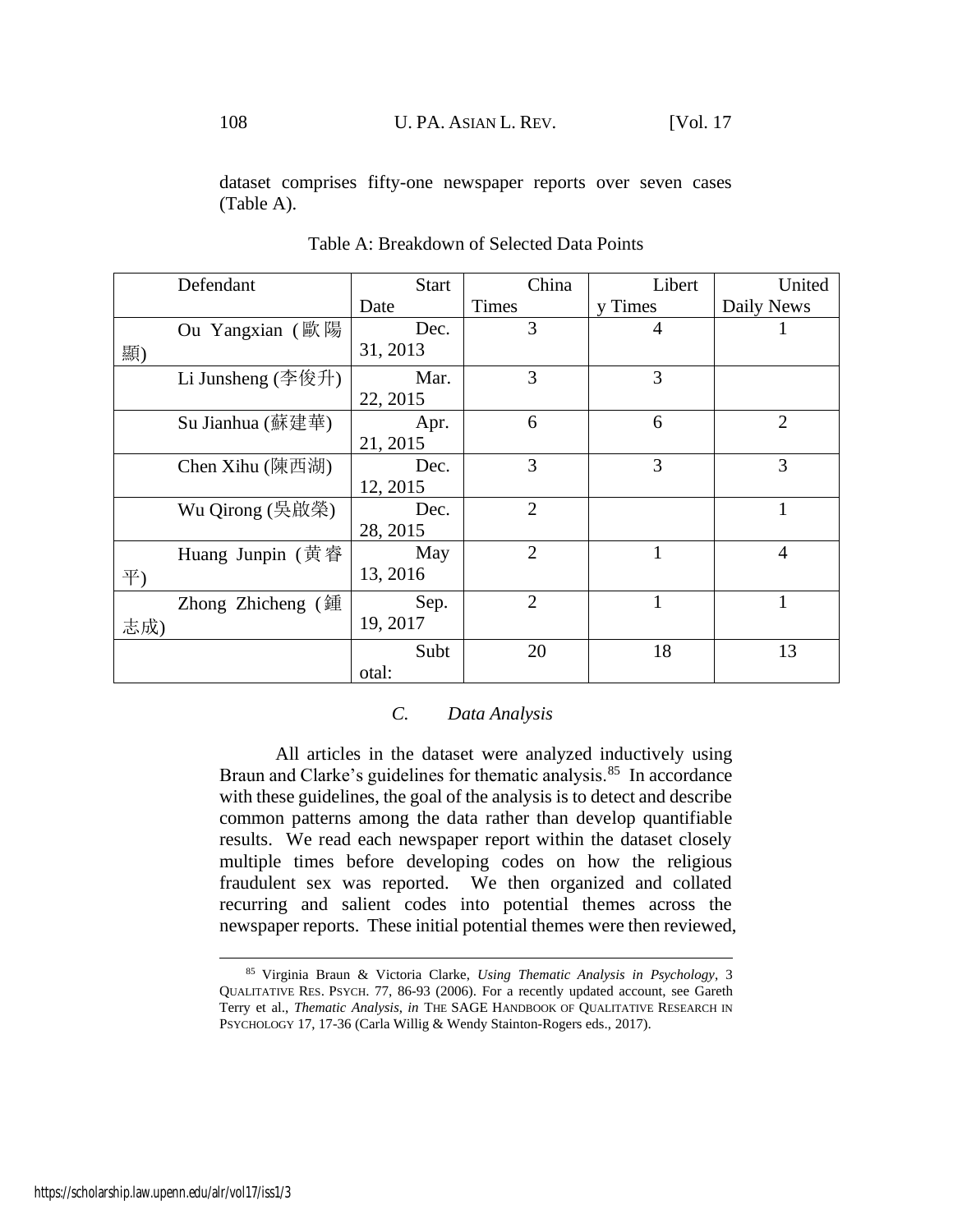dataset comprises fifty-one newspaper reports over seven cases (Table A).

Table A: Breakdown of Selected Data Points

| Defendant | Start Date | China Times | Liberty Times | United Daily News |
|---|---|---|---|---|
| Ou Yangxian (歐陽顯) | Dec. 31, 2013 | 3 | 4 | 1 |
| Li Junsheng (李俊升) | Mar. 22, 2015 | 3 | 3 | |
| Su Jianhua (蘇建華) | Apr. 21, 2015 | 6 | 6 | 2 |
| Chen Xihu (陳西湖) | Dec. 12, 2015 | 3 | 3 | 3 |
| Wu Qirong (吳啟榮) | Dec. 28, 2015 | 2 | | 1 |
| Huang Junpin (黃睿平) | May 13, 2016 | 2 | 1 | 4 |
| Zhong Zhicheng (鍾志成) | Sep. 19, 2017 | 2 | 1 | 1 |
| | Subtotal: | 20 | 18 | 13 |

### *C. Data Analysis*

All articles in the dataset were analyzed inductively using Braun and Clarke's guidelines for thematic analysis.[85] In accordance with these guidelines, the goal of the analysis is to detect and describe common patterns among the data rather than develop quantifiable results. We read each newspaper report within the dataset closely multiple times before developing codes on how the religious fraudulent sex was reported. We then organized and collated recurring and salient codes into potential themes across the newspaper reports. These initial potential themes were then reviewed,

[85] Virginia Braun & Victoria Clarke, *Using Thematic Analysis in Psychology*, 3 QUALITATIVE RES. PSYCH. 77, 86-93 (2006). For a recently updated account, see Gareth Terry et al., *Thematic Analysis*, *in* THE SAGE HANDBOOK OF QUALITATIVE RESEARCH IN PSYCHOLOGY 17, 17-36 (Carla Willig & Wendy Stainton-Rogers eds., 2017).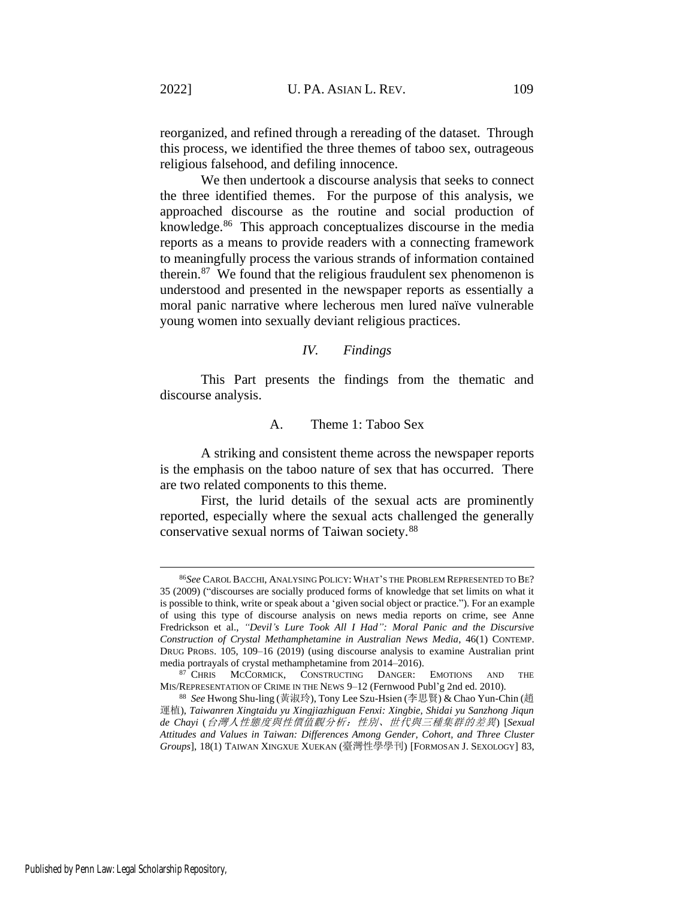reorganized, and refined through a rereading of the dataset. Through this process, we identified the three themes of taboo sex, outrageous religious falsehood, and defiling innocence.

We then undertook a discourse analysis that seeks to connect the three identified themes. For the purpose of this analysis, we approached discourse as the routine and social production of knowledge.[86] This approach conceptualizes discourse in the media reports as a means to provide readers with a connecting framework to meaningfully process the various strands of information contained therein.[87] We found that the religious fraudulent sex phenomenon is understood and presented in the newspaper reports as essentially a moral panic narrative where lecherous men lured naïve vulnerable young women into sexually deviant religious practices.

## *IV. Findings*

This Part presents the findings from the thematic and discourse analysis.

### A. Theme 1: Taboo Sex

A striking and consistent theme across the newspaper reports is the emphasis on the taboo nature of sex that has occurred. There are two related components to this theme.

First, the lurid details of the sexual acts are prominently reported, especially where the sexual acts challenged the generally conservative sexual norms of Taiwan society.[88]

---

[86] *See* CAROL BACCHI, ANALYSING POLICY: WHAT'S THE PROBLEM REPRESENTED TO BE? 35 (2009) ("discourses are socially produced forms of knowledge that set limits on what it is possible to think, write or speak about a 'given social object or practice."). For an example of using this type of discourse analysis on news media reports on crime, see Anne Fredrickson et al., *"Devil's Lure Took All I Had": Moral Panic and the Discursive Construction of Crystal Methamphetamine in Australian News Media*, 46(1) CONTEMP. DRUG PROBS. 105, 109–16 (2019) (using discourse analysis to examine Australian print media portrayals of crystal methamphetamine from 2014–2016).

[87] CHRIS MCCORMICK, CONSTRUCTING DANGER: EMOTIONS AND THE MIS/REPRESENTATION OF CRIME IN THE NEWS 9–12 (Fernwood Publ'g 2nd ed. 2010).

[88] *See* Hwong Shu-ling (黃淑玲), Tony Lee Szu-Hsien (李思賢) & Chao Yun-Chin (趙運植), *Taiwanren Xingtaidu yu Xingjiazhiguan Fenxi: Xingbie, Shidai yu Sanzhong Jiqun de Chayi* (*台灣人性態度與性價值觀分析：性別、世代與三種集群的差異*) [*Sexual Attitudes and Values in Taiwan: Differences Among Gender, Cohort, and Three Cluster Groups*], 18(1) TAIWAN XINGXUE XUEKAN (臺灣性學學刊) [FORMOSAN J. SEXOLOGY] 83,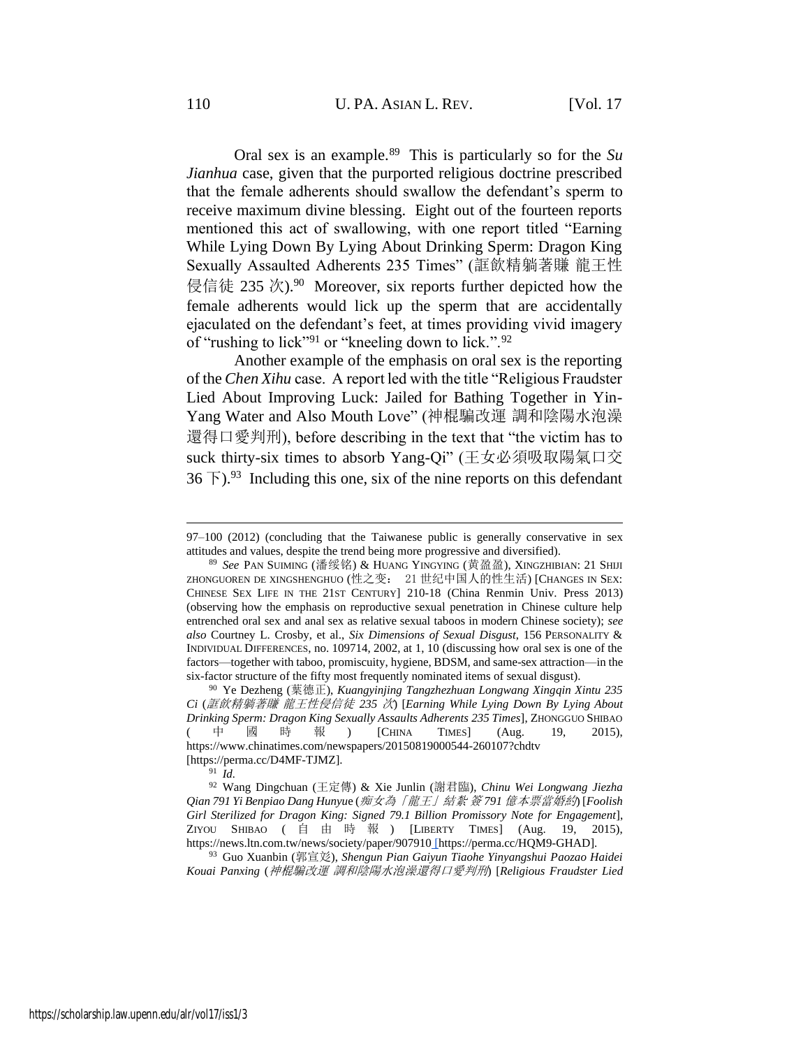Oral sex is an example.[89] This is particularly so for the *Su Jianhua* case, given that the purported religious doctrine prescribed that the female adherents should swallow the defendant's sperm to receive maximum divine blessing. Eight out of the fourteen reports mentioned this act of swallowing, with one report titled "Earning While Lying Down By Lying About Drinking Sperm: Dragon King Sexually Assaulted Adherents 235 Times" (誆飲精躺著賺 龍王性侵信徒 235 次).[90] Moreover, six reports further depicted how the female adherents would lick up the sperm that are accidentally ejaculated on the defendant's feet, at times providing vivid imagery of "rushing to lick"[91] or "kneeling down to lick.".[92]

Another example of the emphasis on oral sex is the reporting of the *Chen Xihu* case. A report led with the title "Religious Fraudster Lied About Improving Luck: Jailed for Bathing Together in Yin-Yang Water and Also Mouth Love" (神棍騙改運 調和陰陽水泡澡還得口愛判刑), before describing in the text that "the victim has to suck thirty-six times to absorb Yang-Qi" (王女必須吸取陽氣口交 36 下).[93] Including this one, six of the nine reports on this defendant

---

97–100 (2012) (concluding that the Taiwanese public is generally conservative in sex attitudes and values, despite the trend being more progressive and diversified).

[89] *See* PAN SUIMING (潘绥铭) & HUANG YINGYING (黄盈盈), XINGZHIBIAN: 21 SHIJI ZHONGUOREN DE XINGSHENGHUO (性之变： 21 世纪中国人的性生活) [CHANGES IN SEX: CHINESE SEX LIFE IN THE 21ST CENTURY] 210-18 (China Renmin Univ. Press 2013) (observing how the emphasis on reproductive sexual penetration in Chinese culture help entrenched oral sex and anal sex as relative sexual taboos in modern Chinese society); *see also* Courtney L. Crosby, et al., *Six Dimensions of Sexual Disgust*, 156 PERSONALITY & INDIVIDUAL DIFFERENCES, no. 109714, 2002, at 1, 10 (discussing how oral sex is one of the factors—together with taboo, promiscuity, hygiene, BDSM, and same-sex attraction—in the six-factor structure of the fifty most frequently nominated items of sexual disgust).

[90] Ye Dezheng (葉德正), *Kuangyinjing Tangzhezhuan Longwang Xingqin Xintu 235 Ci* (*誆飲精躺著賺 龍王性侵信徒 235 次*) [*Earning While Lying Down By Lying About Drinking Sperm: Dragon King Sexually Assaults Adherents 235 Times*], ZHONGGUO SHIBAO (中國時報) [CHINA TIMES] (Aug. 19, 2015), https://www.chinatimes.com/newspapers/20150819000544-260107?chdtv [https://perma.cc/D4MF-TJMZ].

[91] *Id.*

[92] Wang Dingchuan (王定傳) & Xie Junlin (謝君臨), *Chinu Wei Longwang Jiezha Qian 791 Yi Benpiao Dang Hunyue* (*痴女為「龍王」結紮 簽 791 億本票當婚約*) [*Foolish Girl Sterilized for Dragon King: Signed 79.1 Billion Promissory Note for Engagement*], ZIYOU SHIBAO (自由時報) [LIBERTY TIMES] (Aug. 19, 2015), https://news.ltn.com.tw/news/society/paper/907910 [https://perma.cc/HQM9-GHAD].

[93] Guo Xuanbin (郭宣彣), *Shengun Pian Gaiyun Tiaohe Yinyangshui Paozao Haidei Kouai Panxing* (*神棍騙改運 調和陰陽水泡澡還得口愛判刑*) [*Religious Fraudster Lied*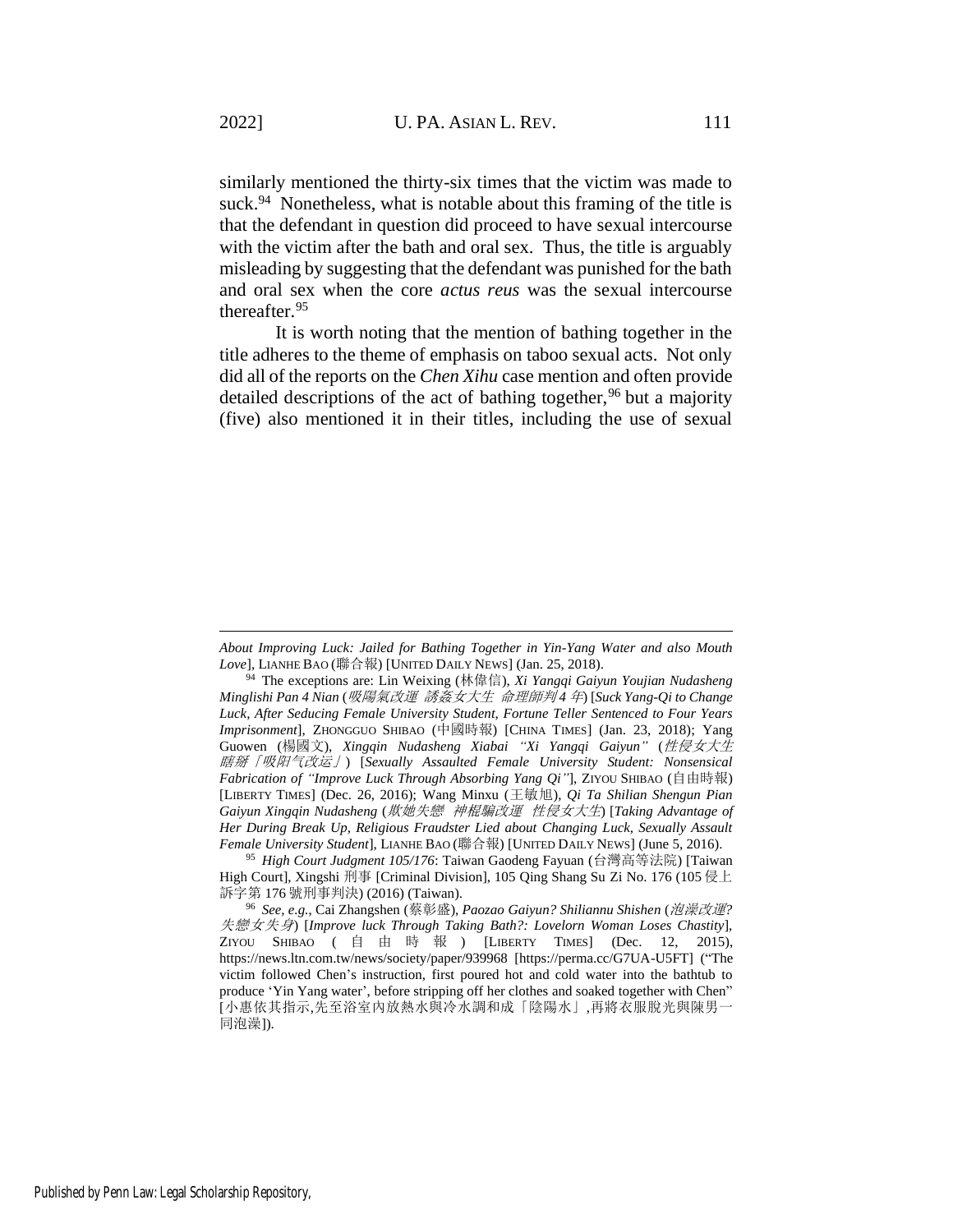similarly mentioned the thirty-six times that the victim was made to suck.[94] Nonetheless, what is notable about this framing of the title is that the defendant in question did proceed to have sexual intercourse with the victim after the bath and oral sex. Thus, the title is arguably misleading by suggesting that the defendant was punished for the bath and oral sex when the core *actus reus* was the sexual intercourse thereafter.[95]

It is worth noting that the mention of bathing together in the title adheres to the theme of emphasis on taboo sexual acts. Not only did all of the reports on the *Chen Xihu* case mention and often provide detailed descriptions of the act of bathing together,[96] but a majority (five) also mentioned it in their titles, including the use of sexual

---

*About Improving Luck: Jailed for Bathing Together in Yin-Yang Water and also Mouth Love*], LIANHE BAO (聯合報) [UNITED DAILY NEWS] (Jan. 25, 2018).

[94] The exceptions are: Lin Weixing (林偉信), *Xi Yangqi Gaiyun Youjian Nudasheng Minglishi Pan 4 Nian* (*吸陽氣改運 誘姦女大生 命理師判 4 年*) [*Suck Yang-Qi to Change Luck, After Seducing Female University Student, Fortune Teller Sentenced to Four Years Imprisonment*], ZHONGGUO SHIBAO (中國時報) [CHINA TIMES] (Jan. 23, 2018); Yang Guowen (楊國文), *Xingqin Nudasheng Xiabai "Xi Yangqi Gaiyun"* (*性侵女大生 瞎掰「吸阳气改运」*) [*Sexually Assaulted Female University Student: Nonsensical Fabrication of "Improve Luck Through Absorbing Yang Qi"*], ZIYOU SHIBAO (自由時報) [LIBERTY TIMES] (Dec. 26, 2016); Wang Minxu (王敏旭), *Qi Ta Shilian Shengun Pian Gaiyun Xingqin Nudasheng* (*欺她失戀 神棍騙改運 性侵女大生*) [*Taking Advantage of Her During Break Up, Religious Fraudster Lied about Changing Luck, Sexually Assault Female University Student*], LIANHE BAO (聯合報) [UNITED DAILY NEWS] (June 5, 2016).

[95] *High Court Judgment 105/176*: Taiwan Gaodeng Fayuan (台灣高等法院) [Taiwan High Court], Xingshi 刑事 [Criminal Division], 105 Qing Shang Su Zi No. 176 (105 侵上訴字第 176 號刑事判決) (2016) (Taiwan).

[96] *See, e.g.*, Cai Zhangshen (蔡彰盛), *Paozao Gaiyun? Shiliannu Shishen* (*泡澡改運? 失戀女失身*) [*Improve luck Through Taking Bath?: Lovelorn Woman Loses Chastity*], ZIYOU SHIBAO (自由時報) [LIBERTY TIMES] (Dec. 12, 2015), https://news.ltn.com.tw/news/society/paper/939968 [https://perma.cc/G7UA-U5FT] ("The victim followed Chen's instruction, first poured hot and cold water into the bathtub to produce 'Yin Yang water', before stripping off her clothes and soaked together with Chen" [小惠依其指示,先至浴室內放熱水與冷水調和成「陰陽水」,再將衣服脫光與陳男一同泡澡]).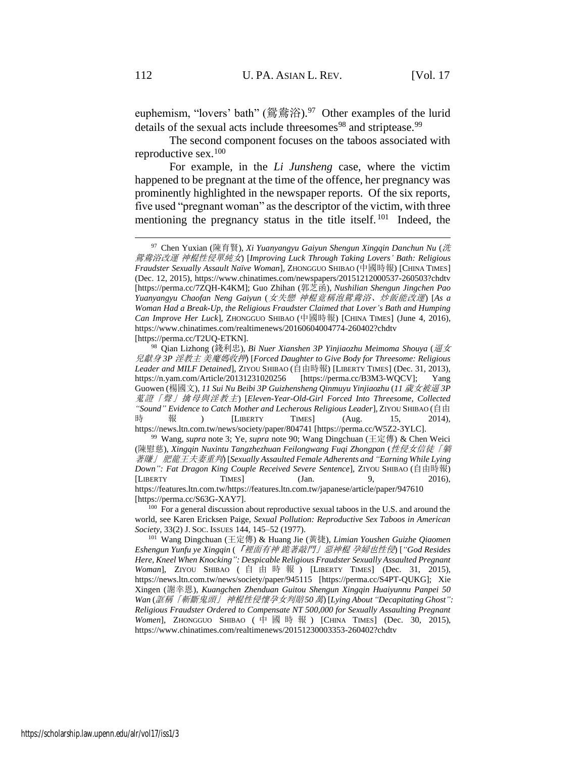euphemism, "lovers' bath" (鴛鴦浴).[97] Other examples of the lurid details of the sexual acts include threesomes[98] and striptease.[99]

The second component focuses on the taboos associated with reproductive sex.[100]

For example, in the *Li Junsheng* case, where the victim happened to be pregnant at the time of the offence, her pregnancy was prominently highlighted in the newspaper reports. Of the six reports, five used "pregnant woman" as the descriptor of the victim, with three mentioning the pregnancy status in the title itself.[101] Indeed, the

---

[97] Chen Yuxian (陳育賢), *Xi Yuanyangyu Gaiyun Shengun Xingqin Danchun Nu* (*洗鴛鴦浴改運 神棍性侵單純女*) [*Improving Luck Through Taking Lovers' Bath: Religious Fraudster Sexually Assault Naïve Woman*], ZHONGGUO SHIBAO (中國時報) [CHINA TIMES] (Dec. 12, 2015), https://www.chinatimes.com/newspapers/20151212000537-260503?chdtv [https://perma.cc/7ZQH-K4KM]; Guo Zhihan (郭芝函), *Nushilian Shengun Jingchen Pao Yuanyangyu Chaofan Neng Gaiyun* (*女失戀 神棍竟稱泡鴛鴦浴、炒飯能改運*) [*As a Woman Had a Break-Up, the Religious Fraudster Claimed that Lover's Bath and Humping Can Improve Her Luck*], ZHONGGUO SHIBAO (中國時報) [CHINA TIMES] (June 4, 2016), https://www.chinatimes.com/realtimenews/20160604004774-260402?chdtv [https://perma.cc/T2UQ-ETKN].

[98] Qian Lizhong (錢利忠), *Bi Nuer Xianshen 3P Yinjiaozhu Meimoma Shouya* (*逼女兒獻身 3P 淫教主 美魔媽收押*) [*Forced Daughter to Give Body for Threesome: Religious Leader and MILF Detained*], ZIYOU SHIBAO (自由時報) [LIBERTY TIMES] (Dec. 31, 2013), https://n.yam.com/Article/20131231020256 [https://perma.cc/B3M3-WQCV]; Yang Guowen (楊國文), *11 Sui Nu Beibi 3P Guizhensheng Qinmuyu Yinjiaozhu* (*11 歲女被逼 3P 蒐證「聲」擒母與淫教主*) [*Eleven-Year-Old-Girl Forced Into Threesome, Collected "Sound" Evidence to Catch Mother and Lecherous Religious Leader*], ZIYOU SHIBAO (自由時報) [LIBERTY TIMES] (Aug. 15, 2014), https://news.ltn.com.tw/news/society/paper/804741 [https://perma.cc/W5Z2-3YLC].

[99] Wang, *supra* note 3; Ye, *supra* note 90; Wang Dingchuan (王定傳) & Chen Weici (陳慰慈), *Xingqin Nuxintu Tangzhezhuan Feilongwang Fuqi Zhongpan* (*性侵女信徒「躺著賺」 肥龍王夫妻重判*) [*Sexually Assaulted Female Adherents and "Earning While Lying Down": Fat Dragon King Couple Received Severe Sentence*], ZIYOU SHIBAO (自由時報) [LIBERTY TIMES] (Jan. 9, 2016), https://features.ltn.com.tw/https://features.ltn.com.tw/japanese/article/paper/947610 [https://perma.cc/S63G-XAY7].

[100] For a general discussion about reproductive sexual taboos in the U.S. and around the world, see Karen Ericksen Paige, *Sexual Pollution: Reproductive Sex Taboos in American Society*, 33(2) J. SOC. ISSUES 144, 145–52 (1977).

[101] Wang Dingchuan (王定傳) & Huang Jie (黃捷), *Limian Youshen Guizhe Qiaomen Eshengun Yunfu ye Xingqin* (*「裡面有神 跪著敲門」惡神棍 孕婦也性侵*) [*"God Resides Here, Kneel When Knocking": Despicable Religious Fraudster Sexually Assaulted Pregnant Woman*], ZIYOU SHIBAO (自由時報) [LIBERTY TIMES] (Dec. 31, 2015), https://news.ltn.com.tw/news/society/paper/945115 [https://perma.cc/S4PT-QUKG]; Xie Xingen (謝幸恩), *Kuangchen Zhenduan Guitou Shengun Xingqin Huaiyunnu Panpei 50 Wan* (*誆稱「斬斷鬼頭」 神棍性侵懷孕女判賠50 萬*) [*Lying About "Decapitating Ghost": Religious Fraudster Ordered to Compensate NT 500,000 for Sexually Assaulting Pregnant Women*], ZHONGGUO SHIBAO (中國時報) [CHINA TIMES] (Dec. 30, 2015), https://www.chinatimes.com/realtimenews/20151230003353-260402?chdtv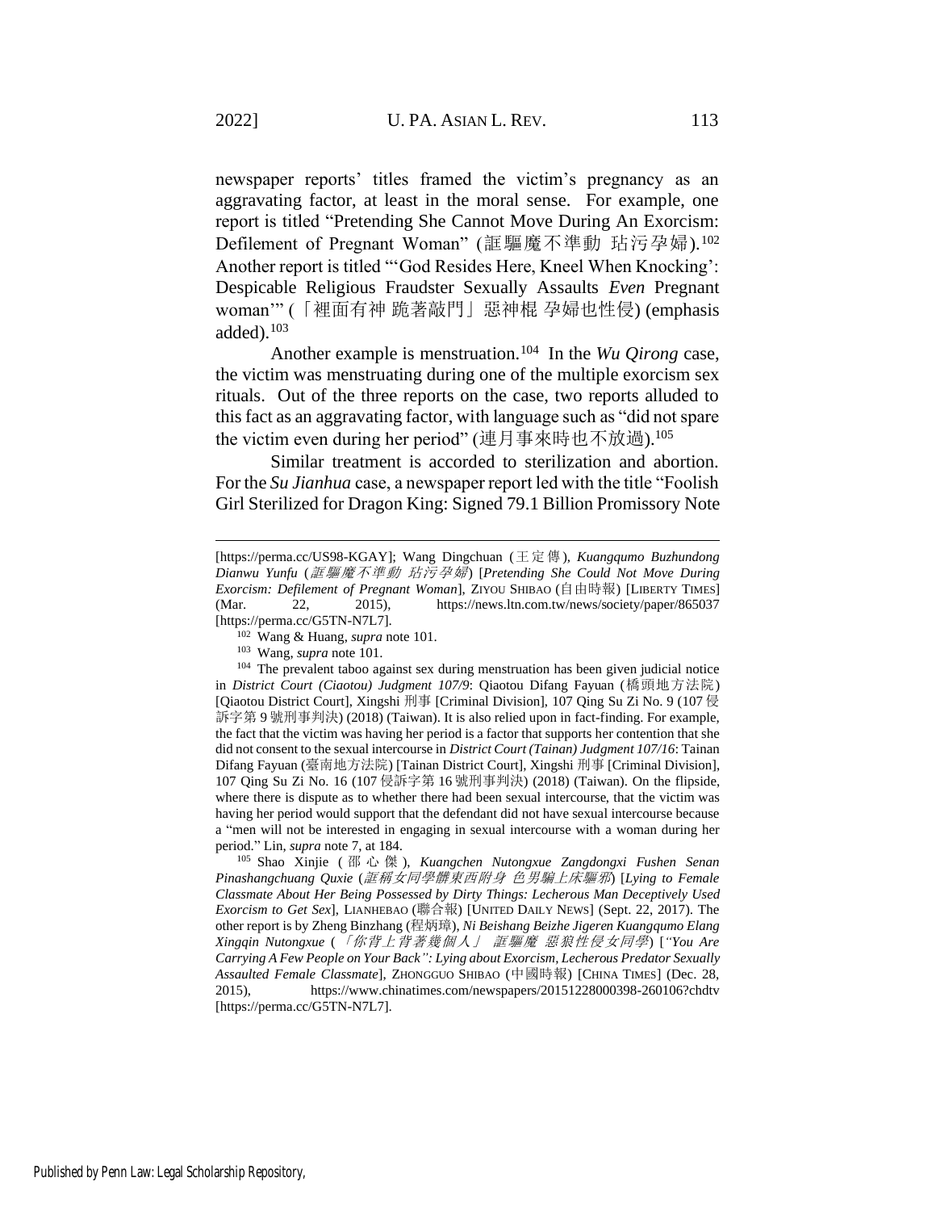newspaper reports' titles framed the victim's pregnancy as an aggravating factor, at least in the moral sense. For example, one report is titled "Pretending She Cannot Move During An Exorcism: Defilement of Pregnant Woman" (誆驅魔不準動 玷污孕婦).[102] Another report is titled "'God Resides Here, Kneel When Knocking': Despicable Religious Fraudster Sexually Assaults *Even* Pregnant woman'" (「裡面有神 跪著敲門」惡神棍 孕婦也性侵) (emphasis added).[103]

Another example is menstruation.[104] In the *Wu Qirong* case, the victim was menstruating during one of the multiple exorcism sex rituals. Out of the three reports on the case, two reports alluded to this fact as an aggravating factor, with language such as "did not spare the victim even during her period" (連月事來時也不放過).[105]

Similar treatment is accorded to sterilization and abortion. For the *Su Jianhua* case, a newspaper report led with the title "Foolish Girl Sterilized for Dragon King: Signed 79.1 Billion Promissory Note

---

[https://perma.cc/US98-KGAY]; Wang Dingchuan (王定傳), *Kuangqumo Buzhundong Dianwu Yunfu* (*誆驅魔不準動 玷污孕婦*) [*Pretending She Could Not Move During Exorcism: Defilement of Pregnant Woman*], ZIYOU SHIBAO (自由時報) [LIBERTY TIMES] (Mar. 22, 2015), https://news.ltn.com.tw/news/society/paper/865037 [https://perma.cc/G5TN-N7L7].

[102] Wang & Huang, *supra* note 101.

[103] Wang, *supra* note 101.

[104] The prevalent taboo against sex during menstruation has been given judicial notice in *District Court (Ciaotou) Judgment 107/9*: Qiaotou Difang Fayuan (橋頭地方法院) [Qiaotou District Court], Xingshi 刑事 [Criminal Division], 107 Qing Su Zi No. 9 (107 侵訴字第 9 號刑事判決) (2018) (Taiwan). It is also relied upon in fact-finding. For example, the fact that the victim was having her period is a factor that supports her contention that she did not consent to the sexual intercourse in *District Court (Tainan) Judgment 107/16*: Tainan Difang Fayuan (臺南地方法院) [Tainan District Court], Xingshi 刑事 [Criminal Division], 107 Qing Su Zi No. 16 (107 侵訴字第 16 號刑事判決) (2018) (Taiwan). On the flipside, where there is dispute as to whether there had been sexual intercourse, that the victim was having her period would support that the defendant did not have sexual intercourse because a "men will not be interested in engaging in sexual intercourse with a woman during her period." Lin, *supra* note 7, at 184.

[105] Shao Xinjie (邵心傑), *Kuangchen Nutongxue Zangdongxi Fushen Senan Pinashangchuang Quxie* (*誆稱女同學髒東西附身 色男騙上床驅邪*) [*Lying to Female Classmate About Her Being Possessed by Dirty Things: Lecherous Man Deceptively Used Exorcism to Get Sex*], LIANHEBAO (聯合報) [UNITED DAILY NEWS] (Sept. 22, 2017). The other report is by Zheng Binzhang (程炳璋), *Ni Beishang Beizhe Jigeren Kuangqumo Elang Xingqin Nutongxue* (*「你背上背著幾個人」 誆驅魔 惡狼性侵女同學*) [*"You Are Carrying A Few People on Your Back": Lying about Exorcism, Lecherous Predator Sexually Assaulted Female Classmate*], ZHONGGUO SHIBAO (中國時報) [CHINA TIMES] (Dec. 28, 2015), https://www.chinatimes.com/newspapers/20151228000398-260106?chdtv [https://perma.cc/G5TN-N7L7].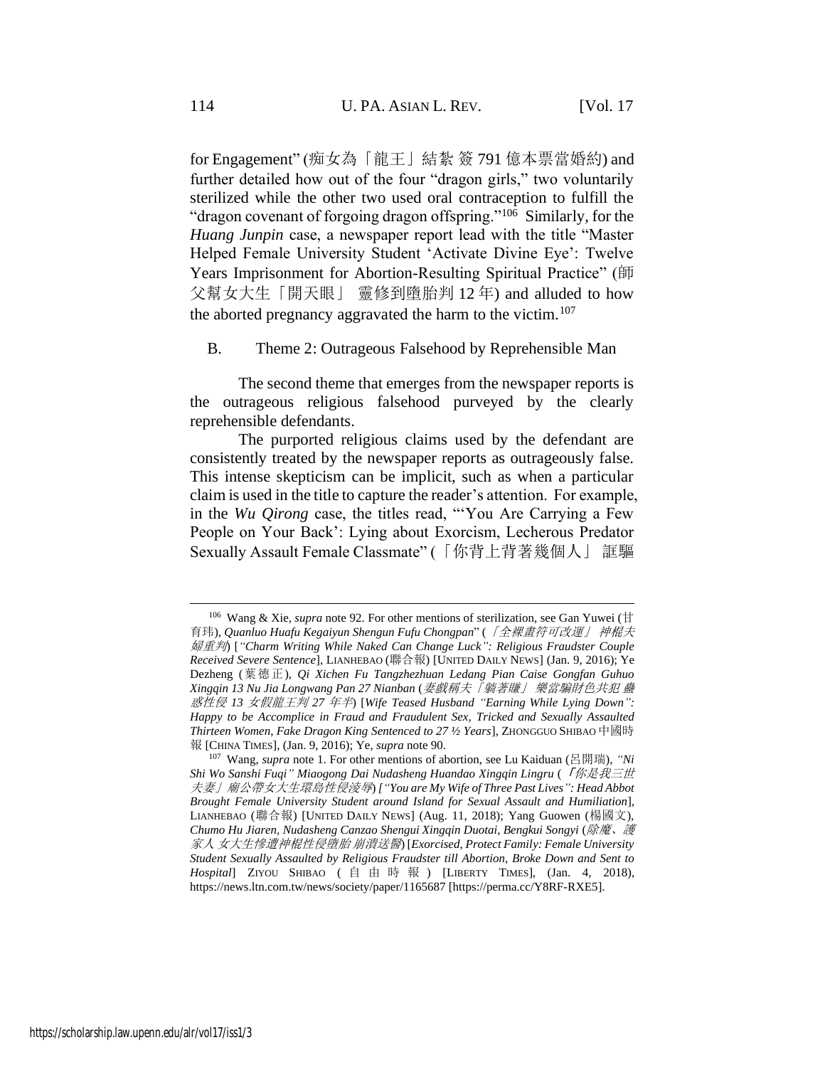for Engagement" (痴女為「龍王」結紮 簽 791 億本票當婚約) and further detailed how out of the four "dragon girls," two voluntarily sterilized while the other two used oral contraception to fulfill the "dragon covenant of forgoing dragon offspring."[106] Similarly, for the *Huang Junpin* case, a newspaper report lead with the title "Master Helped Female University Student 'Activate Divine Eye': Twelve Years Imprisonment for Abortion-Resulting Spiritual Practice" (師父幫女大生「開天眼」 靈修到墮胎判 12 年) and alluded to how the aborted pregnancy aggravated the harm to the victim.[107]

## B. Theme 2: Outrageous Falsehood by Reprehensible Man

The second theme that emerges from the newspaper reports is the outrageous religious falsehood purveyed by the clearly reprehensible defendants.

The purported religious claims used by the defendant are consistently treated by the newspaper reports as outrageously false. This intense skepticism can be implicit, such as when a particular claim is used in the title to capture the reader's attention. For example, in the *Wu Qirong* case, the titles read, "'You Are Carrying a Few People on Your Back': Lying about Exorcism, Lecherous Predator Sexually Assault Female Classmate" (「你背上背著幾個人」 誆驅

---

[106] Wang & Xie, *supra* note 92. For other mentions of sterilization, see Gan Yuwei (甘育玮), *Quanluo Huafu Kegaiyun Shengun Fufu Chongpan*" (*「全裸畫符可改運」 神棍夫婦重判*) [*"Charm Writing While Naked Can Change Luck": Religious Fraudster Couple Received Severe Sentence*], LIANHEBAO (聯合報) [UNITED DAILY NEWS] (Jan. 9, 2016); Ye Dezheng (葉德正), *Qi Xichen Fu Tangzhezhuan Ledang Pian Caise Gongfan Guhuo Xingqin 13 Nu Jia Longwang Pan 27 Nianban* (*妻戲稱夫「躺著賺」 樂當騙財色共犯 蠱惑性侵 13 女假龍王判 27 年半*) [*Wife Teased Husband "Earning While Lying Down": Happy to be Accomplice in Fraud and Fraudulent Sex, Tricked and Sexually Assaulted Thirteen Women, Fake Dragon King Sentenced to 27 ½ Years*], ZHONGGUO SHIBAO 中國時報 [CHINA TIMES], (Jan. 9, 2016); Ye, *supra* note 90.

[107] Wang, *supra* note 1. For other mentions of abortion, see Lu Kaiduan (呂開瑞), *"Ni Shi Wo Sanshi Fuqi" Miaogong Dai Nudasheng Huandao Xingqin Lingru* (*「你是我三世夫妻」廟公帶女大生環島性侵淩辱*) [*"You are My Wife of Three Past Lives": Head Abbot Brought Female University Student around Island for Sexual Assault and Humiliation*], LIANHEBAO (聯合報) [UNITED DAILY NEWS] (Aug. 11, 2018); Yang Guowen (楊國文), *Chumo Hu Jiaren, Nudasheng Canzao Shengui Xingqin Duotai, Bengkui Songyi* (*除魔、護家人 女大生慘遭神棍性侵墮胎 崩潰送醫*) [*Exorcised, Protect Family: Female University Student Sexually Assaulted by Religious Fraudster till Abortion, Broke Down and Sent to Hospital*] ZIYOU SHIBAO (自由時報) [LIBERTY TIMES], (Jan. 4, 2018), https://news.ltn.com.tw/news/society/paper/1165687 [https://perma.cc/Y8RF-RXE5].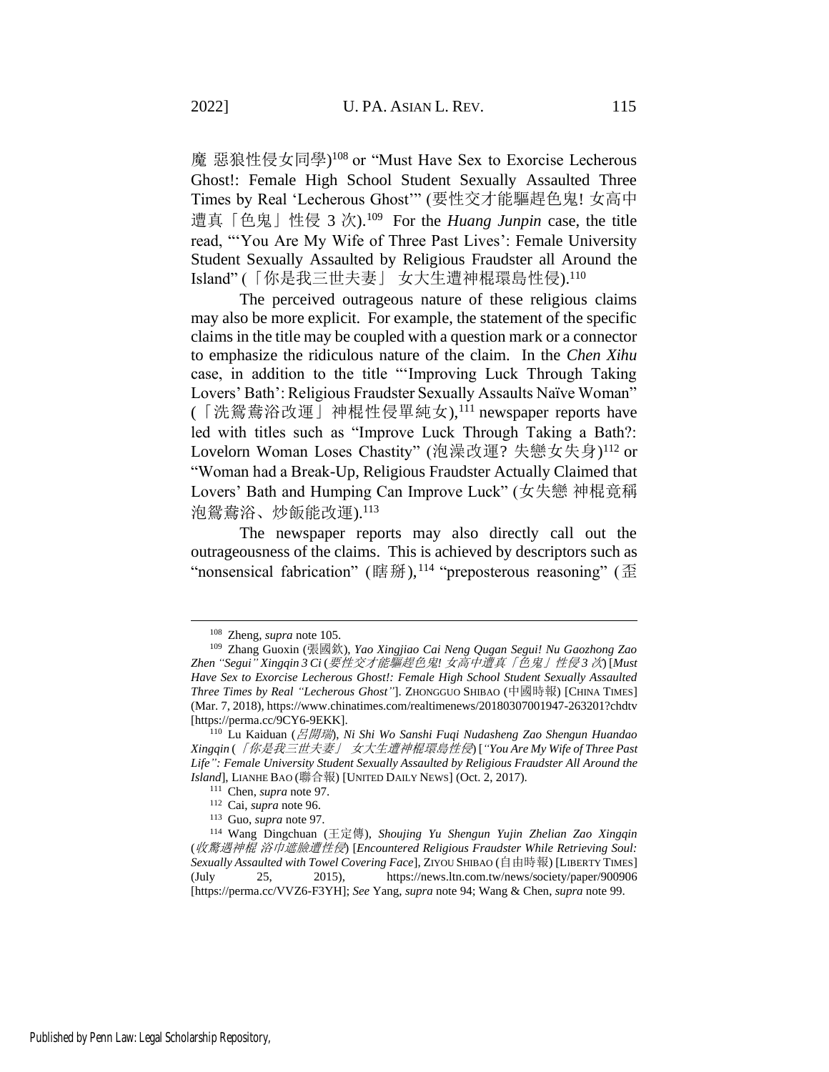魔 惡狼性侵女同學)[108] or "Must Have Sex to Exorcise Lecherous Ghost!: Female High School Student Sexually Assaulted Three Times by Real 'Lecherous Ghost'" (要性交才能驅趕色鬼! 女高中遭真「色鬼」性侵 3 次).[109] For the *Huang Junpin* case, the title read, "'You Are My Wife of Three Past Lives': Female University Student Sexually Assaulted by Religious Fraudster all Around the Island" (「你是我三世夫妻」 女大生遭神棍環島性侵).[110]

The perceived outrageous nature of these religious claims may also be more explicit. For example, the statement of the specific claims in the title may be coupled with a question mark or a connector to emphasize the ridiculous nature of the claim. In the *Chen Xihu* case, in addition to the title "'Improving Luck Through Taking Lovers' Bath': Religious Fraudster Sexually Assaults Naïve Woman" (「洗鴛鴦浴改運」神棍性侵單純女),[111] newspaper reports have led with titles such as "Improve Luck Through Taking a Bath?: Lovelorn Woman Loses Chastity" (泡澡改運? 失戀女失身)[112] or "Woman had a Break-Up, Religious Fraudster Actually Claimed that Lovers' Bath and Humping Can Improve Luck" (女失戀 神棍竟稱泡鴛鴦浴、炒飯能改運).[113]

The newspaper reports may also directly call out the outrageousness of the claims. This is achieved by descriptors such as "nonsensical fabrication" (瞎掰),[114] "preposterous reasoning" (歪

---

[108] Zheng, *supra* note 105.

[109] Zhang Guoxin (張國欽), *Yao Xingjiao Cai Neng Qugan Segui! Nu Gaozhong Zao Zhen "Segui" Xingqin 3 Ci* (*要性交才能驅趕色鬼! 女高中遭真「色鬼」性侵 3 次*) [*Must Have Sex to Exorcise Lecherous Ghost!: Female High School Student Sexually Assaulted Three Times by Real "Lecherous Ghost"*]. ZHONGGUO SHIBAO (中國時報) [CHINA TIMES] (Mar. 7, 2018), https://www.chinatimes.com/realtimenews/20180307001947-263201?chdtv [https://perma.cc/9CY6-9EKK].

[110] Lu Kaiduan (*呂開瑞*), *Ni Shi Wo Sanshi Fuqi Nudasheng Zao Shengun Huandao Xingqin* (*「你是我三世夫妻」 女大生遭神棍環島性侵*) [*"You Are My Wife of Three Past Life": Female University Student Sexually Assaulted by Religious Fraudster All Around the Island*], LIANHE BAO (聯合報) [UNITED DAILY NEWS] (Oct. 2, 2017).

[111] Chen, *supra* note 97.

[112] Cai, *supra* note 96.

[113] Guo, *supra* note 97.

[114] Wang Dingchuan (王定傳), *Shoujing Yu Shengun Yujin Zhelian Zao Xingqin* (*收驚遇神棍 浴巾遮臉遭性侵*) [*Encountered Religious Fraudster While Retrieving Soul: Sexually Assaulted with Towel Covering Face*], ZIYOU SHIBAO (自由時報) [LIBERTY TIMES] (July 25, 2015), https://news.ltn.com.tw/news/society/paper/900906 [https://perma.cc/VVZ6-F3YH]; *See* Yang, *supra* note 94; Wang & Chen, *supra* note 99.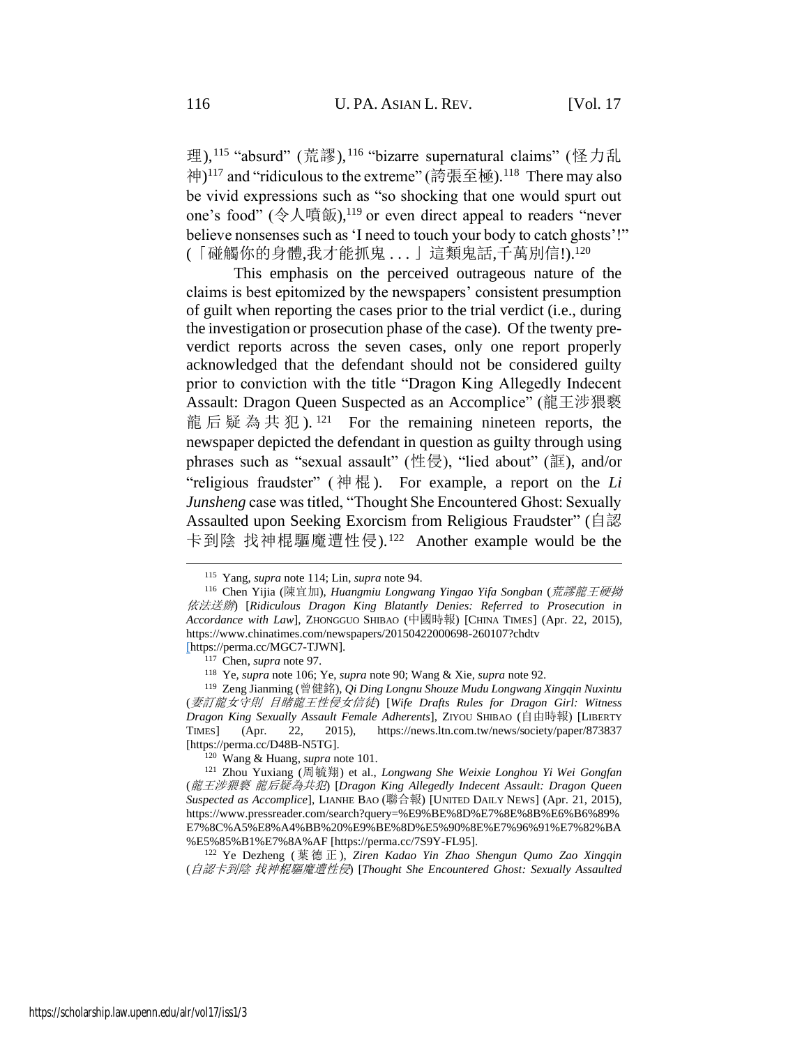理),[115] "absurd" (荒謬),[116] "bizarre supernatural claims" (怪力乱神)[117] and "ridiculous to the extreme" (誇張至極).[118] There may also be vivid expressions such as "so shocking that one would spurt out one's food" (令人噴飯),[119] or even direct appeal to readers "never believe nonsenses such as 'I need to touch your body to catch ghosts'!" (「碰觸你的身體,我才能抓鬼 . . . 」這類鬼話,千萬別信!).[120]

This emphasis on the perceived outrageous nature of the claims is best epitomized by the newspapers' consistent presumption of guilt when reporting the cases prior to the trial verdict (i.e., during the investigation or prosecution phase of the case). Of the twenty pre-verdict reports across the seven cases, only one report properly acknowledged that the defendant should not be considered guilty prior to conviction with the title "Dragon King Allegedly Indecent Assault: Dragon Queen Suspected as an Accomplice" (龍王涉猥褻龍后疑為共犯).[121] For the remaining nineteen reports, the newspaper depicted the defendant in question as guilty through using phrases such as "sexual assault" (性侵), "lied about" (誆), and/or "religious fraudster" (神棍). For example, a report on the *Li Junsheng* case was titled, "Thought She Encountered Ghost: Sexually Assaulted upon Seeking Exorcism from Religious Fraudster" (自認卡到陰 找神棍驅魔遭性侵).[122] Another example would be the

---

[115] Yang, *supra* note 114; Lin, *supra* note 94.

[116] Chen Yijia (陳宜加), *Huangmiu Longwang Yingao Yifa Songban* (*荒謬龍王硬拗依法送辦*) [*Ridiculous Dragon King Blatantly Denies: Referred to Prosecution in Accordance with Law*], ZHONGGUO SHIBAO (中國時報) [CHINA TIMES] (Apr. 22, 2015), https://www.chinatimes.com/newspapers/20150422000698-260107?chdtv [https://perma.cc/MGC7-TJWN].

[117] Chen, *supra* note 97.

[118] Ye, *supra* note 106; Ye, *supra* note 90; Wang & Xie, *supra* note 92.

[119] Zeng Jianming (曾健銘), *Qi Ding Longnu Shouze Mudu Longwang Xingqin Nuxintu* (*妻訂龍女守則 目睹龍王性侵女信徒*) [*Wife Drafts Rules for Dragon Girl: Witness Dragon King Sexually Assault Female Adherents*], ZIYOU SHIBAO (自由時報) [LIBERTY TIMES] (Apr. 22, 2015), https://news.ltn.com.tw/news/society/paper/873837 [https://perma.cc/D48B-N5TG].

[120] Wang & Huang, *supra* note 101.

[121] Zhou Yuxiang (周毓翔) et al., *Longwang She Weixie Longhou Yi Wei Gongfan* (*龍王涉猥褻 龍后疑為共犯*) [*Dragon King Allegedly Indecent Assault: Dragon Queen Suspected as Accomplice*], LIANHE BAO (聯合報) [UNITED DAILY NEWS] (Apr. 21, 2015), https://www.pressreader.com/search?query=%E9%BE%8D%E7%8E%8B%E6%B6%89%E7%8C%A5%E8%A4%BB%20%E9%BE%8D%E5%90%8E%E7%96%91%E7%82%BA%E5%85%B1%E7%8A%AF [https://perma.cc/7S9Y-FL95].

[122] Ye Dezheng (葉德正), *Ziren Kadao Yin Zhao Shengun Qumo Zao Xingqin* (*自認卡到陰 找神棍驅魔遭性侵*) [*Thought She Encountered Ghost: Sexually Assaulted*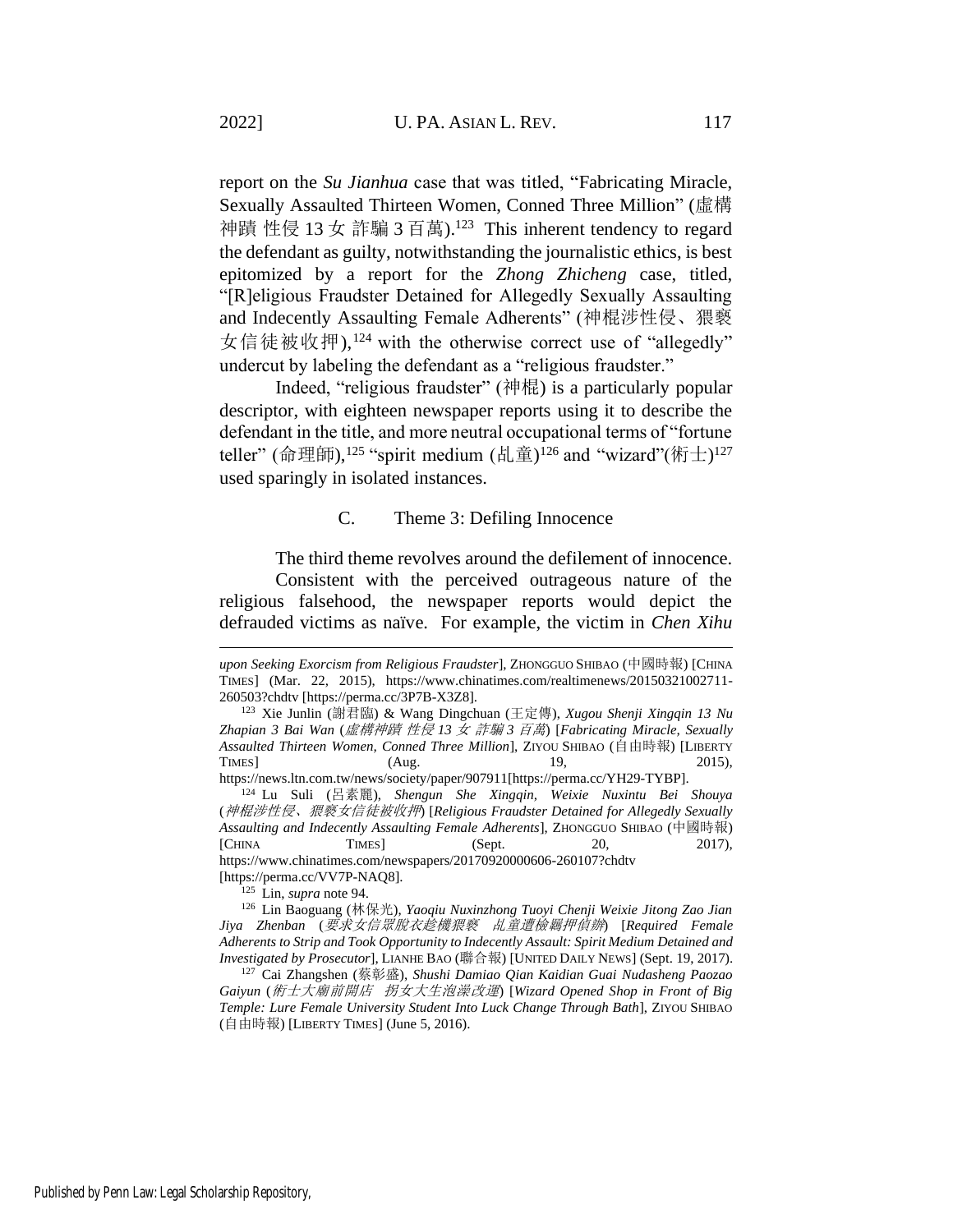report on the *Su Jianhua* case that was titled, "Fabricating Miracle, Sexually Assaulted Thirteen Women, Conned Three Million" (虛構神蹟 性侵 13 女 詐騙 3 百萬).[123] This inherent tendency to regard the defendant as guilty, notwithstanding the journalistic ethics, is best epitomized by a report for the *Zhong Zhicheng* case, titled, "[R]eligious Fraudster Detained for Allegedly Sexually Assaulting and Indecently Assaulting Female Adherents" (神棍涉性侵、猥褻女信徒被收押),[124] with the otherwise correct use of "allegedly" undercut by labeling the defendant as a "religious fraudster."

Indeed, "religious fraudster" (神棍) is a particularly popular descriptor, with eighteen newspaper reports using it to describe the defendant in the title, and more neutral occupational terms of "fortune teller" (命理師),[125] "spirit medium (乩童)[126] and "wizard"(術士)[127] used sparingly in isolated instances.

### C. Theme 3: Defiling Innocence

The third theme revolves around the defilement of innocence.

Consistent with the perceived outrageous nature of the religious falsehood, the newspaper reports would depict the defrauded victims as naïve. For example, the victim in *Chen Xihu*

---

*upon Seeking Exorcism from Religious Fraudster*], ZHONGGUO SHIBAO (中國時報) [CHINA TIMES] (Mar. 22, 2015), https://www.chinatimes.com/realtimenews/20150321002711-260503?chdtv [https://perma.cc/3P7B-X3Z8].

[123] Xie Junlin (謝君臨) & Wang Dingchuan (王定傳), *Xugou Shenji Xingqin 13 Nu Zhapian 3 Bai Wan* (*虛構神蹟 性侵 13 女 詐騙 3 百萬*) [*Fabricating Miracle, Sexually Assaulted Thirteen Women, Conned Three Million*], ZIYOU SHIBAO (自由時報) [LIBERTY TIMES] (Aug. 19, 2015), https://news.ltn.com.tw/news/society/paper/907911[https://perma.cc/YH29-TYBP].

[124] Lu Suli (呂素麗), *Shengun She Xingqin, Weixie Nuxintu Bei Shouya* (*神棍涉性侵、猥褻女信徒被收押*) [*Religious Fraudster Detained for Allegedly Sexually Assaulting and Indecently Assaulting Female Adherents*], ZHONGGUO SHIBAO (中國時報) [CHINA TIMES] (Sept. 20, 2017), https://www.chinatimes.com/newspapers/20170920000606-260107?chdtv [https://perma.cc/VV7P-NAQ8].

[125] Lin, *supra* note 94.

[126] Lin Baoguang (林保光), *Yaoqiu Nuxinzhong Tuoyi Chenji Weixie Jitong Zao Jian Jiya Zhenban* (*要求女信眾脫衣趁機猥褻 乩童遭檢羈押偵辦*) [*Required Female Adherents to Strip and Took Opportunity to Indecently Assault: Spirit Medium Detained and Investigated by Prosecutor*], LIANHE BAO (聯合報) [UNITED DAILY NEWS] (Sept. 19, 2017).

[127] Cai Zhangshen (蔡彰盛), *Shushi Damiao Qian Kaidian Guai Nudasheng Paozao Gaiyun* (*術士大廟前開店 拐女大生泡澡改運*) [*Wizard Opened Shop in Front of Big Temple: Lure Female University Student Into Luck Change Through Bath*], ZIYOU SHIBAO (自由時報) [LIBERTY TIMES] (June 5, 2016).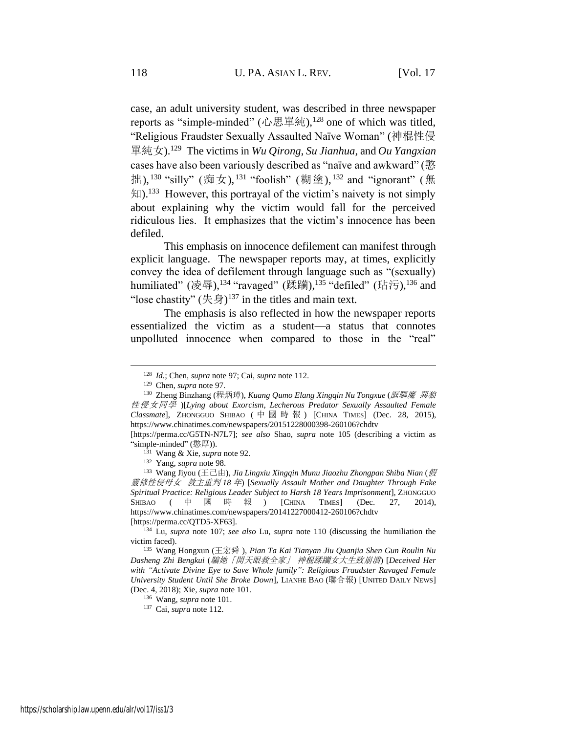case, an adult university student, was described in three newspaper reports as "simple-minded" (心思單純),[128] one of which was titled, "Religious Fraudster Sexually Assaulted Naïve Woman" (神棍性侵單純女).[129] The victims in *Wu Qirong*, *Su Jianhua*, and *Ou Yangxian* cases have also been variously described as "naïve and awkward" (憨拙),[130] "silly" (痴女),[131] "foolish" (糊塗),[132] and "ignorant" (無知).[133] However, this portrayal of the victim's naivety is not simply about explaining why the victim would fall for the perceived ridiculous lies. It emphasizes that the victim's innocence has been defiled.

This emphasis on innocence defilement can manifest through explicit language. The newspaper reports may, at times, explicitly convey the idea of defilement through language such as "(sexually) humiliated" (凌辱),[134] "ravaged" (蹂躪),[135] "defiled" (玷污),[136] and "lose chastity" (失身)[137] in the titles and main text.

The emphasis is also reflected in how the newspaper reports essentialized the victim as a student—a status that connotes unpolluted innocence when compared to those in the "real"

---

[128] *Id.*; Chen, *supra* note 97; Cai, *supra* note 112.

[129] Chen, *supra* note 97.

[130] Zheng Binzhang (程炳璋), *Kuang Qumo Elang Xingqin Nu Tongxue* (*誆驅魔 惡狼性侵女同學* )[*Lying about Exorcism, Lecherous Predator Sexually Assaulted Female Classmate*], ZHONGGUO SHIBAO (中國時報) [CHINA TIMES] (Dec. 28, 2015), https://www.chinatimes.com/newspapers/20151228000398-260106?chdtv [https://perma.cc/G5TN-N7L7]; *see also* Shao, *supra* note 105 (describing a victim as "simple-minded" (憨厚)).

[131] Wang & Xie, *supra* note 92.

[132] Yang, *supra* note 98.

[133] Wang Jiyou (王己由), *Jia Lingxiu Xingqin Munu Jiaozhu Zhongpan Shiba Nian* (*假靈修性侵母女 教主重判18年*) [*Sexually Assault Mother and Daughter Through Fake Spiritual Practice: Religious Leader Subject to Harsh 18 Years Imprisonment*], ZHONGGUO SHIBAO (中國時報) [CHINA TIMES] (Dec. 27, 2014), https://www.chinatimes.com/newspapers/20141227000412-260106?chdtv [https://perma.cc/QTD5-XF63].

[134] Lu, *supra* note 107; *see also* Lu, *supra* note 110 (discussing the humiliation the victim faced).

[135] Wang Hongxun (王宏舜), *Pian Ta Kai Tianyan Jiu Quanjia Shen Gun Roulin Nu Dasheng Zhi Bengkui* (*騙她「開天眼救全家」 神棍蹂躪女大生致崩潰*) [*Deceived Her with "Activate Divine Eye to Save Whole family": Religious Fraudster Ravaged Female University Student Until She Broke Down*], LIANHE BAO (聯合報) [UNITED DAILY NEWS] (Dec. 4, 2018); Xie, *supra* note 101.

[136] Wang, *supra* note 101.

[137] Cai, *supra* note 112.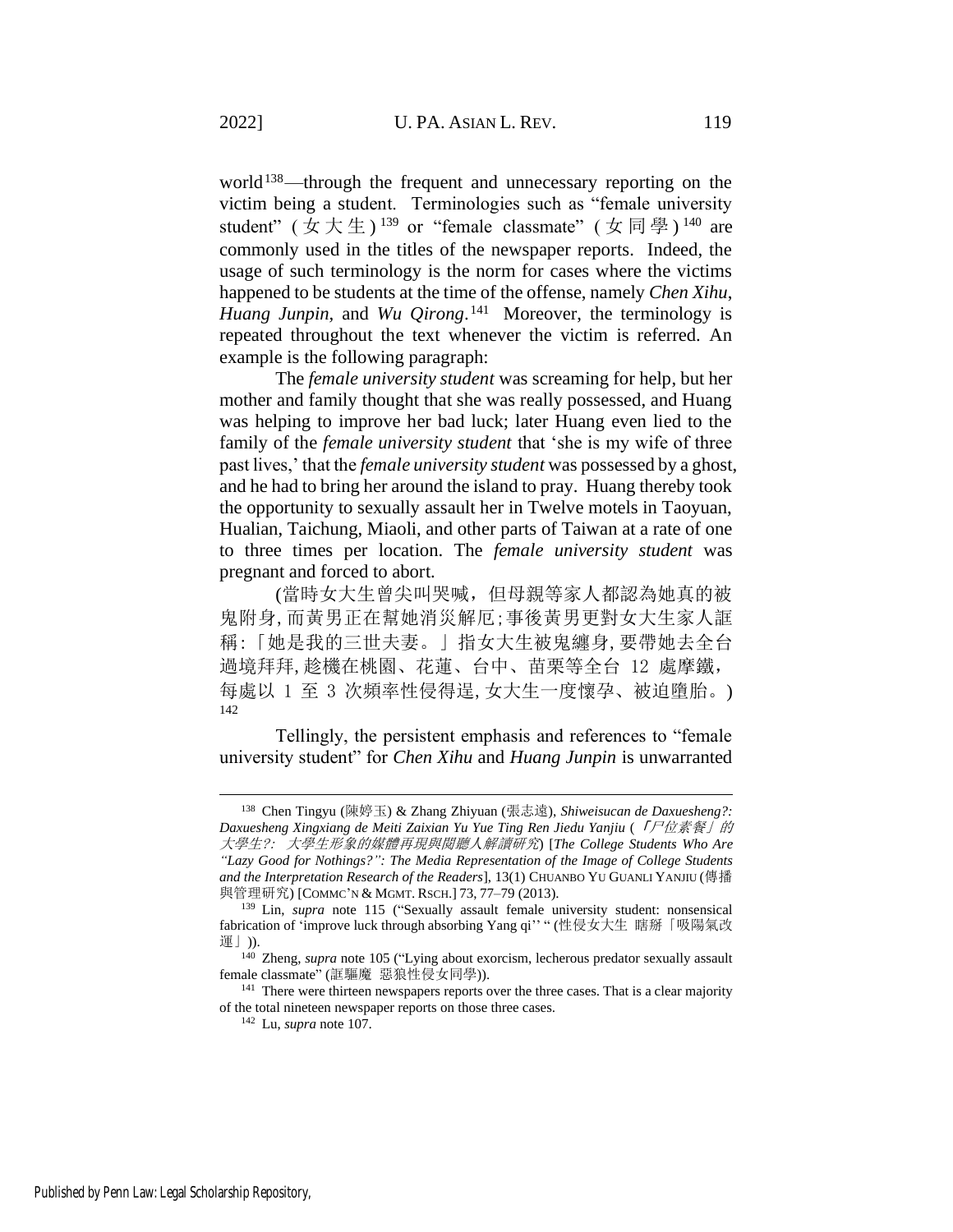world[138]—through the frequent and unnecessary reporting on the victim being a student. Terminologies such as "female university student" (女大生)[139] or "female classmate" (女同學)[140] are commonly used in the titles of the newspaper reports. Indeed, the usage of such terminology is the norm for cases where the victims happened to be students at the time of the offense, namely *Chen Xihu*, *Huang Junpin*, and *Wu Qirong*.[141] Moreover, the terminology is repeated throughout the text whenever the victim is referred. An example is the following paragraph:

The *female university student* was screaming for help, but her mother and family thought that she was really possessed, and Huang was helping to improve her bad luck; later Huang even lied to the family of the *female university student* that 'she is my wife of three past lives,' that the *female university student* was possessed by a ghost, and he had to bring her around the island to pray. Huang thereby took the opportunity to sexually assault her in Twelve motels in Taoyuan, Hualian, Taichung, Miaoli, and other parts of Taiwan at a rate of one to three times per location. The *female university student* was pregnant and forced to abort.

(當時女大生曾尖叫哭喊，但母親等家人都認為她真的被鬼附身, 而黃男正在幫她消災解厄;事後黃男更對女大生家人誆稱:「她是我的三世夫妻。」指女大生被鬼纏身, 要帶她去全台過境拜拜, 趁機在桃園、花蓮、台中、苗栗等全台 12 處摩鐵，每處以 1 至 3 次頻率性侵得逞, 女大生一度懷孕、被迫墮胎。)[142]

Tellingly, the persistent emphasis and references to "female university student" for *Chen Xihu* and *Huang Junpin* is unwarranted

---

[138] Chen Tingyu (陳婷玉) & Zhang Zhiyuan (張志遠), *Shiweisucan de Daxuesheng?: Daxuesheng Xingxiang de Meiti Zaixian Yu Yue Ting Ren Jiedu Yanjiu* (*「尸位素餐」的大學生?: 大學生形象的媒體再現與閱聽人解讀研究*) [*The College Students Who Are "Lazy Good for Nothings?": The Media Representation of the Image of College Students and the Interpretation Research of the Readers*], 13(1) CHUANBO YU GUANLI YANJIU (傳播與管理研究) [COMMC'N & MGMT. RSCH.] 73, 77–79 (2013).

[139] Lin, *supra* note 115 ("Sexually assault female university student: nonsensical fabrication of 'improve luck through absorbing Yang qi'' " (性侵女大生 瞎掰「吸陽氣改運」)).

[140] Zheng, *supra* note 105 ("Lying about exorcism, lecherous predator sexually assault female classmate" (誆驅魔 惡狼性侵女同學)).

[141] There were thirteen newspapers reports over the three cases. That is a clear majority of the total nineteen newspaper reports on those three cases.

[142] Lu, *supra* note 107.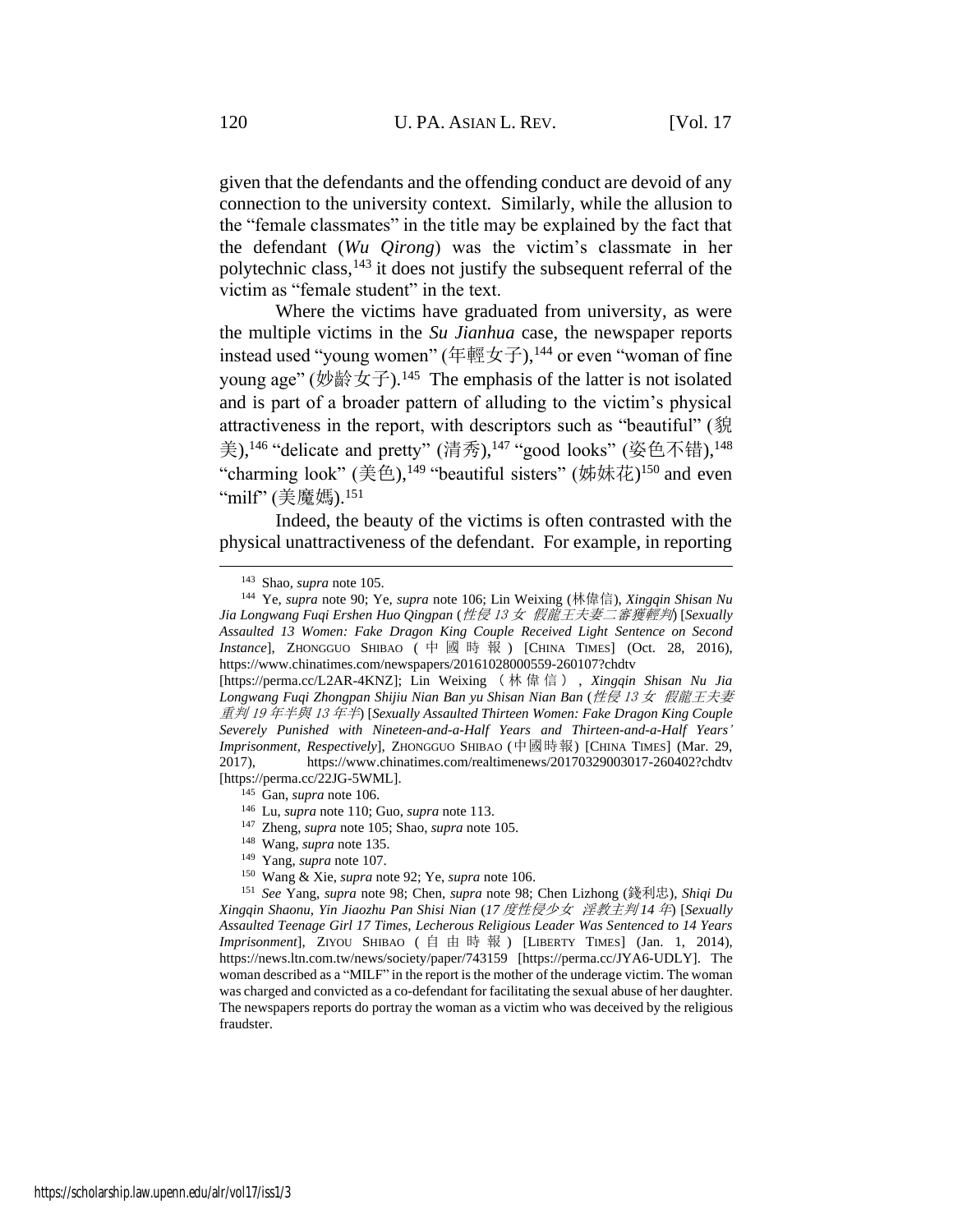given that the defendants and the offending conduct are devoid of any connection to the university context. Similarly, while the allusion to the "female classmates" in the title may be explained by the fact that the defendant (*Wu Qirong*) was the victim's classmate in her polytechnic class,[143] it does not justify the subsequent referral of the victim as "female student" in the text.

Where the victims have graduated from university, as were the multiple victims in the *Su Jianhua* case, the newspaper reports instead used "young women" (年輕女子),[144] or even "woman of fine young age" (妙齡女子).[145] The emphasis of the latter is not isolated and is part of a broader pattern of alluding to the victim's physical attractiveness in the report, with descriptors such as "beautiful" (貌美),[146] "delicate and pretty" (清秀),[147] "good looks" (姿色不错),[148] "charming look" (美色),[149] "beautiful sisters" (姊妹花)[150] and even "milf" (美魔媽).[151]

Indeed, the beauty of the victims is often contrasted with the physical unattractiveness of the defendant. For example, in reporting

---

[143] Shao, *supra* note 105.

[144] Ye, *supra* note 90; Ye, *supra* note 106; Lin Weixing (林偉信), *Xingqin Shisan Nu Jia Longwang Fuqi Ershen Huo Qingpan* (*性侵 13 女 假龍王夫妻二審獲輕判*) [*Sexually Assaulted 13 Women: Fake Dragon King Couple Received Light Sentence on Second Instance*], ZHONGGUO SHIBAO (中國時報) [CHINA TIMES] (Oct. 28, 2016), https://www.chinatimes.com/newspapers/20161028000559-260107?chdtv [https://perma.cc/L2AR-4KNZ]; Lin Weixing (林偉信), *Xingqin Shisan Nu Jia Longwang Fuqi Zhongpan Shijiu Nian Ban yu Shisan Nian Ban* (*性侵 13 女 假龍王夫妻重判 19 年半與 13 年半*) [*Sexually Assaulted Thirteen Women: Fake Dragon King Couple Severely Punished with Nineteen-and-a-Half Years and Thirteen-and-a-Half Years' Imprisonment, Respectively*], ZHONGGUO SHIBAO (中國時報) [CHINA TIMES] (Mar. 29, 2017), https://www.chinatimes.com/realtimenews/20170329003017-260402?chdtv [https://perma.cc/22JG-5WML].

[145] Gan, *supra* note 106.

[146] Lu, *supra* note 110; Guo, *supra* note 113.

[147] Zheng, *supra* note 105; Shao, *supra* note 105.

[148] Wang, *supra* note 135.

[149] Yang, *supra* note 107.

[150] Wang & Xie, *supra* note 92; Ye, *supra* note 106.

[151] *See* Yang, *supra* note 98; Chen, *supra* note 98; Chen Lizhong (錢利忠), *Shiqi Du Xingqin Shaonu, Yin Jiaozhu Pan Shisi Nian* (*17 度性侵少女 淫教主判 14 年*) [*Sexually Assaulted Teenage Girl 17 Times, Lecherous Religious Leader Was Sentenced to 14 Years Imprisonment*], ZIYOU SHIBAO (自由時報) [LIBERTY TIMES] (Jan. 1, 2014), https://news.ltn.com.tw/news/society/paper/743159 [https://perma.cc/JYA6-UDLY]. The woman described as a "MILF" in the report is the mother of the underage victim. The woman was charged and convicted as a co-defendant for facilitating the sexual abuse of her daughter. The newspapers reports do portray the woman as a victim who was deceived by the religious fraudster.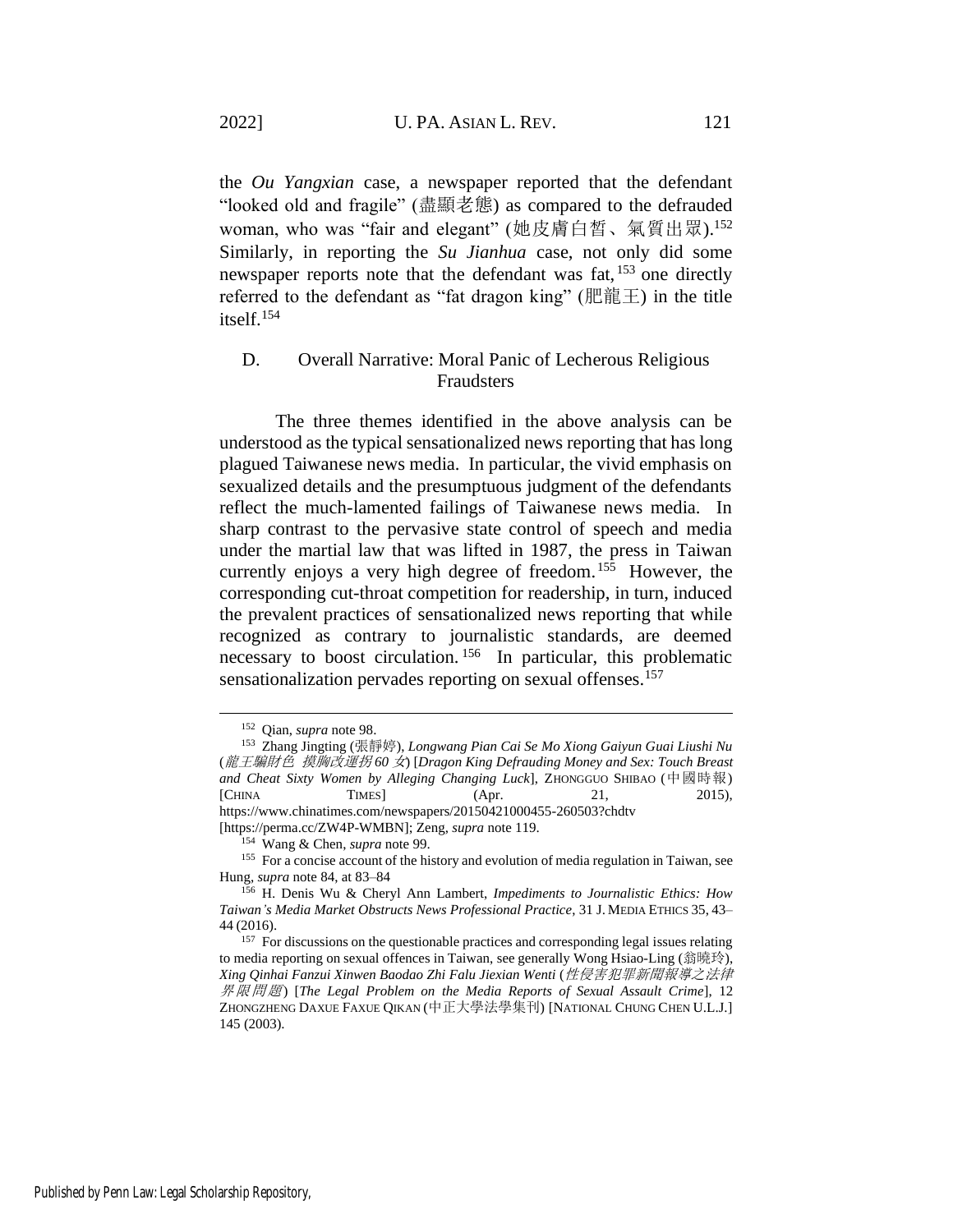the *Ou Yangxian* case, a newspaper reported that the defendant "looked old and fragile" (盡顯老態) as compared to the defrauded woman, who was "fair and elegant" (她皮膚白皙、氣質出眾).[152] Similarly, in reporting the *Su Jianhua* case, not only did some newspaper reports note that the defendant was fat,[153] one directly referred to the defendant as "fat dragon king" (肥龍王) in the title itself.[154]

### D. Overall Narrative: Moral Panic of Lecherous Religious Fraudsters

The three themes identified in the above analysis can be understood as the typical sensationalized news reporting that has long plagued Taiwanese news media. In particular, the vivid emphasis on sexualized details and the presumptuous judgment of the defendants reflect the much-lamented failings of Taiwanese news media. In sharp contrast to the pervasive state control of speech and media under the martial law that was lifted in 1987, the press in Taiwan currently enjoys a very high degree of freedom.[155] However, the corresponding cut-throat competition for readership, in turn, induced the prevalent practices of sensationalized news reporting that while recognized as contrary to journalistic standards, are deemed necessary to boost circulation.[156] In particular, this problematic sensationalization pervades reporting on sexual offenses.[157]

---

[152] Qian, *supra* note 98.

[153] Zhang Jingting (張靜婷), *Longwang Pian Cai Se Mo Xiong Gaiyun Guai Liushi Nu* (*龍王騙財色 摸胸改運拐 60 女*) [*Dragon King Defrauding Money and Sex: Touch Breast and Cheat Sixty Women by Alleging Changing Luck*], ZHONGGUO SHIBAO (中國時報) [CHINA TIMES] (Apr. 21, 2015), https://www.chinatimes.com/newspapers/20150421000455-260503?chdtv [https://perma.cc/ZW4P-WMBN]; Zeng, *supra* note 119.

[154] Wang & Chen, *supra* note 99.

[155] For a concise account of the history and evolution of media regulation in Taiwan, see Hung, *supra* note 84, at 83–84

[156] H. Denis Wu & Cheryl Ann Lambert, *Impediments to Journalistic Ethics: How Taiwan's Media Market Obstructs News Professional Practice*, 31 J. MEDIA ETHICS 35, 43–44 (2016).

[157] For discussions on the questionable practices and corresponding legal issues relating to media reporting on sexual offences in Taiwan, see generally Wong Hsiao-Ling (翁曉玲), *Xing Qinhai Fanzui Xinwen Baodao Zhi Falu Jiexian Wenti* (*性侵害犯罪新聞報導之法律界限問題*) [*The Legal Problem on the Media Reports of Sexual Assault Crime*], 12 ZHONGZHENG DAXUE FAXUE QIKAN (中正大學法學集刊) [NATIONAL CHUNG CHEN U.L.J.] 145 (2003).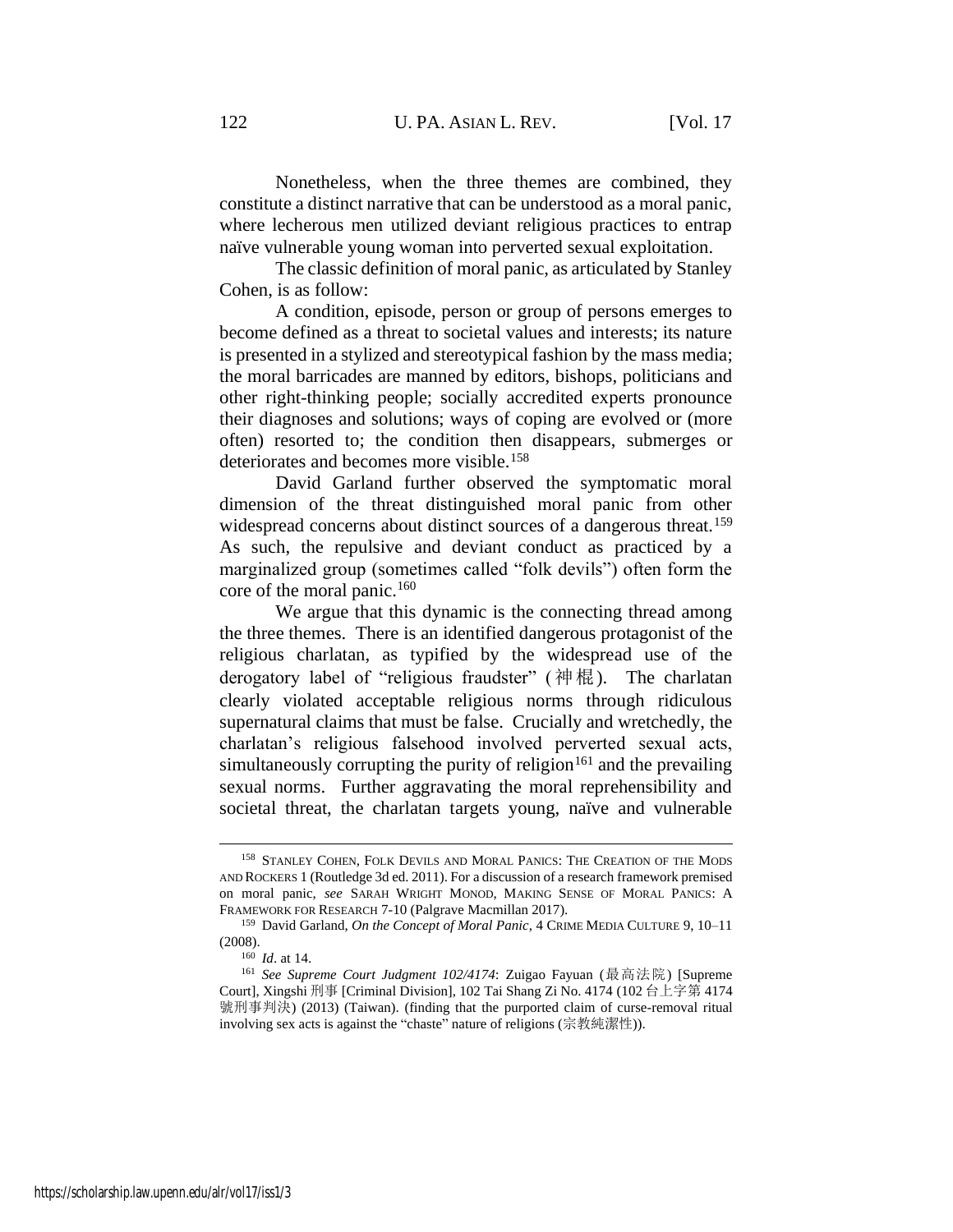Nonetheless, when the three themes are combined, they constitute a distinct narrative that can be understood as a moral panic, where lecherous men utilized deviant religious practices to entrap naïve vulnerable young woman into perverted sexual exploitation.

The classic definition of moral panic, as articulated by Stanley Cohen, is as follow:

A condition, episode, person or group of persons emerges to become defined as a threat to societal values and interests; its nature is presented in a stylized and stereotypical fashion by the mass media; the moral barricades are manned by editors, bishops, politicians and other right-thinking people; socially accredited experts pronounce their diagnoses and solutions; ways of coping are evolved or (more often) resorted to; the condition then disappears, submerges or deteriorates and becomes more visible.[158]

David Garland further observed the symptomatic moral dimension of the threat distinguished moral panic from other widespread concerns about distinct sources of a dangerous threat.[159] As such, the repulsive and deviant conduct as practiced by a marginalized group (sometimes called "folk devils") often form the core of the moral panic.[160]

We argue that this dynamic is the connecting thread among the three themes. There is an identified dangerous protagonist of the religious charlatan, as typified by the widespread use of the derogatory label of "religious fraudster" (神棍). The charlatan clearly violated acceptable religious norms through ridiculous supernatural claims that must be false. Crucially and wretchedly, the charlatan's religious falsehood involved perverted sexual acts, simultaneously corrupting the purity of religion[161] and the prevailing sexual norms. Further aggravating the moral reprehensibility and societal threat, the charlatan targets young, naïve and vulnerable

---

[158] STANLEY COHEN, FOLK DEVILS AND MORAL PANICS: THE CREATION OF THE MODS AND ROCKERS 1 (Routledge 3d ed. 2011). For a discussion of a research framework premised on moral panic, *see* SARAH WRIGHT MONOD, MAKING SENSE OF MORAL PANICS: A FRAMEWORK FOR RESEARCH 7-10 (Palgrave Macmillan 2017).

[159] David Garland, *On the Concept of Moral Panic*, 4 CRIME MEDIA CULTURE 9, 10–11 (2008).

[160] *Id*. at 14.

[161] *See Supreme Court Judgment 102/4174*: Zuigao Fayuan (最高法院) [Supreme Court], Xingshi 刑事 [Criminal Division], 102 Tai Shang Zi No. 4174 (102 台上字第 4174 號刑事判決) (2013) (Taiwan). (finding that the purported claim of curse-removal ritual involving sex acts is against the "chaste" nature of religions (宗教純潔性)).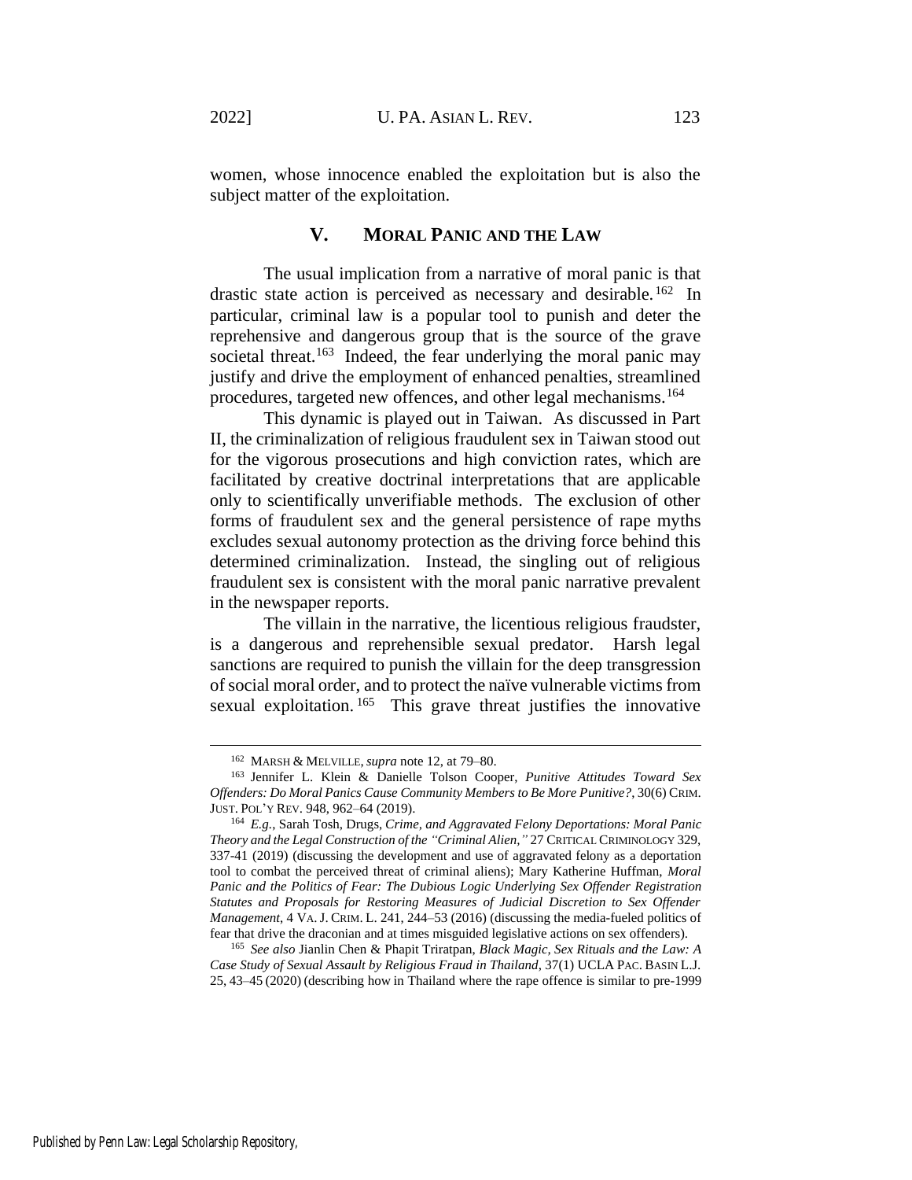women, whose innocence enabled the exploitation but is also the subject matter of the exploitation.

## V. MORAL PANIC AND THE LAW

The usual implication from a narrative of moral panic is that drastic state action is perceived as necessary and desirable.[162] In particular, criminal law is a popular tool to punish and deter the reprehensive and dangerous group that is the source of the grave societal threat.[163] Indeed, the fear underlying the moral panic may justify and drive the employment of enhanced penalties, streamlined procedures, targeted new offences, and other legal mechanisms.[164]

This dynamic is played out in Taiwan. As discussed in Part II, the criminalization of religious fraudulent sex in Taiwan stood out for the vigorous prosecutions and high conviction rates, which are facilitated by creative doctrinal interpretations that are applicable only to scientifically unverifiable methods. The exclusion of other forms of fraudulent sex and the general persistence of rape myths excludes sexual autonomy protection as the driving force behind this determined criminalization. Instead, the singling out of religious fraudulent sex is consistent with the moral panic narrative prevalent in the newspaper reports.

The villain in the narrative, the licentious religious fraudster, is a dangerous and reprehensible sexual predator. Harsh legal sanctions are required to punish the villain for the deep transgression of social moral order, and to protect the naïve vulnerable victims from sexual exploitation.[165] This grave threat justifies the innovative

---

[162] MARSH & MELVILLE, *supra* note 12, at 79–80.

[163] Jennifer L. Klein & Danielle Tolson Cooper, *Punitive Attitudes Toward Sex Offenders: Do Moral Panics Cause Community Members to Be More Punitive?*, 30(6) CRIM. JUST. POL'Y REV. 948, 962–64 (2019).

[164] *E.g.*, Sarah Tosh, Drugs, *Crime, and Aggravated Felony Deportations: Moral Panic Theory and the Legal Construction of the "Criminal Alien,"* 27 CRITICAL CRIMINOLOGY 329, 337-41 (2019) (discussing the development and use of aggravated felony as a deportation tool to combat the perceived threat of criminal aliens); Mary Katherine Huffman, *Moral Panic and the Politics of Fear: The Dubious Logic Underlying Sex Offender Registration Statutes and Proposals for Restoring Measures of Judicial Discretion to Sex Offender Management*, 4 VA. J. CRIM. L. 241, 244–53 (2016) (discussing the media-fueled politics of fear that drive the draconian and at times misguided legislative actions on sex offenders).

[165] *See also* Jianlin Chen & Phapit Triratpan, *Black Magic, Sex Rituals and the Law: A Case Study of Sexual Assault by Religious Fraud in Thailand*, 37(1) UCLA PAC. BASIN L.J. 25, 43–45 (2020) (describing how in Thailand where the rape offence is similar to pre-1999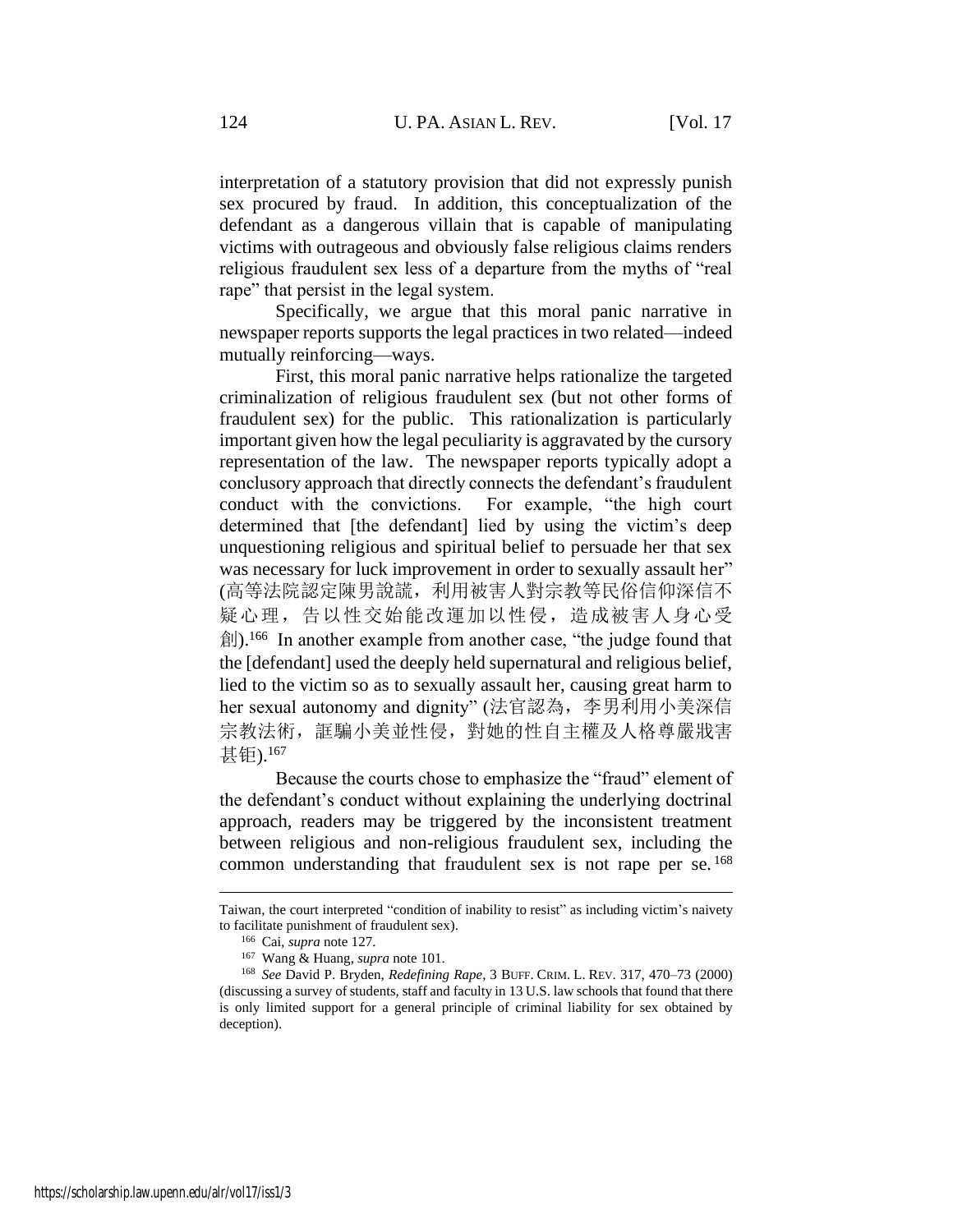interpretation of a statutory provision that did not expressly punish sex procured by fraud. In addition, this conceptualization of the defendant as a dangerous villain that is capable of manipulating victims with outrageous and obviously false religious claims renders religious fraudulent sex less of a departure from the myths of "real rape" that persist in the legal system.

Specifically, we argue that this moral panic narrative in newspaper reports supports the legal practices in two related—indeed mutually reinforcing—ways.

First, this moral panic narrative helps rationalize the targeted criminalization of religious fraudulent sex (but not other forms of fraudulent sex) for the public. This rationalization is particularly important given how the legal peculiarity is aggravated by the cursory representation of the law. The newspaper reports typically adopt a conclusory approach that directly connects the defendant's fraudulent conduct with the convictions. For example, "the high court determined that [the defendant] lied by using the victim's deep unquestioning religious and spiritual belief to persuade her that sex was necessary for luck improvement in order to sexually assault her" (高等法院認定陳男說謊，利用被害人對宗教等民俗信仰深信不疑心理，告以性交始能改運加以性侵，造成被害人身心受創).[166] In another example from another case, "the judge found that the [defendant] used the deeply held supernatural and religious belief, lied to the victim so as to sexually assault her, causing great harm to her sexual autonomy and dignity" (法官認為，李男利用小美深信宗教法術，誆騙小美並性侵，對她的性自主權及人格尊嚴戕害甚钜).[167]

Because the courts chose to emphasize the "fraud" element of the defendant's conduct without explaining the underlying doctrinal approach, readers may be triggered by the inconsistent treatment between religious and non-religious fraudulent sex, including the common understanding that fraudulent sex is not rape per se.[168]

---

Taiwan, the court interpreted "condition of inability to resist" as including victim's naivety to facilitate punishment of fraudulent sex).

[166] Cai, *supra* note 127.

[167] Wang & Huang, *supra* note 101.

[168] *See* David P. Bryden, *Redefining Rape*, 3 BUFF. CRIM. L. REV. 317, 470–73 (2000) (discussing a survey of students, staff and faculty in 13 U.S. law schools that found that there is only limited support for a general principle of criminal liability for sex obtained by deception).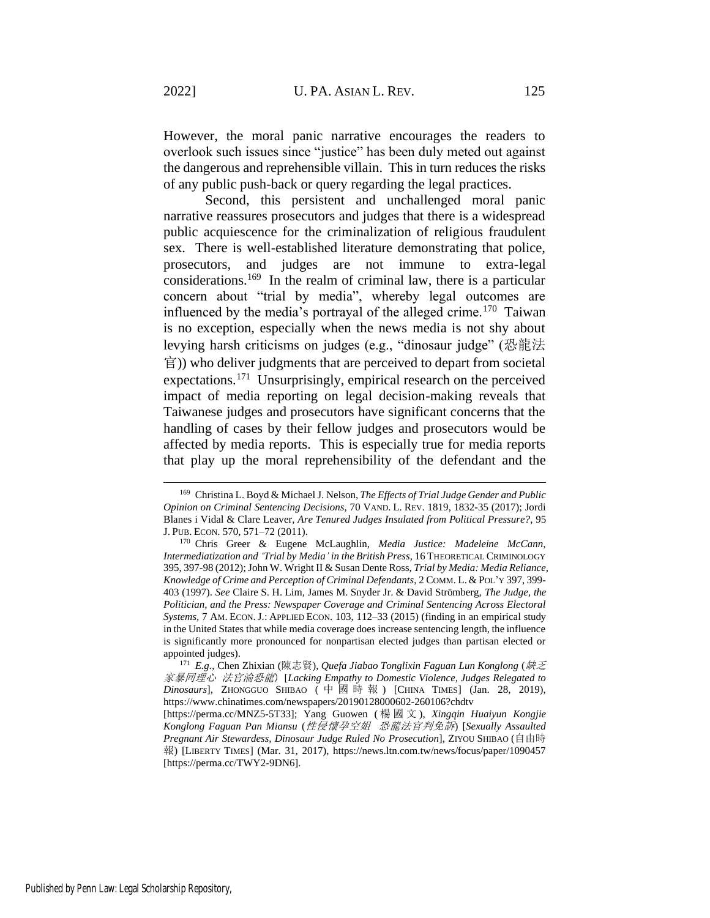However, the moral panic narrative encourages the readers to overlook such issues since "justice" has been duly meted out against the dangerous and reprehensible villain. This in turn reduces the risks of any public push-back or query regarding the legal practices.

Second, this persistent and unchallenged moral panic narrative reassures prosecutors and judges that there is a widespread public acquiescence for the criminalization of religious fraudulent sex. There is well-established literature demonstrating that police, prosecutors, and judges are not immune to extra-legal considerations.[169] In the realm of criminal law, there is a particular concern about "trial by media", whereby legal outcomes are influenced by the media's portrayal of the alleged crime.[170] Taiwan is no exception, especially when the news media is not shy about levying harsh criticisms on judges (e.g., "dinosaur judge" (恐龍法官)) who deliver judgments that are perceived to depart from societal expectations.[171] Unsurprisingly, empirical research on the perceived impact of media reporting on legal decision-making reveals that Taiwanese judges and prosecutors have significant concerns that the handling of cases by their fellow judges and prosecutors would be affected by media reports. This is especially true for media reports that play up the moral reprehensibility of the defendant and the

---

[169] Christina L. Boyd & Michael J. Nelson, *The Effects of Trial Judge Gender and Public Opinion on Criminal Sentencing Decisions*, 70 VAND. L. REV. 1819, 1832-35 (2017); Jordi Blanes i Vidal & Clare Leaver, *Are Tenured Judges Insulated from Political Pressure?*, 95 J. PUB. ECON. 570, 571–72 (2011).

[170] Chris Greer & Eugene McLaughlin, *Media Justice: Madeleine McCann, Intermediatization and 'Trial by Media' in the British Press*, 16 THEORETICAL CRIMINOLOGY 395, 397-98 (2012); John W. Wright II & Susan Dente Ross, *Trial by Media: Media Reliance, Knowledge of Crime and Perception of Criminal Defendants*, 2 COMM. L. & POL'Y 397, 399-403 (1997). *See* Claire S. H. Lim, James M. Snyder Jr. & David Strömberg, *The Judge, the Politician, and the Press: Newspaper Coverage and Criminal Sentencing Across Electoral Systems*, 7 AM. ECON. J.: APPLIED ECON. 103, 112–33 (2015) (finding in an empirical study in the United States that while media coverage does increase sentencing length, the influence is significantly more pronounced for nonpartisan elected judges than partisan elected or appointed judges).

[171] *E.g.*, Chen Zhixian (陳志賢), *Quefa Jiabao Tonglixin Faguan Lun Konglong* (*缺乏家暴同理心 法官淪恐龍*) [*Lacking Empathy to Domestic Violence, Judges Relegated to Dinosaurs*], ZHONGGUO SHIBAO (中國時報) [CHINA TIMES] (Jan. 28, 2019), https://www.chinatimes.com/newspapers/20190128000602-260106?chdtv [https://perma.cc/MNZ5-5T33]; Yang Guowen (楊國文), *Xingqin Huaiyun Kongjie Konglong Faguan Pan Miansu* (*性侵懷孕空姐 恐龍法官判免訴*) [*Sexually Assaulted Pregnant Air Stewardess, Dinosaur Judge Ruled No Prosecution*], ZIYOU SHIBAO (自由時報) [LIBERTY TIMES] (Mar. 31, 2017), https://news.ltn.com.tw/news/focus/paper/1090457 [https://perma.cc/TWY2-9DN6].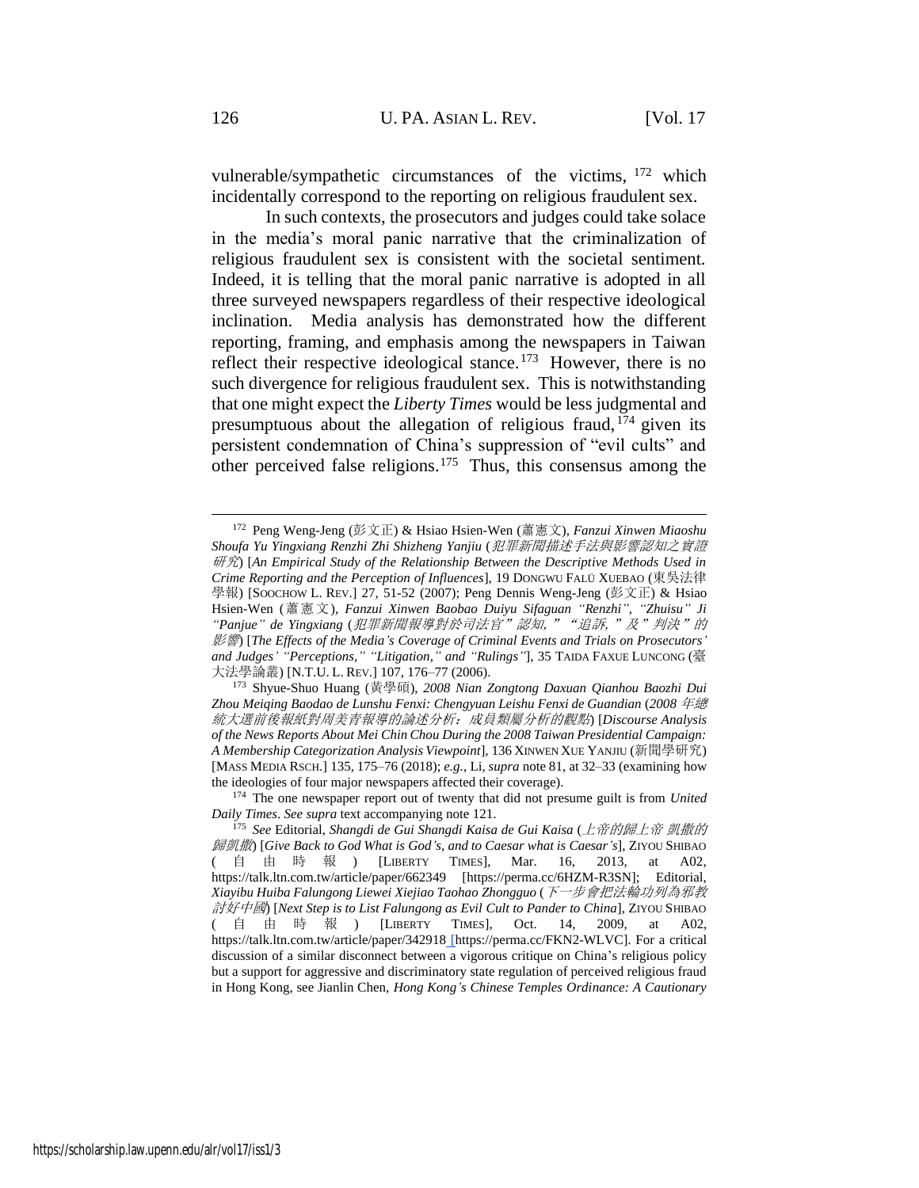vulnerable/sympathetic circumstances of the victims, [172] which incidentally correspond to the reporting on religious fraudulent sex.

In such contexts, the prosecutors and judges could take solace in the media's moral panic narrative that the criminalization of religious fraudulent sex is consistent with the societal sentiment. Indeed, it is telling that the moral panic narrative is adopted in all three surveyed newspapers regardless of their respective ideological inclination. Media analysis has demonstrated how the different reporting, framing, and emphasis among the newspapers in Taiwan reflect their respective ideological stance.[173] However, there is no such divergence for religious fraudulent sex. This is notwithstanding that one might expect the *Liberty Times* would be less judgmental and presumptuous about the allegation of religious fraud,[174] given its persistent condemnation of China's suppression of "evil cults" and other perceived false religions.[175] Thus, this consensus among the

---

[172] Peng Weng-Jeng (彭文正) & Hsiao Hsien-Wen (蕭憲文), *Fanzui Xinwen Miaoshu Shoufa Yu Yingxiang Renzhi Zhi Shizheng Yanjiu* (*犯罪新聞描述手法與影響認知之實證研究*) [*An Empirical Study of the Relationship Between the Descriptive Methods Used in Crime Reporting and the Perception of Influences*], 19 DONGWU FALÜ XUEBAO (東吳法律學報) [SOOCHOW L. REV.] 27, 51-52 (2007); Peng Dennis Weng-Jeng (彭文正) & Hsiao Hsien-Wen (蕭憲文), *Fanzui Xinwen Baobao Duiyu Sifaguan "Renzhi", "Zhuisu" Ji "Panjue" de Yingxiang* (*犯罪新聞報導對於司法官"認知,""追訴,"及"判決"的影響*) [*The Effects of the Media's Coverage of Criminal Events and Trials on Prosecutors' and Judges' "Perceptions," "Litigation," and "Rulings"*], 35 TAIDA FAXUE LUNCONG (臺大法學論叢) [N.T.U. L. REV.] 107, 176–77 (2006).

[173] Shyue-Shuo Huang (黃學碩), *2008 Nian Zongtong Daxuan Qianhou Baozhi Dui Zhou Meiqing Baodao de Lunshu Fenxi: Chengyuan Leishu Fenxi de Guandian* (*2008 年總統大選前後報紙對周美青報導的論述分析：成員類屬分析的觀點*) [*Discourse Analysis of the News Reports About Mei Chin Chou During the 2008 Taiwan Presidential Campaign: A Membership Categorization Analysis Viewpoint*], 136 XINWEN XUE YANJIU (新聞學研究) [MASS MEDIA RSCH.] 135, 175–76 (2018); *e.g.*, Li, *supra* note 81, at 32–33 (examining how the ideologies of four major newspapers affected their coverage).

[174] The one newspaper report out of twenty that did not presume guilt is from *United Daily Times*. *See supra* text accompanying note 121.

[175] *See* Editorial, *Shangdi de Gui Shangdi Kaisa de Gui Kaisa* (*上帝的歸上帝 凱撒的歸凱撒*) [*Give Back to God What is God's, and to Caesar what is Caesar's*], ZIYOU SHIBAO (自由時報) [LIBERTY TIMES], Mar. 16, 2013, at A02, https://talk.ltn.com.tw/article/paper/662349 [https://perma.cc/6HZM-R3SN]; Editorial, *Xiayibu Huiba Falungong Liewei Xiejiao Taohao Zhongguo* (*下一步會把法輪功列為邪教討好中國*) [*Next Step is to List Falungong as Evil Cult to Pander to China*], ZIYOU SHIBAO (自由時報) [LIBERTY TIMES], Oct. 14, 2009, at A02, https://talk.ltn.com.tw/article/paper/342918 [https://perma.cc/FKN2-WLVC]. For a critical discussion of a similar disconnect between a vigorous critique on China's religious policy but a support for aggressive and discriminatory state regulation of perceived religious fraud in Hong Kong, see Jianlin Chen, *Hong Kong's Chinese Temples Ordinance: A Cautionary*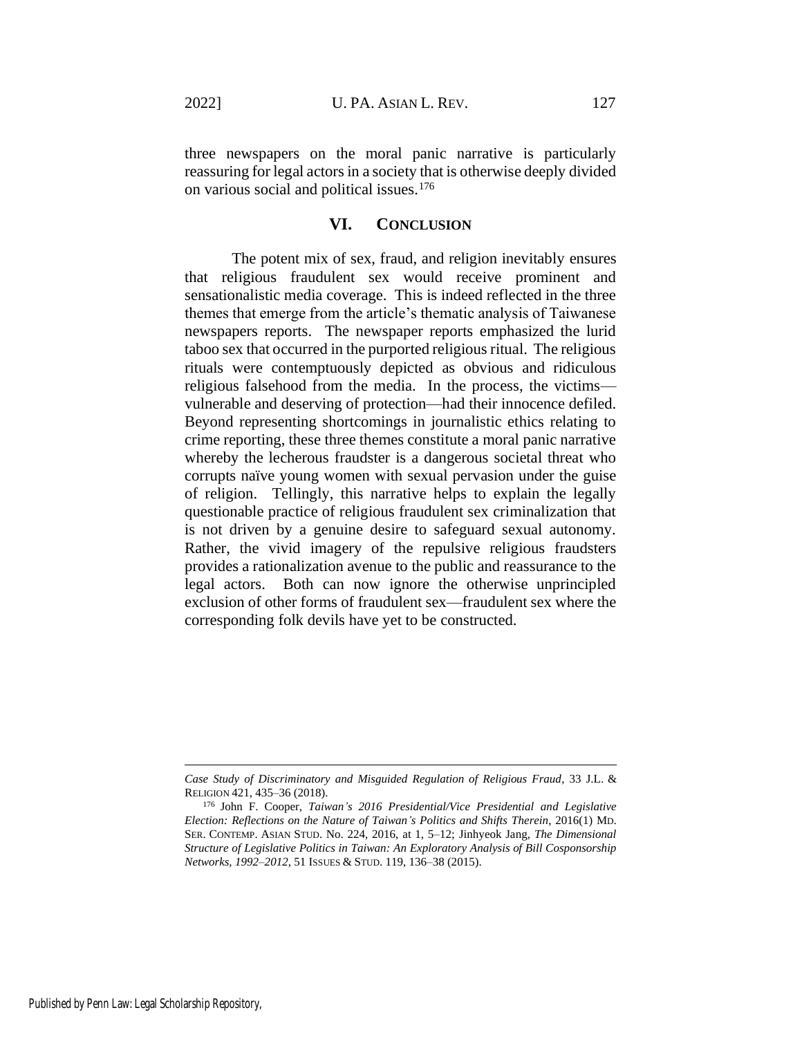three newspapers on the moral panic narrative is particularly reassuring for legal actors in a society that is otherwise deeply divided on various social and political issues.[176]

## VI. CONCLUSION

The potent mix of sex, fraud, and religion inevitably ensures that religious fraudulent sex would receive prominent and sensationalistic media coverage. This is indeed reflected in the three themes that emerge from the article's thematic analysis of Taiwanese newspapers reports. The newspaper reports emphasized the lurid taboo sex that occurred in the purported religious ritual. The religious rituals were contemptuously depicted as obvious and ridiculous religious falsehood from the media. In the process, the victims—vulnerable and deserving of protection—had their innocence defiled. Beyond representing shortcomings in journalistic ethics relating to crime reporting, these three themes constitute a moral panic narrative whereby the lecherous fraudster is a dangerous societal threat who corrupts naïve young women with sexual pervasion under the guise of religion. Tellingly, this narrative helps to explain the legally questionable practice of religious fraudulent sex criminalization that is not driven by a genuine desire to safeguard sexual autonomy. Rather, the vivid imagery of the repulsive religious fraudsters provides a rationalization avenue to the public and reassurance to the legal actors. Both can now ignore the otherwise unprincipled exclusion of other forms of fraudulent sex—fraudulent sex where the corresponding folk devils have yet to be constructed.

---

*Case Study of Discriminatory and Misguided Regulation of Religious Fraud*, 33 J.L. & RELIGION 421, 435–36 (2018).

[176] John F. Cooper, *Taiwan's 2016 Presidential/Vice Presidential and Legislative Election: Reflections on the Nature of Taiwan's Politics and Shifts Therein*, 2016(1) MD. SER. CONTEMP. ASIAN STUD. No. 224, 2016, at 1, 5–12; Jinhyeok Jang, *The Dimensional Structure of Legislative Politics in Taiwan: An Exploratory Analysis of Bill Cosponsorship Networks, 1992–2012*, 51 ISSUES & STUD. 119, 136–38 (2015).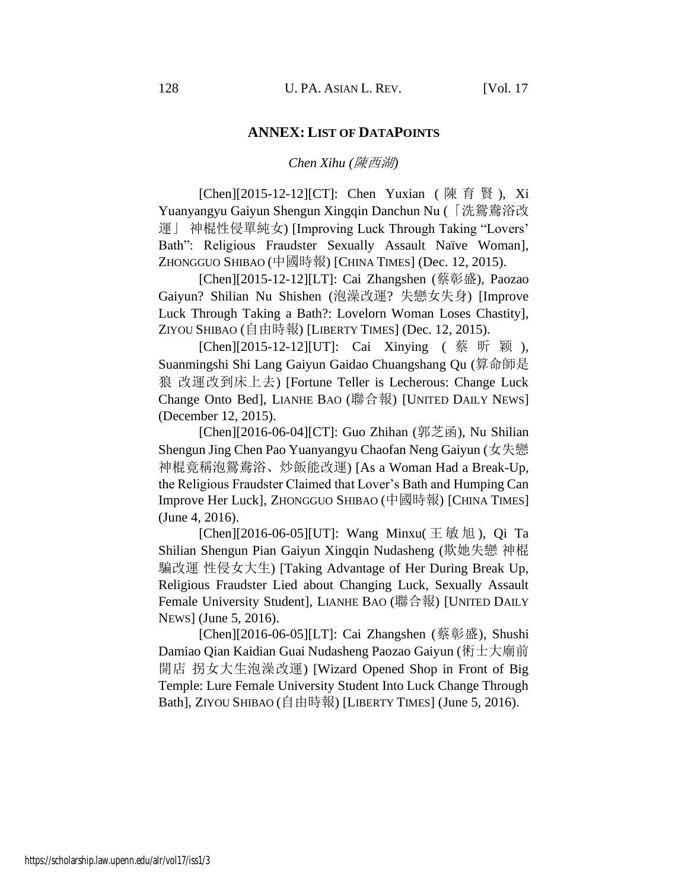## ANNEX: LIST OF DATAPOINTS

*Chen Xihu (陳西湖)*

[Chen][2015-12-12][CT]: Chen Yuxian (陳育賢), Xi Yuanyangyu Gaiyun Shengun Xingqin Danchun Nu (「洗鴛鴦浴改運」 神棍性侵單純女) [Improving Luck Through Taking "Lovers' Bath": Religious Fraudster Sexually Assault Naïve Woman], ZHONGGUO SHIBAO (中國時報) [CHINA TIMES] (Dec. 12, 2015).

[Chen][2015-12-12][LT]: Cai Zhangshen (蔡彰盛), Paozao Gaiyun? Shilian Nu Shishen (泡澡改運? 失戀女失身) [Improve Luck Through Taking a Bath?: Lovelorn Woman Loses Chastity], ZIYOU SHIBAO (自由時報) [LIBERTY TIMES] (Dec. 12, 2015).

[Chen][2015-12-12][UT]: Cai Xinying (蔡昕穎), Suanmingshi Shi Lang Gaiyun Gaidao Chuangshang Qu (算命師是狼 改運改到床上去) [Fortune Teller is Lecherous: Change Luck Change Onto Bed], LIANHE BAO (聯合報) [UNITED DAILY NEWS] (December 12, 2015).

[Chen][2016-06-04][CT]: Guo Zhihan (郭芝函), Nu Shilian Shengun Jing Chen Pao Yuanyangyu Chaofan Neng Gaiyun (女失戀神棍竟稱泡鴛鴦浴、炒飯能改運) [As a Woman Had a Break-Up, the Religious Fraudster Claimed that Lover's Bath and Humping Can Improve Her Luck], ZHONGGUO SHIBAO (中國時報) [CHINA TIMES] (June 4, 2016).

[Chen][2016-06-05][UT]: Wang Minxu(王敏旭), Qi Ta Shilian Shengun Pian Gaiyun Xingqin Nudasheng (欺她失戀 神棍騙改運 性侵女大生) [Taking Advantage of Her During Break Up, Religious Fraudster Lied about Changing Luck, Sexually Assault Female University Student], LIANHE BAO (聯合報) [UNITED DAILY NEWS] (June 5, 2016).

[Chen][2016-06-05][LT]: Cai Zhangshen (蔡彰盛), Shushi Damiao Qian Kaidian Guai Nudasheng Paozao Gaiyun (術士大廟前開店 拐女大生泡澡改運) [Wizard Opened Shop in Front of Big Temple: Lure Female University Student Into Luck Change Through Bath], ZIYOU SHIBAO (自由時報) [LIBERTY TIMES] (June 5, 2016).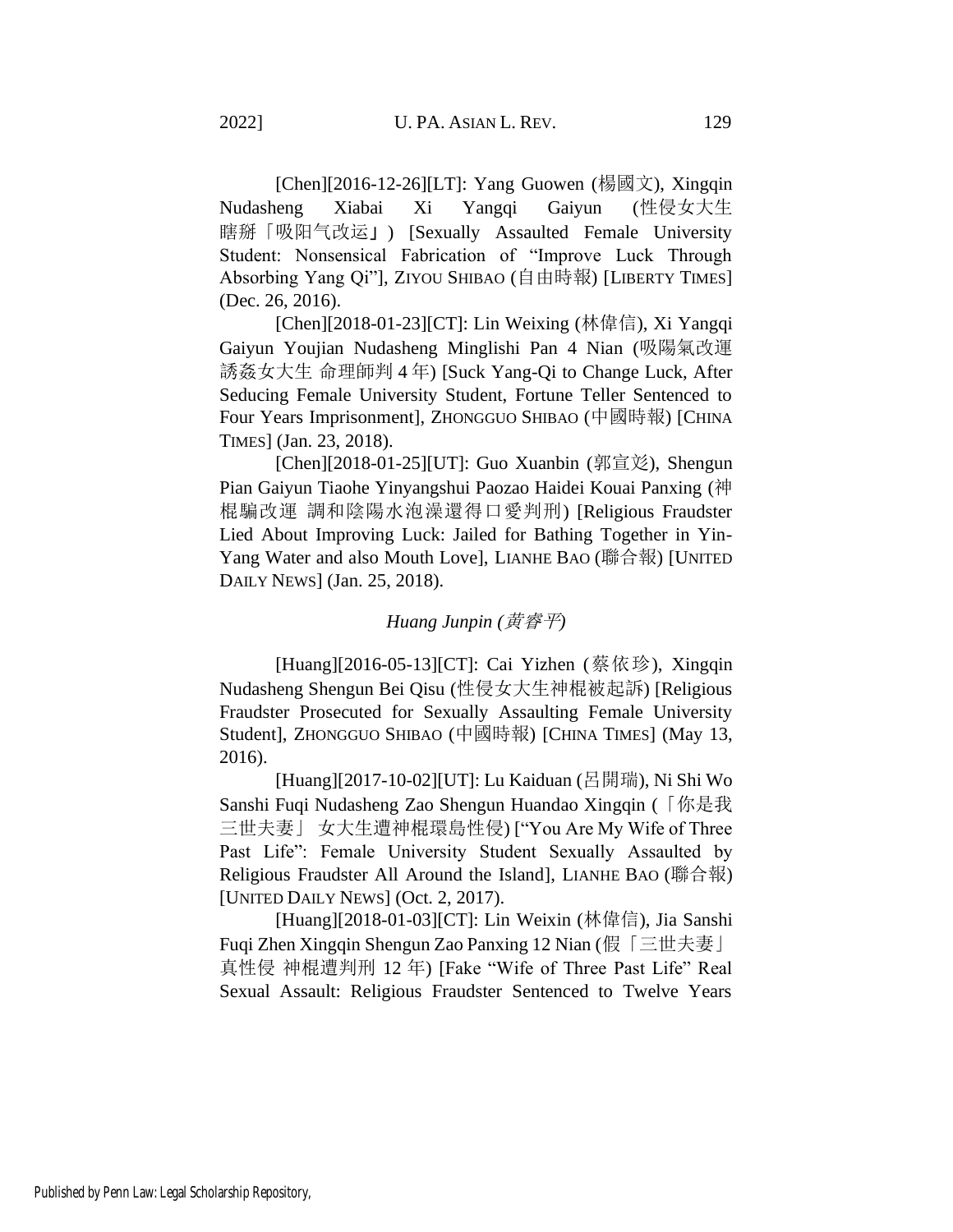[Chen][2016-12-26][LT]: Yang Guowen (楊國文), Xingqin Nudasheng Xiabai Xi Yangqi Gaiyun (性侵女大生瞎掰「吸阳气改运」) [Sexually Assaulted Female University Student: Nonsensical Fabrication of "Improve Luck Through Absorbing Yang Qi"], ZIYOU SHIBAO (自由時報) [LIBERTY TIMES] (Dec. 26, 2016).

[Chen][2018-01-23][CT]: Lin Weixing (林偉信), Xi Yangqi Gaiyun Youjian Nudasheng Minglishi Pan 4 Nian (吸陽氣改運誘姦女大生 命理師判 4 年) [Suck Yang-Qi to Change Luck, After Seducing Female University Student, Fortune Teller Sentenced to Four Years Imprisonment], ZHONGGUO SHIBAO (中國時報) [CHINA TIMES] (Jan. 23, 2018).

[Chen][2018-01-25][UT]: Guo Xuanbin (郭宣彣), Shengun Pian Gaiyun Tiaohe Yinyangshui Paozao Haidei Kouai Panxing (神棍騙改運 調和陰陽水泡澡還得口愛判刑) [Religious Fraudster Lied About Improving Luck: Jailed for Bathing Together in Yin-Yang Water and also Mouth Love], LIANHE BAO (聯合報) [UNITED DAILY NEWS] (Jan. 25, 2018).

*Huang Junpin (黃睿平)*

[Huang][2016-05-13][CT]: Cai Yizhen (蔡依珍), Xingqin Nudasheng Shengun Bei Qisu (性侵女大生神棍被起訴) [Religious Fraudster Prosecuted for Sexually Assaulting Female University Student], ZHONGGUO SHIBAO (中國時報) [CHINA TIMES] (May 13, 2016).

[Huang][2017-10-02][UT]: Lu Kaiduan (呂開瑞), Ni Shi Wo Sanshi Fuqi Nudasheng Zao Shengun Huandao Xingqin (「你是我三世夫妻」 女大生遭神棍環島性侵) ["You Are My Wife of Three Past Life": Female University Student Sexually Assaulted by Religious Fraudster All Around the Island], LIANHE BAO (聯合報) [UNITED DAILY NEWS] (Oct. 2, 2017).

[Huang][2018-01-03][CT]: Lin Weixin (林偉信), Jia Sanshi Fuqi Zhen Xingqin Shengun Zao Panxing 12 Nian (假「三世夫妻」真性侵 神棍遭判刑 12 年) [Fake "Wife of Three Past Life" Real Sexual Assault: Religious Fraudster Sentenced to Twelve Years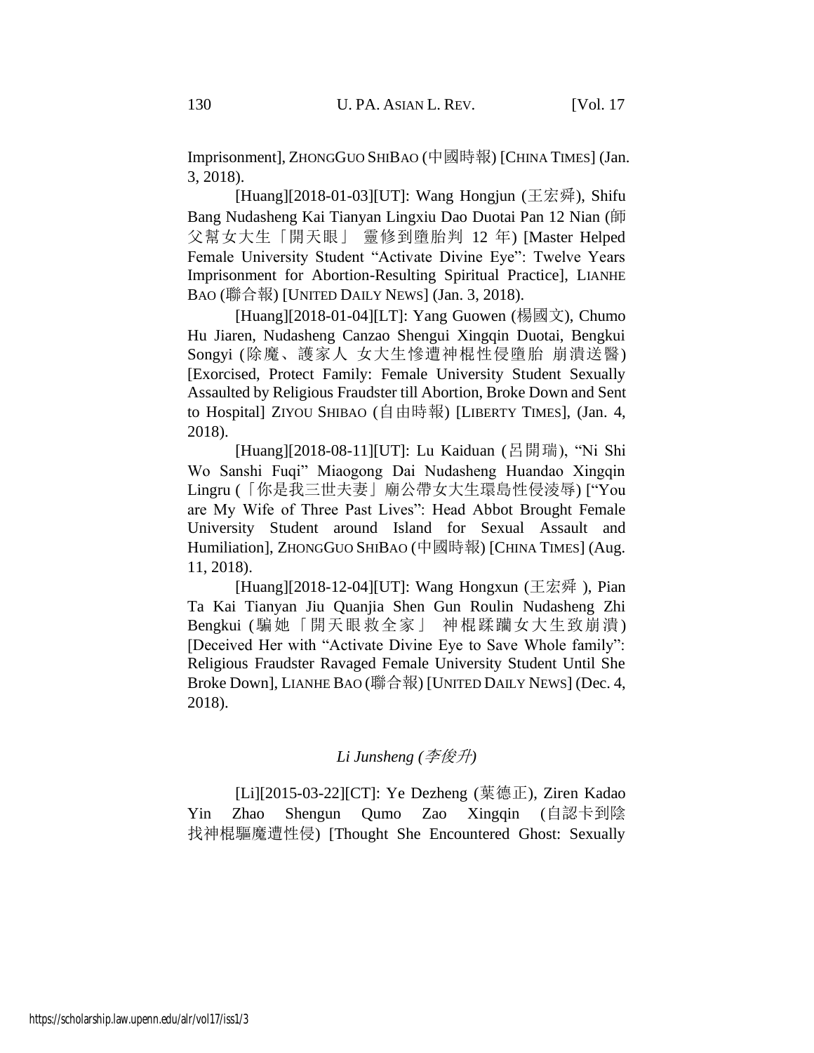Imprisonment], ZHONGGUO SHIBAO (中國時報) [CHINA TIMES] (Jan. 3, 2018).

[Huang][2018-01-03][UT]: Wang Hongjun (王宏舜), Shifu Bang Nudasheng Kai Tianyan Lingxiu Dao Duotai Pan 12 Nian (師父幫女大生「開天眼」 靈修到墮胎判 12 年) [Master Helped Female University Student "Activate Divine Eye": Twelve Years Imprisonment for Abortion-Resulting Spiritual Practice], LIANHE BAO (聯合報) [UNITED DAILY NEWS] (Jan. 3, 2018).

[Huang][2018-01-04][LT]: Yang Guowen (楊國文), Chumo Hu Jiaren, Nudasheng Canzao Shengui Xingqin Duotai, Bengkui Songyi (除魔、護家人 女大生慘遭神棍性侵墮胎 崩潰送醫) [Exorcised, Protect Family: Female University Student Sexually Assaulted by Religious Fraudster till Abortion, Broke Down and Sent to Hospital] ZIYOU SHIBAO (自由時報) [LIBERTY TIMES], (Jan. 4, 2018).

[Huang][2018-08-11][UT]: Lu Kaiduan (呂開瑞), "Ni Shi Wo Sanshi Fuqi" Miaogong Dai Nudasheng Huandao Xingqin Lingru (「你是我三世夫妻」廟公帶女大生環島性侵凌辱) ["You are My Wife of Three Past Lives": Head Abbot Brought Female University Student around Island for Sexual Assault and Humiliation], ZHONGGUO SHIBAO (中國時報) [CHINA TIMES] (Aug. 11, 2018).

[Huang][2018-12-04][UT]: Wang Hongxun (王宏舜 ), Pian Ta Kai Tianyan Jiu Quanjia Shen Gun Roulin Nudasheng Zhi Bengkui (騙她「開天眼救全家」 神棍蹂躪女大生致崩潰) [Deceived Her with "Activate Divine Eye to Save Whole family": Religious Fraudster Ravaged Female University Student Until She Broke Down], LIANHE BAO (聯合報) [UNITED DAILY NEWS] (Dec. 4, 2018).

*Li Junsheng (李俊升)*

[Li][2015-03-22][CT]: Ye Dezheng (葉德正), Ziren Kadao Yin Zhao Shengun Qumo Zao Xingqin (自認卡到陰找神棍驅魔遭性侵) [Thought She Encountered Ghost: Sexually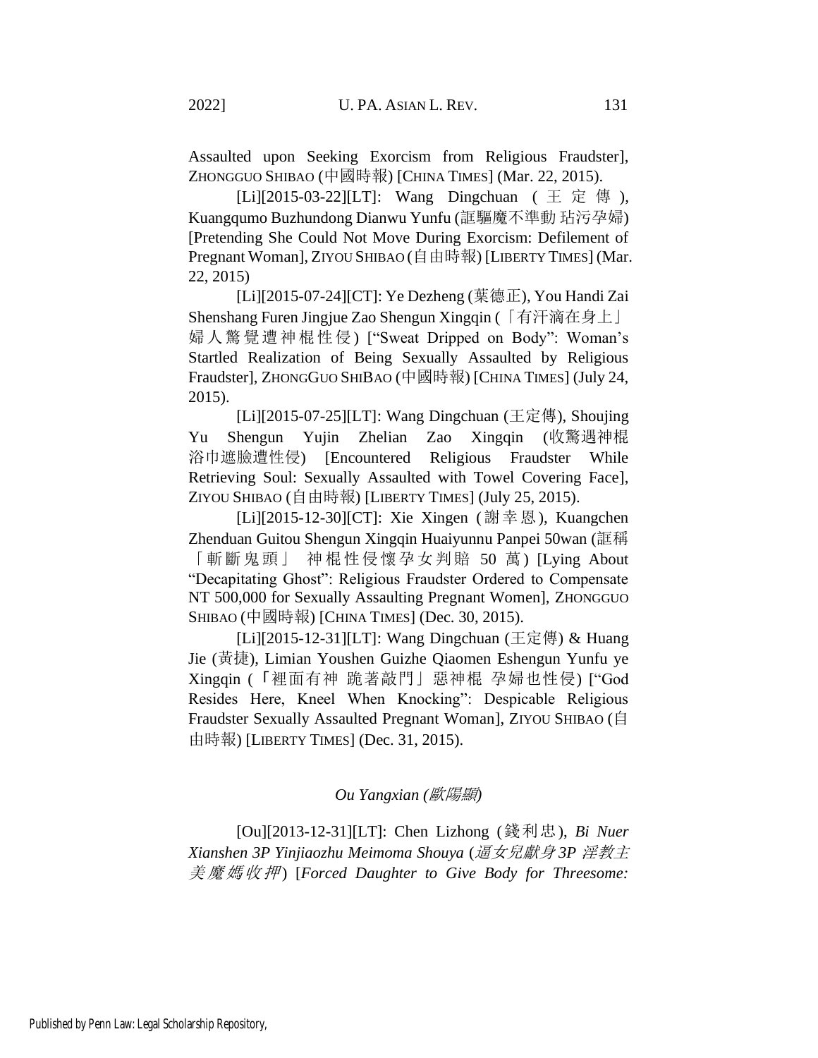Assaulted upon Seeking Exorcism from Religious Fraudster], ZHONGGUO SHIBAO (中國時報) [CHINA TIMES] (Mar. 22, 2015).

[Li][2015-03-22][LT]: Wang Dingchuan (王定傳), Kuangqumo Buzhundong Dianwu Yunfu (誆驅魔不準動 玷污孕婦) [Pretending She Could Not Move During Exorcism: Defilement of Pregnant Woman], ZIYOU SHIBAO (自由時報) [LIBERTY TIMES] (Mar. 22, 2015)

[Li][2015-07-24][CT]: Ye Dezheng (葉德正), You Handi Zai Shenshang Furen Jingjue Zao Shengun Xingqin (「有汗滴在身上」婦人驚覺遭神棍性侵) ["Sweat Dripped on Body": Woman's Startled Realization of Being Sexually Assaulted by Religious Fraudster], ZHONGGUO SHIBAO (中國時報) [CHINA TIMES] (July 24, 2015).

[Li][2015-07-25][LT]: Wang Dingchuan (王定傳), Shoujing Yu Shengun Yujin Zhelian Zao Xingqin (收驚遇神棍浴巾遮臉遭性侵) [Encountered Religious Fraudster While Retrieving Soul: Sexually Assaulted with Towel Covering Face], ZIYOU SHIBAO (自由時報) [LIBERTY TIMES] (July 25, 2015).

[Li][2015-12-30][CT]: Xie Xingen (謝幸恩), Kuangchen Zhenduan Guitou Shengun Xingqin Huaiyunnu Panpei 50wan (誆稱「斬斷鬼頭」 神棍性侵懷孕女判賠 50 萬) [Lying About "Decapitating Ghost": Religious Fraudster Ordered to Compensate NT 500,000 for Sexually Assaulting Pregnant Women], ZHONGGUO SHIBAO (中國時報) [CHINA TIMES] (Dec. 30, 2015).

[Li][2015-12-31][LT]: Wang Dingchuan (王定傳) & Huang Jie (黃捷), Limian Youshen Guizhe Qiaomen Eshengun Yunfu ye Xingqin (「裡面有神 跪著敲門」惡神棍 孕婦也性侵) ["God Resides Here, Kneel When Knocking": Despicable Religious Fraudster Sexually Assaulted Pregnant Woman], ZIYOU SHIBAO (自由時報) [LIBERTY TIMES] (Dec. 31, 2015).

*Ou Yangxian (歐陽顯)*

[Ou][2013-12-31][LT]: Chen Lizhong (錢利忠), *Bi Nuer Xianshen 3P Yinjiaozhu Meimoma Shouya* (*逼女兒獻身 3P 淫教主美魔媽收押*) [*Forced Daughter to Give Body for Threesome:*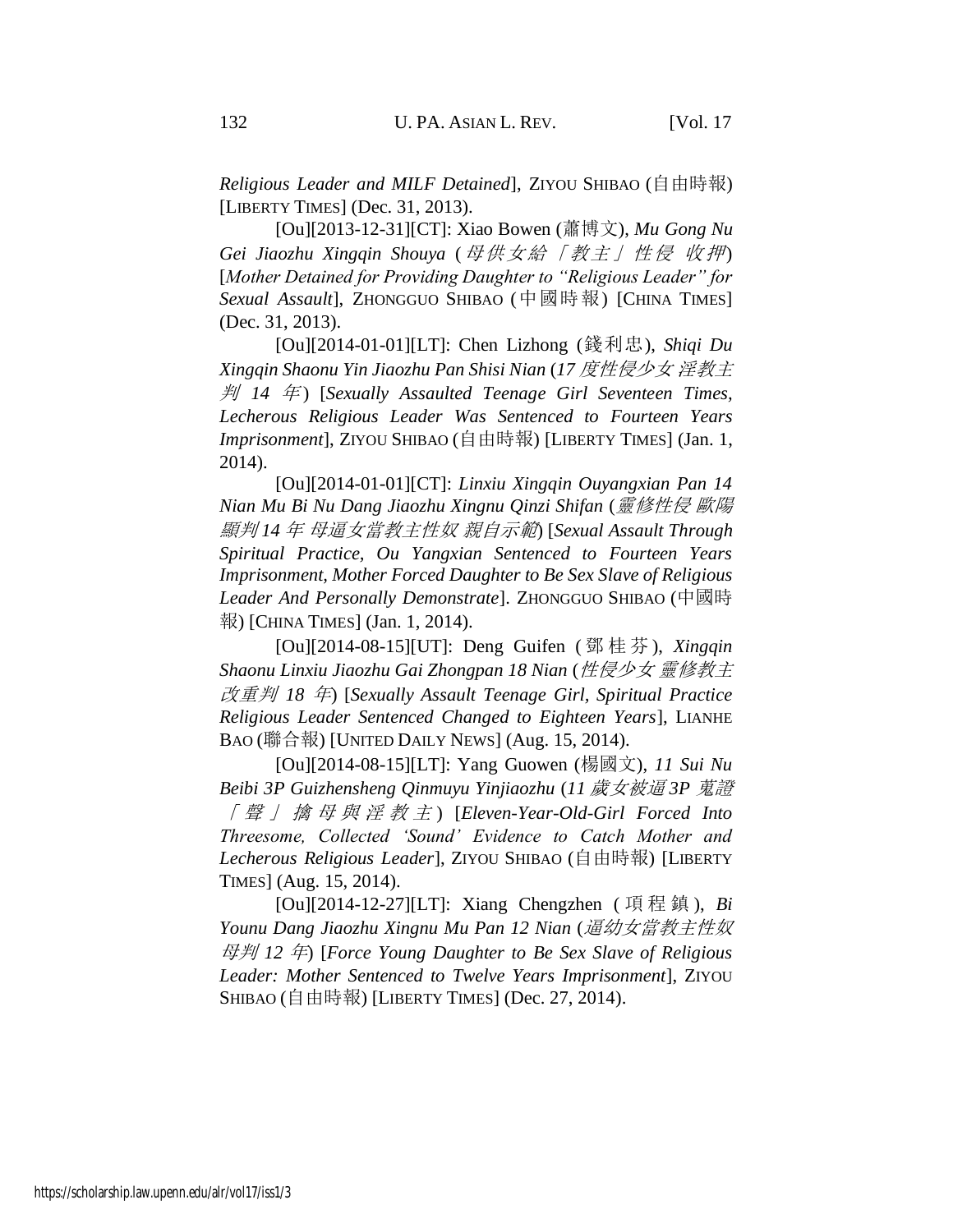*Religious Leader and MILF Detained*], ZIYOU SHIBAO (自由時報) [LIBERTY TIMES] (Dec. 31, 2013).

[Ou][2013-12-31][CT]: Xiao Bowen (蕭博文), *Mu Gong Nu Gei Jiaozhu Xingqin Shouya* (*母供女給「教主」性侵 收押*) [*Mother Detained for Providing Daughter to "Religious Leader" for Sexual Assault*], ZHONGGUO SHIBAO (中國時報) [CHINA TIMES] (Dec. 31, 2013).

[Ou][2014-01-01][LT]: Chen Lizhong (錢利忠), *Shiqi Du Xingqin Shaonu Yin Jiaozhu Pan Shisi Nian* (*17 度性侵少女 淫教主判 14 年*) [*Sexually Assaulted Teenage Girl Seventeen Times, Lecherous Religious Leader Was Sentenced to Fourteen Years Imprisonment*], ZIYOU SHIBAO (自由時報) [LIBERTY TIMES] (Jan. 1, 2014).

[Ou][2014-01-01][CT]: *Linxiu Xingqin Ouyangxian Pan 14 Nian Mu Bi Nu Dang Jiaozhu Xingnu Qinzi Shifan* (*靈修性侵 歐陽顯判 14 年 母逼女當教主性奴 親自示範*) [*Sexual Assault Through Spiritual Practice, Ou Yangxian Sentenced to Fourteen Years Imprisonment, Mother Forced Daughter to Be Sex Slave of Religious Leader And Personally Demonstrate*]. ZHONGGUO SHIBAO (中國時報) [CHINA TIMES] (Jan. 1, 2014).

[Ou][2014-08-15][UT]: Deng Guifen (鄧桂芬), *Xingqin Shaonu Linxiu Jiaozhu Gai Zhongpan 18 Nian* (*性侵少女 靈修教主改重判 18 年*) [*Sexually Assault Teenage Girl, Spiritual Practice Religious Leader Sentenced Changed to Eighteen Years*], LIANHE BAO (聯合報) [UNITED DAILY NEWS] (Aug. 15, 2014).

[Ou][2014-08-15][LT]: Yang Guowen (楊國文), *11 Sui Nu Beibi 3P Guizhensheng Qinmuyu Yinjiaozhu* (*11 歲女被逼 3P 蒐證「聲」擒母與淫教主*) [*Eleven-Year-Old-Girl Forced Into Threesome, Collected 'Sound' Evidence to Catch Mother and Lecherous Religious Leader*], ZIYOU SHIBAO (自由時報) [LIBERTY TIMES] (Aug. 15, 2014).

[Ou][2014-12-27][LT]: Xiang Chengzhen (項程鎮), *Bi Younu Dang Jiaozhu Xingnu Mu Pan 12 Nian* (*逼幼女當教主性奴母判 12 年*) [*Force Young Daughter to Be Sex Slave of Religious Leader: Mother Sentenced to Twelve Years Imprisonment*], ZIYOU SHIBAO (自由時報) [LIBERTY TIMES] (Dec. 27, 2014).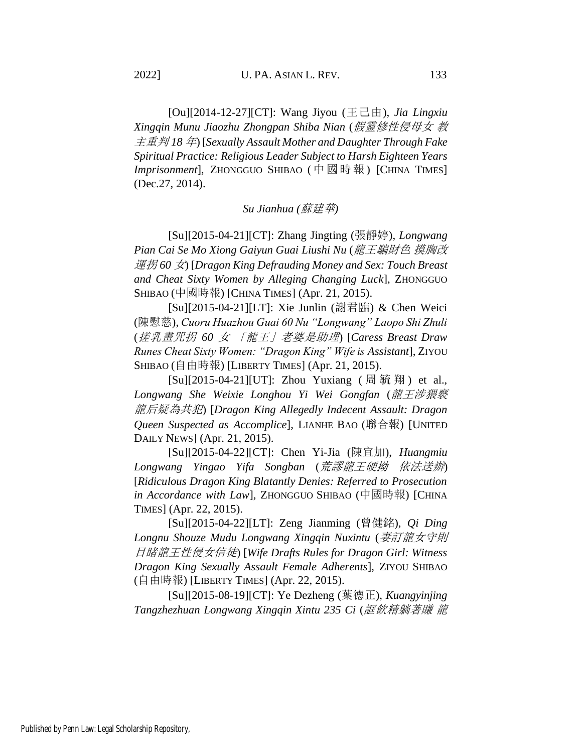[Ou][2014-12-27][CT]: Wang Jiyou (王己由), *Jia Lingxiu Xingqin Munu Jiaozhu Zhongpan Shiba Nian* (*假靈修性侵母女 教主重判 18 年*) [*Sexually Assault Mother and Daughter Through Fake Spiritual Practice: Religious Leader Subject to Harsh Eighteen Years Imprisonment*], ZHONGGUO SHIBAO (中國時報) [CHINA TIMES] (Dec.27, 2014).

*Su Jianhua (蘇建華)*

[Su][2015-04-21][CT]: Zhang Jingting (張靜婷), *Longwang Pian Cai Se Mo Xiong Gaiyun Guai Liushi Nu* (*龍王騙財色 摸胸改運拐 60 女*) [*Dragon King Defrauding Money and Sex: Touch Breast and Cheat Sixty Women by Alleging Changing Luck*], ZHONGGUO SHIBAO (中國時報) [CHINA TIMES] (Apr. 21, 2015).

[Su][2015-04-21][LT]: Xie Junlin (謝君臨) & Chen Weici (陳慰慈), *Cuoru Huazhou Guai 60 Nu "Longwang" Laopo Shi Zhuli* (*搓乳畫咒拐 60 女 「龍王」老婆是助理*) [*Caress Breast Draw Runes Cheat Sixty Women: "Dragon King" Wife is Assistant*], ZIYOU SHIBAO (自由時報) [LIBERTY TIMES] (Apr. 21, 2015).

[Su][2015-04-21][UT]: Zhou Yuxiang (周毓翔) et al., *Longwang She Weixie Longhou Yi Wei Gongfan* (*龍王涉猥褻 龍后疑為共犯*) [*Dragon King Allegedly Indecent Assault: Dragon Queen Suspected as Accomplice*], LIANHE BAO (聯合報) [UNITED DAILY NEWS] (Apr. 21, 2015).

[Su][2015-04-22][CT]: Chen Yi-Jia (陳宜加), *Huangmiu Longwang Yingao Yifa Songban* (*荒謬龍王硬拗 依法送辦*) [*Ridiculous Dragon King Blatantly Denies: Referred to Prosecution in Accordance with Law*], ZHONGGUO SHIBAO (中國時報) [CHINA TIMES] (Apr. 22, 2015).

[Su][2015-04-22][LT]: Zeng Jianming (曾健銘), *Qi Ding Longnu Shouze Mudu Longwang Xingqin Nuxintu* (*妻訂龍女守則 目睹龍王性侵女信徒*) [*Wife Drafts Rules for Dragon Girl: Witness Dragon King Sexually Assault Female Adherents*], ZIYOU SHIBAO (自由時報) [LIBERTY TIMES] (Apr. 22, 2015).

[Su][2015-08-19][CT]: Ye Dezheng (葉德正), *Kuangyinjing Tangzhezhuan Longwang Xingqin Xintu 235 Ci* (*誆飲精躺著賺 龍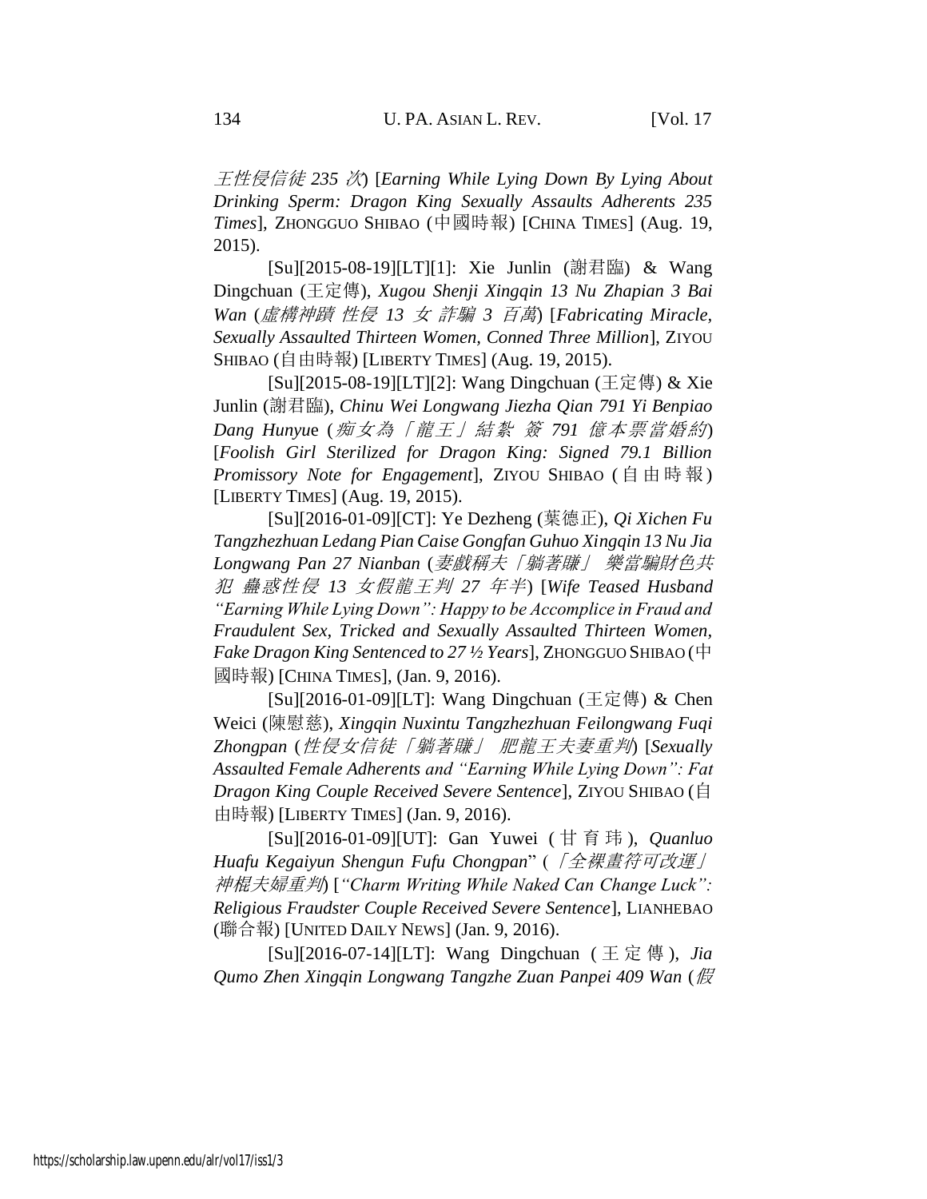*王性侵信徒 235 次*) [*Earning While Lying Down By Lying About Drinking Sperm: Dragon King Sexually Assaults Adherents 235 Times*], ZHONGGUO SHIBAO (中國時報) [CHINA TIMES] (Aug. 19, 2015).

[Su][2015-08-19][LT][1]: Xie Junlin (謝君臨) & Wang Dingchuan (王定傳), *Xugou Shenji Xingqin 13 Nu Zhapian 3 Bai Wan* (*虛構神蹟 性侵 13 女 詐騙 3 百萬*) [*Fabricating Miracle, Sexually Assaulted Thirteen Women, Conned Three Million*], ZIYOU SHIBAO (自由時報) [LIBERTY TIMES] (Aug. 19, 2015).

[Su][2015-08-19][LT][2]: Wang Dingchuan (王定傳) & Xie Junlin (謝君臨), *Chinu Wei Longwang Jiezha Qian 791 Yi Benpiao Dang Hunyue* (*痴女為「龍王」結紮 簽 791 億本票當婚約*) [*Foolish Girl Sterilized for Dragon King: Signed 79.1 Billion Promissory Note for Engagement*], ZIYOU SHIBAO (自由時報) [LIBERTY TIMES] (Aug. 19, 2015).

[Su][2016-01-09][CT]: Ye Dezheng (葉德正), *Qi Xichen Fu Tangzhezhuan Ledang Pian Caise Gongfan Guhuo Xingqin 13 Nu Jia Longwang Pan 27 Nianban* (*妻戲稱夫「躺著賺」 樂當騙財色共犯 蠱惑性侵 13 女假龍王判 27 年半*) [*Wife Teased Husband "Earning While Lying Down": Happy to be Accomplice in Fraud and Fraudulent Sex, Tricked and Sexually Assaulted Thirteen Women, Fake Dragon King Sentenced to 27 ½ Years*], ZHONGGUO SHIBAO (中國時報) [CHINA TIMES], (Jan. 9, 2016).

[Su][2016-01-09][LT]: Wang Dingchuan (王定傳) & Chen Weici (陳慰慈), *Xingqin Nuxintu Tangzhezhuan Feilongwang Fuqi Zhongpan* (*性侵女信徒「躺著賺」 肥龍王夫妻重判*) [*Sexually Assaulted Female Adherents and "Earning While Lying Down": Fat Dragon King Couple Received Severe Sentence*], ZIYOU SHIBAO (自由時報) [LIBERTY TIMES] (Jan. 9, 2016).

[Su][2016-01-09][UT]: Gan Yuwei (甘育玮), *Quanluo Huafu Kegaiyun Shengun Fufu Chongpan*" (*「全裸畫符可改運」神棍夫婦重判*) [*"Charm Writing While Naked Can Change Luck": Religious Fraudster Couple Received Severe Sentence*], LIANHEBAO (聯合報) [UNITED DAILY NEWS] (Jan. 9, 2016).

[Su][2016-07-14][LT]: Wang Dingchuan (王定傳), *Jia Qumo Zhen Xingqin Longwang Tangzhe Zuan Panpei 409 Wan* (*假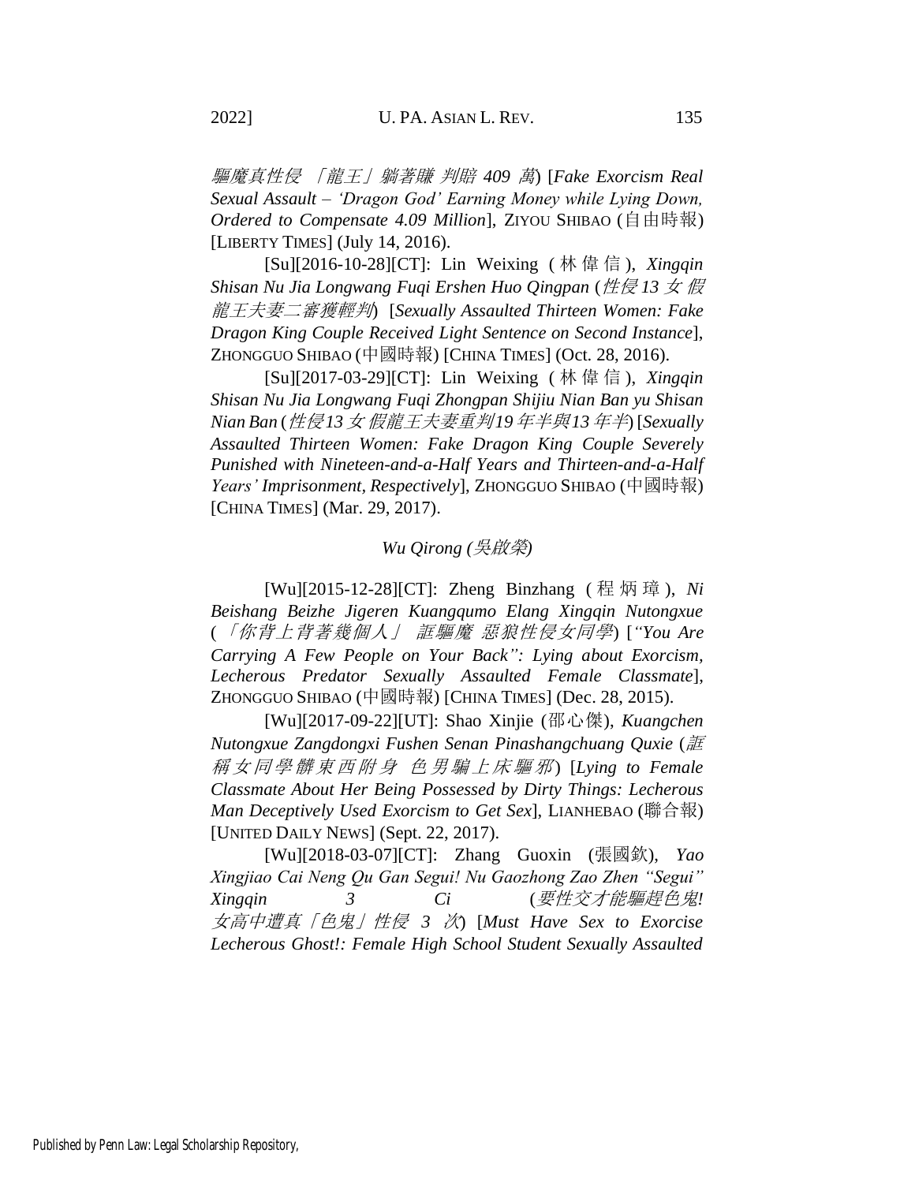*驅魔真性侵 「龍王」躺著賺 判賠 409 萬*) [*Fake Exorcism Real Sexual Assault – 'Dragon God' Earning Money while Lying Down, Ordered to Compensate 4.09 Million*], ZIYOU SHIBAO (自由時報) [LIBERTY TIMES] (July 14, 2016).

[Su][2016-10-28][CT]: Lin Weixing (林偉信), *Xingqin Shisan Nu Jia Longwang Fuqi Ershen Huo Qingpan* (*性侵 13 女 假龍王夫妻二審獲輕判*) [*Sexually Assaulted Thirteen Women: Fake Dragon King Couple Received Light Sentence on Second Instance*], ZHONGGUO SHIBAO (中國時報) [CHINA TIMES] (Oct. 28, 2016).

[Su][2017-03-29][CT]: Lin Weixing (林偉信), *Xingqin Shisan Nu Jia Longwang Fuqi Zhongpan Shijiu Nian Ban yu Shisan Nian Ban* (*性侵13 女 假龍王夫妻重判19 年半與13 年半*) [*Sexually Assaulted Thirteen Women: Fake Dragon King Couple Severely Punished with Nineteen-and-a-Half Years and Thirteen-and-a-Half Years' Imprisonment, Respectively*], ZHONGGUO SHIBAO (中國時報) [CHINA TIMES] (Mar. 29, 2017).

*Wu Qirong (吳啟榮)*

[Wu][2015-12-28][CT]: Zheng Binzhang (程炳璋), *Ni Beishang Beizhe Jigeren Kuangqumo Elang Xingqin Nutongxue* (*「你背上背著幾個人」 誆驅魔 惡狼性侵女同學*) [*"You Are Carrying A Few People on Your Back": Lying about Exorcism, Lecherous Predator Sexually Assaulted Female Classmate*], ZHONGGUO SHIBAO (中國時報) [CHINA TIMES] (Dec. 28, 2015).

[Wu][2017-09-22][UT]: Shao Xinjie (邵心傑), *Kuangchen Nutongxue Zangdongxi Fushen Senan Pinashangchuang Quxie* (*誆稱女同學髒東西附身 色男騙上床驅邪*) [*Lying to Female Classmate About Her Being Possessed by Dirty Things: Lecherous Man Deceptively Used Exorcism to Get Sex*], LIANHEBAO (聯合報) [UNITED DAILY NEWS] (Sept. 22, 2017).

[Wu][2018-03-07][CT]: Zhang Guoxin (張國欽), *Yao Xingjiao Cai Neng Qu Gan Segui! Nu Gaozhong Zao Zhen "Segui" Xingqin 3 Ci* (*要性交才能驅趕色鬼! 女高中遭真「色鬼」性侵 3 次*) [*Must Have Sex to Exorcise Lecherous Ghost!: Female High School Student Sexually Assaulted*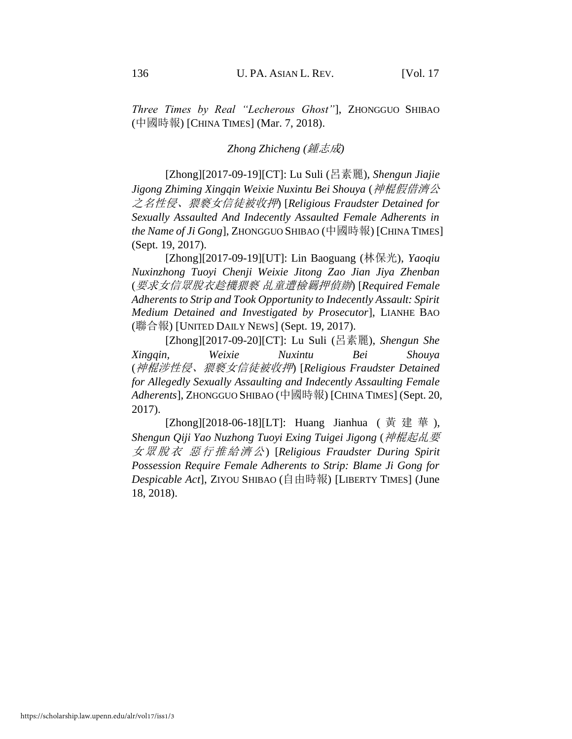*Three Times by Real "Lecherous Ghost"*], ZHONGGUO SHIBAO (中國時報) [CHINA TIMES] (Mar. 7, 2018).

*Zhong Zhicheng (鍾志成)*

[Zhong][2017-09-19][CT]: Lu Suli (呂素麗), *Shengun Jiajie Jigong Zhiming Xingqin Weixie Nuxintu Bei Shouya* (*神棍假借濟公之名性侵、猥褻女信徒被收押*) [*Religious Fraudster Detained for Sexually Assaulted And Indecently Assaulted Female Adherents in the Name of Ji Gong*], ZHONGGUO SHIBAO (中國時報) [CHINA TIMES] (Sept. 19, 2017).

[Zhong][2017-09-19][UT]: Lin Baoguang (林保光), *Yaoqiu Nuxinzhong Tuoyi Chenji Weixie Jitong Zao Jian Jiya Zhenban* (*要求女信眾脫衣趁機猥褻 乩童遭檢羈押偵辦*) [*Required Female Adherents to Strip and Took Opportunity to Indecently Assault: Spirit Medium Detained and Investigated by Prosecutor*], LIANHE BAO (聯合報) [UNITED DAILY NEWS] (Sept. 19, 2017).

[Zhong][2017-09-20][CT]: Lu Suli (呂素麗), *Shengun She Xingqin, Weixie Nuxintu Bei Shouya* (*神棍涉性侵、猥褻女信徒被收押*) [*Religious Fraudster Detained for Allegedly Sexually Assaulting and Indecently Assaulting Female Adherents*], ZHONGGUO SHIBAO (中國時報) [CHINA TIMES] (Sept. 20, 2017).

[Zhong][2018-06-18][LT]: Huang Jianhua (黃建華), *Shengun Qiji Yao Nuzhong Tuoyi Exing Tuigei Jigong* (*神棍起乩要女眾脫衣 惡行推給濟公*) [*Religious Fraudster During Spirit Possession Require Female Adherents to Strip: Blame Ji Gong for Despicable Act*], ZIYOU SHIBAO (自由時報) [LIBERTY TIMES] (June 18, 2018).